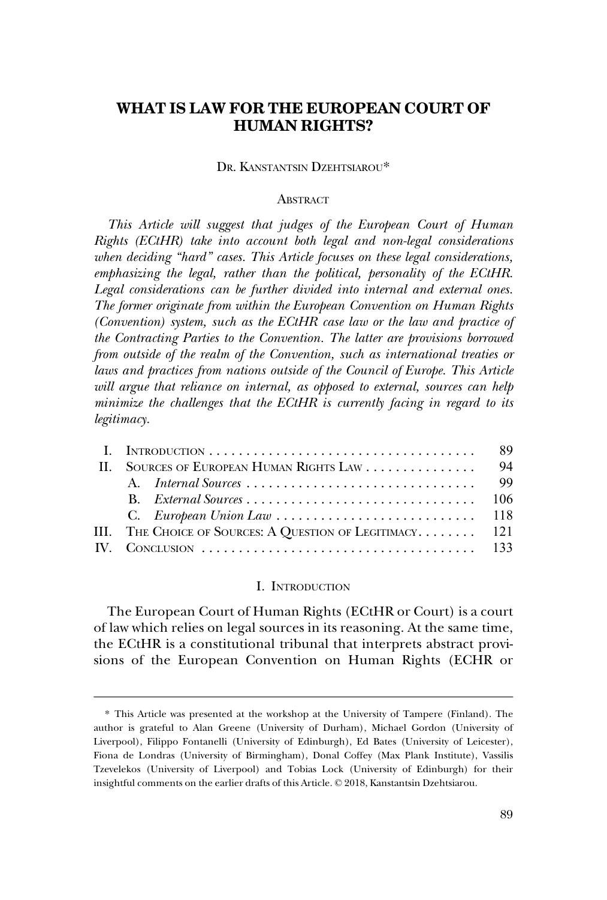# WHAT IS LAW FOR THE EUROPEAN COURT OF HUMAN RIGHTS?

DR. KANSTANTSIN DZEHTSIAROU*

## ABSTRACT

*This Article will suggest that judges of the European Court of Human Rights (ECtHR) take into account both legal and non-legal considerations when deciding "hard" cases. This Article focuses on these legal considerations, emphasizing the legal, rather than the political, personality of the ECtHR. Legal considerations can be further divided into internal and external ones. The former originate from within the European Convention on Human Rights (Convention) system, such as the ECtHR case law or the law and practice of the Contracting Parties to the Convention. The latter are provisions borrowed from outside of the realm of the Convention, such as international treaties or laws and practices from nations outside of the Council of Europe. This Article will argue that reliance on internal, as opposed to external, sources can help minimize the challenges that the ECtHR is currently facing in regard to its legitimacy.*

| | | |
|---|---|---|
| I. | INTRODUCTION | 89 |
| II. | SOURCES OF EUROPEAN HUMAN RIGHTS LAW | 94 |
| | A. *Internal Sources* | 99 |
| | B. *External Sources* | 106 |
| | C. *European Union Law* | 118 |
| III. | THE CHOICE OF SOURCES: A QUESTION OF LEGITIMACY | 121 |
| IV. | CONCLUSION | 133 |

## I. INTRODUCTION

The European Court of Human Rights (ECtHR or Court) is a court of law which relies on legal sources in its reasoning. At the same time, the ECtHR is a constitutional tribunal that interprets abstract provisions of the European Convention on Human Rights (ECHR or

---

\* This Article was presented at the workshop at the University of Tampere (Finland). The author is grateful to Alan Greene (University of Durham), Michael Gordon (University of Liverpool), Filippo Fontanelli (University of Edinburgh), Ed Bates (University of Leicester), Fiona de Londras (University of Birmingham), Donal Coffey (Max Plank Institute), Vassilis Tzevelekos (University of Liverpool) and Tobias Lock (University of Edinburgh) for their insightful comments on the earlier drafts of this Article. © 2018, Kanstantsin Dzehtsiarou.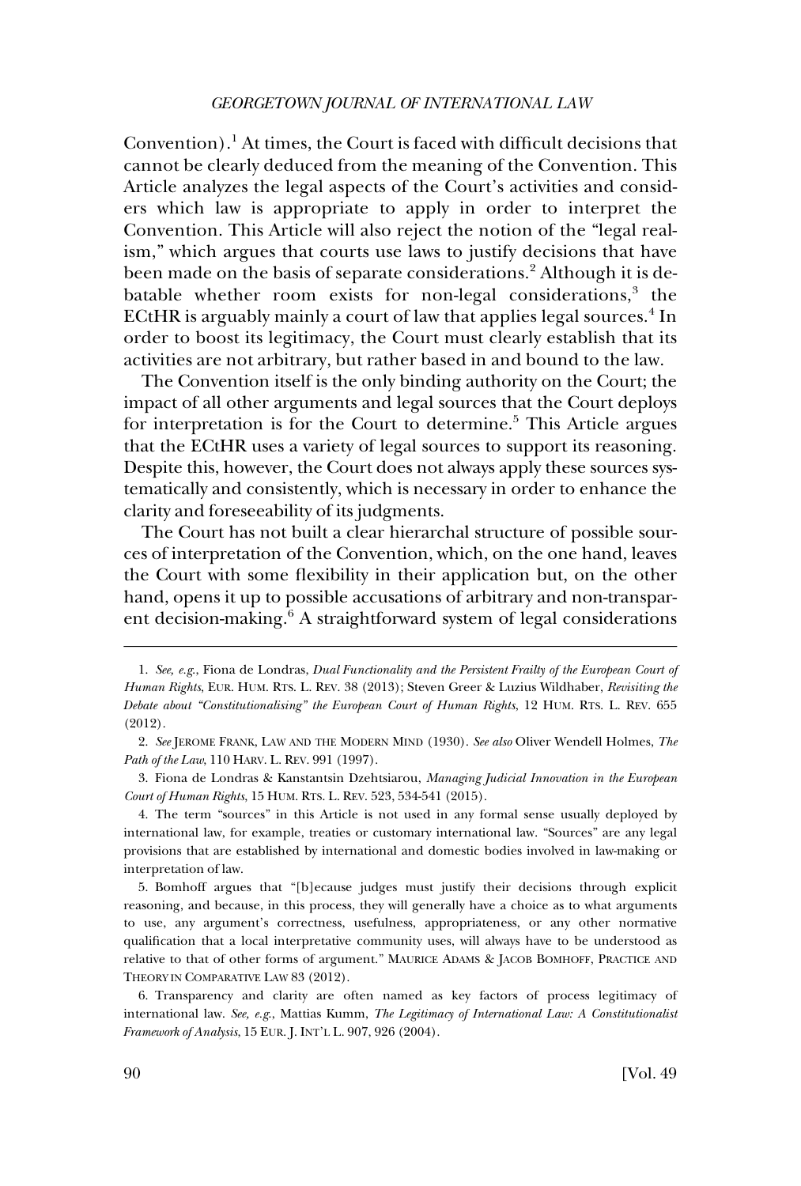Convention).[1] At times, the Court is faced with difficult decisions that cannot be clearly deduced from the meaning of the Convention. This Article analyzes the legal aspects of the Court's activities and considers which law is appropriate to apply in order to interpret the Convention. This Article will also reject the notion of the "legal realism," which argues that courts use laws to justify decisions that have been made on the basis of separate considerations.[2] Although it is debatable whether room exists for non-legal considerations,[3] the ECtHR is arguably mainly a court of law that applies legal sources.[4] In order to boost its legitimacy, the Court must clearly establish that its activities are not arbitrary, but rather based in and bound to the law.

The Convention itself is the only binding authority on the Court; the impact of all other arguments and legal sources that the Court deploys for interpretation is for the Court to determine.[5] This Article argues that the ECtHR uses a variety of legal sources to support its reasoning. Despite this, however, the Court does not always apply these sources systematically and consistently, which is necessary in order to enhance the clarity and foreseeability of its judgments.

The Court has not built a clear hierarchal structure of possible sources of interpretation of the Convention, which, on the one hand, leaves the Court with some flexibility in their application but, on the other hand, opens it up to possible accusations of arbitrary and non-transparent decision-making.[6] A straightforward system of legal considerations

---

1. *See, e.g.*, Fiona de Londras, *Dual Functionality and the Persistent Frailty of the European Court of Human Rights*, EUR. HUM. RTS. L. REV. 38 (2013); Steven Greer & Luzius Wildhaber, *Revisiting the Debate about "Constitutionalising" the European Court of Human Rights*, 12 HUM. RTS. L. REV. 655 (2012).

2. *See* JEROME FRANK, LAW AND THE MODERN MIND (1930). *See also* Oliver Wendell Holmes, *The Path of the Law*, 110 HARV. L. REV. 991 (1997).

3. Fiona de Londras & Kanstantsin Dzehtsiarou, *Managing Judicial Innovation in the European Court of Human Rights*, 15 HUM. RTS. L. REV. 523, 534-541 (2015).

4. The term "sources" in this Article is not used in any formal sense usually deployed by international law, for example, treaties or customary international law. "Sources" are any legal provisions that are established by international and domestic bodies involved in law-making or interpretation of law.

5. Bomhoff argues that "[b]ecause judges must justify their decisions through explicit reasoning, and because, in this process, they will generally have a choice as to what arguments to use, any argument's correctness, usefulness, appropriateness, or any other normative qualification that a local interpretative community uses, will always have to be understood as relative to that of other forms of argument." MAURICE ADAMS & JACOB BOMHOFF, PRACTICE AND THEORY IN COMPARATIVE LAW 83 (2012).

6. Transparency and clarity are often named as key factors of process legitimacy of international law. *See, e.g.*, Mattias Kumm, *The Legitimacy of International Law: A Constitutionalist Framework of Analysis*, 15 EUR. J. INT'L L. 907, 926 (2004).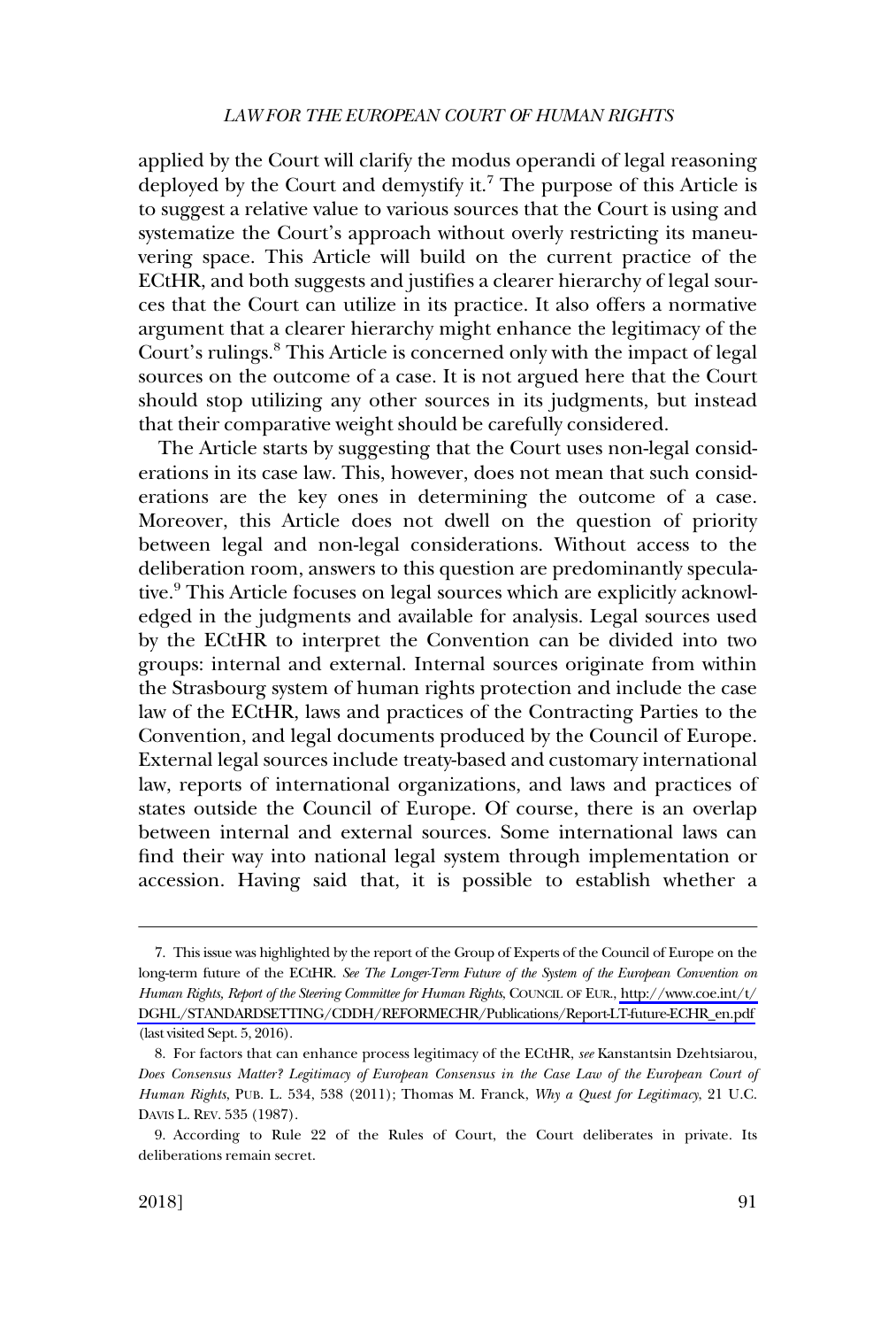applied by the Court will clarify the modus operandi of legal reasoning deployed by the Court and demystify it.[7] The purpose of this Article is to suggest a relative value to various sources that the Court is using and systematize the Court's approach without overly restricting its maneuvering space. This Article will build on the current practice of the ECtHR, and both suggests and justifies a clearer hierarchy of legal sources that the Court can utilize in its practice. It also offers a normative argument that a clearer hierarchy might enhance the legitimacy of the Court's rulings.[8] This Article is concerned only with the impact of legal sources on the outcome of a case. It is not argued here that the Court should stop utilizing any other sources in its judgments, but instead that their comparative weight should be carefully considered.

The Article starts by suggesting that the Court uses non-legal considerations in its case law. This, however, does not mean that such considerations are the key ones in determining the outcome of a case. Moreover, this Article does not dwell on the question of priority between legal and non-legal considerations. Without access to the deliberation room, answers to this question are predominantly speculative.[9] This Article focuses on legal sources which are explicitly acknowledged in the judgments and available for analysis. Legal sources used by the ECtHR to interpret the Convention can be divided into two groups: internal and external. Internal sources originate from within the Strasbourg system of human rights protection and include the case law of the ECtHR, laws and practices of the Contracting Parties to the Convention, and legal documents produced by the Council of Europe. External legal sources include treaty-based and customary international law, reports of international organizations, and laws and practices of states outside the Council of Europe. Of course, there is an overlap between internal and external sources. Some international laws can find their way into national legal system through implementation or accession. Having said that, it is possible to establish whether a

---

7. This issue was highlighted by the report of the Group of Experts of the Council of Europe on the long-term future of the ECtHR. *See The Longer-Term Future of the System of the European Convention on Human Rights, Report of the Steering Committee for Human Rights*, COUNCIL OF EUR., http://www.coe.int/t/DGHL/STANDARDSETTING/CDDH/REFORMECHR/Publications/Report-LT-future-ECHR_en.pdf (last visited Sept. 5, 2016).

8. For factors that can enhance process legitimacy of the ECtHR, *see* Kanstantsin Dzehtsiarou, *Does Consensus Matter? Legitimacy of European Consensus in the Case Law of the European Court of Human Rights*, PUB. L. 534, 538 (2011); Thomas M. Franck, *Why a Quest for Legitimacy*, 21 U.C. DAVIS L. REV. 535 (1987).

9. According to Rule 22 of the Rules of Court, the Court deliberates in private. Its deliberations remain secret.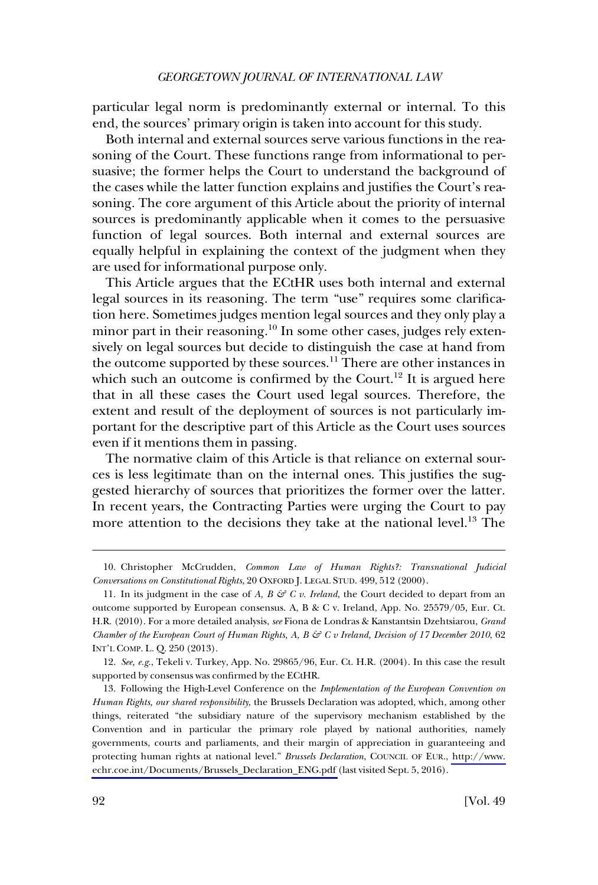particular legal norm is predominantly external or internal. To this end, the sources' primary origin is taken into account for this study.

Both internal and external sources serve various functions in the reasoning of the Court. These functions range from informational to persuasive; the former helps the Court to understand the background of the cases while the latter function explains and justifies the Court's reasoning. The core argument of this Article about the priority of internal sources is predominantly applicable when it comes to the persuasive function of legal sources. Both internal and external sources are equally helpful in explaining the context of the judgment when they are used for informational purpose only.

This Article argues that the ECtHR uses both internal and external legal sources in its reasoning. The term "use" requires some clarification here. Sometimes judges mention legal sources and they only play a minor part in their reasoning.[10] In some other cases, judges rely extensively on legal sources but decide to distinguish the case at hand from the outcome supported by these sources.[11] There are other instances in which such an outcome is confirmed by the Court.[12] It is argued here that in all these cases the Court used legal sources. Therefore, the extent and result of the deployment of sources is not particularly important for the descriptive part of this Article as the Court uses sources even if it mentions them in passing.

The normative claim of this Article is that reliance on external sources is less legitimate than on the internal ones. This justifies the suggested hierarchy of sources that prioritizes the former over the latter. In recent years, the Contracting Parties were urging the Court to pay more attention to the decisions they take at the national level.[13] The

---

10. Christopher McCrudden, *Common Law of Human Rights?: Transnational Judicial Conversations on Constitutional Rights*, 20 OXFORD J. LEGAL STUD. 499, 512 (2000).

11. In its judgment in the case of *A, B & C v. Ireland*, the Court decided to depart from an outcome supported by European consensus. A, B & C v. Ireland, App. No. 25579/05, Eur. Ct. H.R. (2010). For a more detailed analysis, *see* Fiona de Londras & Kanstantsin Dzehtsiarou, *Grand Chamber of the European Court of Human Rights, A, B & C v Ireland, Decision of 17 December 2010*, 62 INT'L COMP. L. Q. 250 (2013).

12. *See, e.g.*, Tekeli v. Turkey, App. No. 29865/96, Eur. Ct. H.R. (2004). In this case the result supported by consensus was confirmed by the ECtHR.

13. Following the High-Level Conference on the *Implementation of the European Convention on Human Rights, our shared responsibility*, the Brussels Declaration was adopted, which, among other things, reiterated "the subsidiary nature of the supervisory mechanism established by the Convention and in particular the primary role played by national authorities, namely governments, courts and parliaments, and their margin of appreciation in guaranteeing and protecting human rights at national level." *Brussels Declaration*, COUNCIL OF EUR., http://www.echr.coe.int/Documents/Brussels_Declaration_ENG.pdf (last visited Sept. 5, 2016).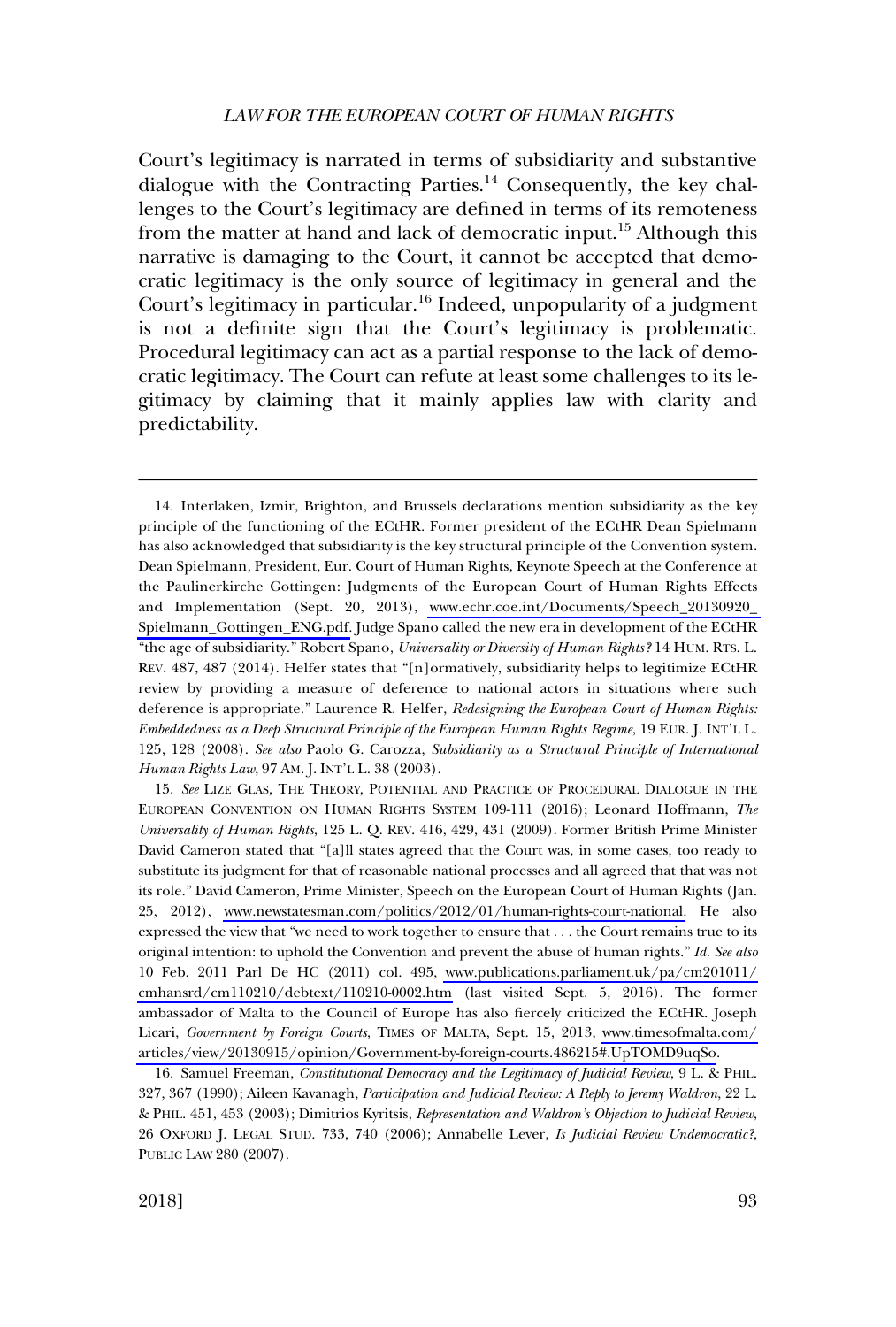Court's legitimacy is narrated in terms of subsidiarity and substantive dialogue with the Contracting Parties.[14] Consequently, the key challenges to the Court's legitimacy are defined in terms of its remoteness from the matter at hand and lack of democratic input.[15] Although this narrative is damaging to the Court, it cannot be accepted that democratic legitimacy is the only source of legitimacy in general and the Court's legitimacy in particular.[16] Indeed, unpopularity of a judgment is not a definite sign that the Court's legitimacy is problematic. Procedural legitimacy can act as a partial response to the lack of democratic legitimacy. The Court can refute at least some challenges to its legitimacy by claiming that it mainly applies law with clarity and predictability.

---

14. Interlaken, Izmir, Brighton, and Brussels declarations mention subsidiarity as the key principle of the functioning of the ECtHR. Former president of the ECtHR Dean Spielmann has also acknowledged that subsidiarity is the key structural principle of the Convention system. Dean Spielmann, President, Eur. Court of Human Rights, Keynote Speech at the Conference at the Paulinerkirche Gottingen: Judgments of the European Court of Human Rights Effects and Implementation (Sept. 20, 2013), www.echr.coe.int/Documents/Speech_20130920_Spielmann_Gottingen_ENG.pdf. Judge Spano called the new era in development of the ECtHR "the age of subsidiarity." Robert Spano, *Universality or Diversity of Human Rights?* 14 HUM. RTS. L. REV. 487, 487 (2014). Helfer states that "[n]ormatively, subsidiarity helps to legitimize ECtHR review by providing a measure of deference to national actors in situations where such deference is appropriate." Laurence R. Helfer, *Redesigning the European Court of Human Rights: Embeddedness as a Deep Structural Principle of the European Human Rights Regime*, 19 EUR. J. INT'L L. 125, 128 (2008). *See also* Paolo G. Carozza, *Subsidiarity as a Structural Principle of International Human Rights Law*, 97 AM. J. INT'L L. 38 (2003).

15. *See* LIZE GLAS, THE THEORY, POTENTIAL AND PRACTICE OF PROCEDURAL DIALOGUE IN THE EUROPEAN CONVENTION ON HUMAN RIGHTS SYSTEM 109-111 (2016); Leonard Hoffmann, *The Universality of Human Rights*, 125 L. Q. REV. 416, 429, 431 (2009). Former British Prime Minister David Cameron stated that "[a]ll states agreed that the Court was, in some cases, too ready to substitute its judgment for that of reasonable national processes and all agreed that that was not its role." David Cameron, Prime Minister, Speech on the European Court of Human Rights (Jan. 25, 2012), www.newstatesman.com/politics/2012/01/human-rights-court-national. He also expressed the view that "we need to work together to ensure that . . . the Court remains true to its original intention: to uphold the Convention and prevent the abuse of human rights." *Id. See also* 10 Feb. 2011 Parl De HC (2011) col. 495, www.publications.parliament.uk/pa/cm201011/cmhansrd/cm110210/debtext/110210-0002.htm (last visited Sept. 5, 2016). The former ambassador of Malta to the Council of Europe has also fiercely criticized the ECtHR. Joseph Licari, *Government by Foreign Courts*, TIMES OF MALTA, Sept. 15, 2013, www.timesofmalta.com/articles/view/20130915/opinion/Government-by-foreign-courts.486215#.UpTOMD9uqSo.

16. Samuel Freeman, *Constitutional Democracy and the Legitimacy of Judicial Review*, 9 L. & PHIL. 327, 367 (1990); Aileen Kavanagh, *Participation and Judicial Review: A Reply to Jeremy Waldron*, 22 L. & PHIL. 451, 453 (2003); Dimitrios Kyritsis, *Representation and Waldron's Objection to Judicial Review*, 26 OXFORD J. LEGAL STUD. 733, 740 (2006); Annabelle Lever, *Is Judicial Review Undemocratic?*, PUBLIC LAW 280 (2007).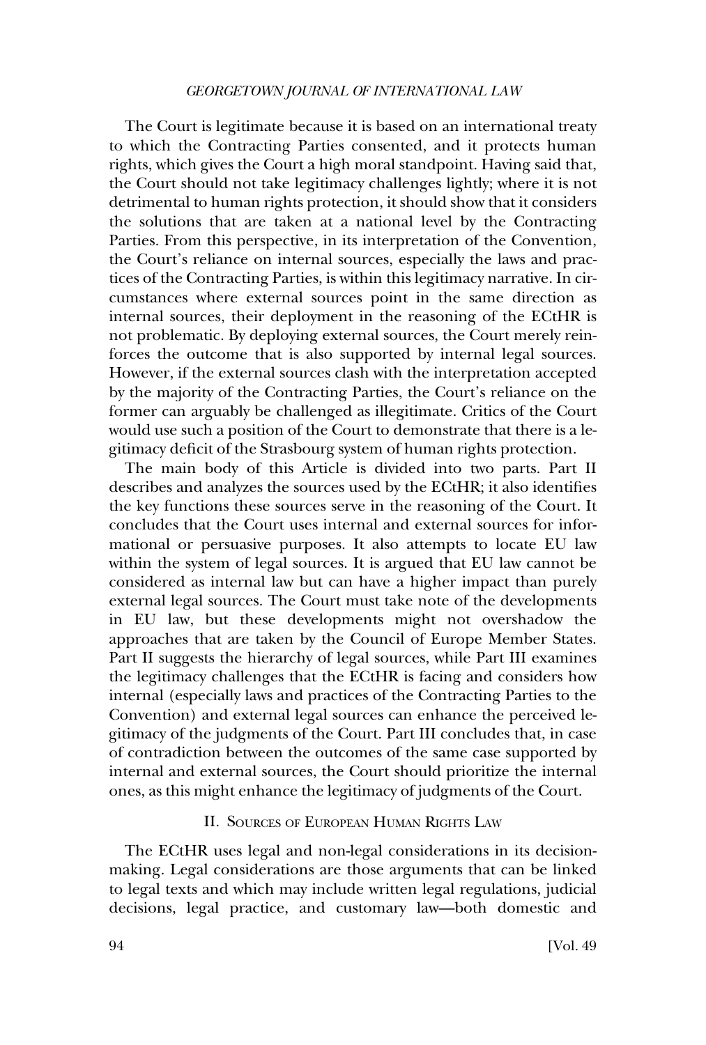The Court is legitimate because it is based on an international treaty to which the Contracting Parties consented, and it protects human rights, which gives the Court a high moral standpoint. Having said that, the Court should not take legitimacy challenges lightly; where it is not detrimental to human rights protection, it should show that it considers the solutions that are taken at a national level by the Contracting Parties. From this perspective, in its interpretation of the Convention, the Court's reliance on internal sources, especially the laws and practices of the Contracting Parties, is within this legitimacy narrative. In circumstances where external sources point in the same direction as internal sources, their deployment in the reasoning of the ECtHR is not problematic. By deploying external sources, the Court merely reinforces the outcome that is also supported by internal legal sources. However, if the external sources clash with the interpretation accepted by the majority of the Contracting Parties, the Court's reliance on the former can arguably be challenged as illegitimate. Critics of the Court would use such a position of the Court to demonstrate that there is a legitimacy deficit of the Strasbourg system of human rights protection.

The main body of this Article is divided into two parts. Part II describes and analyzes the sources used by the ECtHR; it also identifies the key functions these sources serve in the reasoning of the Court. It concludes that the Court uses internal and external sources for informational or persuasive purposes. It also attempts to locate EU law within the system of legal sources. It is argued that EU law cannot be considered as internal law but can have a higher impact than purely external legal sources. The Court must take note of the developments in EU law, but these developments might not overshadow the approaches that are taken by the Council of Europe Member States. Part II suggests the hierarchy of legal sources, while Part III examines the legitimacy challenges that the ECtHR is facing and considers how internal (especially laws and practices of the Contracting Parties to the Convention) and external legal sources can enhance the perceived legitimacy of the judgments of the Court. Part III concludes that, in case of contradiction between the outcomes of the same case supported by internal and external sources, the Court should prioritize the internal ones, as this might enhance the legitimacy of judgments of the Court.

## II. Sources of European Human Rights Law

The ECtHR uses legal and non-legal considerations in its decision-making. Legal considerations are those arguments that can be linked to legal texts and which may include written legal regulations, judicial decisions, legal practice, and customary law—both domestic and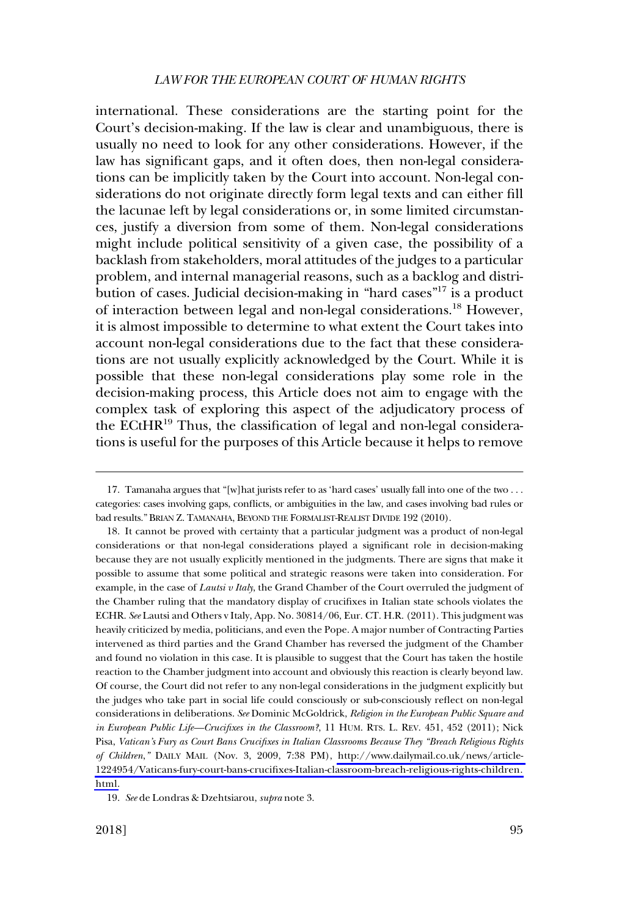international. These considerations are the starting point for the Court's decision-making. If the law is clear and unambiguous, there is usually no need to look for any other considerations. However, if the law has significant gaps, and it often does, then non-legal considerations can be implicitly taken by the Court into account. Non-legal considerations do not originate directly form legal texts and can either fill the lacunae left by legal considerations or, in some limited circumstances, justify a diversion from some of them. Non-legal considerations might include political sensitivity of a given case, the possibility of a backlash from stakeholders, moral attitudes of the judges to a particular problem, and internal managerial reasons, such as a backlog and distribution of cases. Judicial decision-making in "hard cases"[17] is a product of interaction between legal and non-legal considerations.[18] However, it is almost impossible to determine to what extent the Court takes into account non-legal considerations due to the fact that these considerations are not usually explicitly acknowledged by the Court. While it is possible that these non-legal considerations play some role in the decision-making process, this Article does not aim to engage with the complex task of exploring this aspect of the adjudicatory process of the ECtHR[19] Thus, the classification of legal and non-legal considerations is useful for the purposes of this Article because it helps to remove

---

17. Tamanaha argues that "[w]hat jurists refer to as 'hard cases' usually fall into one of the two . . . categories: cases involving gaps, conflicts, or ambiguities in the law, and cases involving bad rules or bad results." BRIAN Z. TAMANAHA, BEYOND THE FORMALIST-REALIST DIVIDE 192 (2010).

18. It cannot be proved with certainty that a particular judgment was a product of non-legal considerations or that non-legal considerations played a significant role in decision-making because they are not usually explicitly mentioned in the judgments. There are signs that make it possible to assume that some political and strategic reasons were taken into consideration. For example, in the case of *Lautsi v Italy*, the Grand Chamber of the Court overruled the judgment of the Chamber ruling that the mandatory display of crucifixes in Italian state schools violates the ECHR. *See* Lautsi and Others v Italy, App. No. 30814/06, Eur. CT. H.R. (2011). This judgment was heavily criticized by media, politicians, and even the Pope. A major number of Contracting Parties intervened as third parties and the Grand Chamber has reversed the judgment of the Chamber and found no violation in this case. It is plausible to suggest that the Court has taken the hostile reaction to the Chamber judgment into account and obviously this reaction is clearly beyond law. Of course, the Court did not refer to any non-legal considerations in the judgment explicitly but the judges who take part in social life could consciously or sub-consciously reflect on non-legal considerations in deliberations. *See* Dominic McGoldrick, *Religion in the European Public Square and in European Public Life—Crucifixes in the Classroom?*, 11 HUM. RTS. L. REV. 451, 452 (2011); Nick Pisa, *Vatican's Fury as Court Bans Crucifixes in Italian Classrooms Because They "Breach Religious Rights of Children*,*"* DAILY MAIL (Nov. 3, 2009, 7:38 PM), http://www.dailymail.co.uk/news/article-1224954/Vaticans-fury-court-bans-crucifixes-Italian-classroom-breach-religious-rights-children.html.

19. *See* de Londras & Dzehtsiarou, *supra* note 3.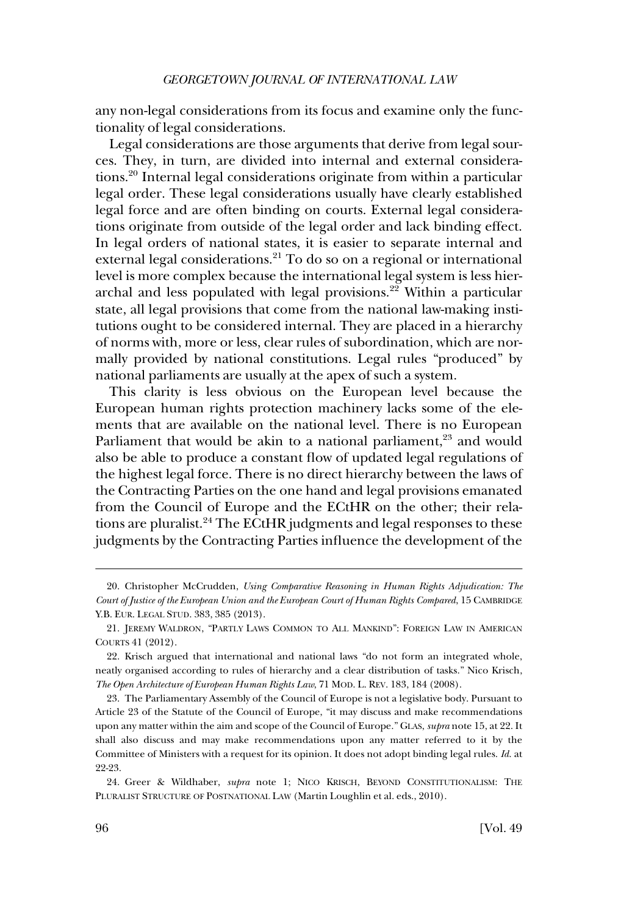any non-legal considerations from its focus and examine only the functionality of legal considerations.

Legal considerations are those arguments that derive from legal sources. They, in turn, are divided into internal and external considerations.[20] Internal legal considerations originate from within a particular legal order. These legal considerations usually have clearly established legal force and are often binding on courts. External legal considerations originate from outside of the legal order and lack binding effect. In legal orders of national states, it is easier to separate internal and external legal considerations.[21] To do so on a regional or international level is more complex because the international legal system is less hierarchal and less populated with legal provisions.[22] Within a particular state, all legal provisions that come from the national law-making institutions ought to be considered internal. They are placed in a hierarchy of norms with, more or less, clear rules of subordination, which are normally provided by national constitutions. Legal rules "produced" by national parliaments are usually at the apex of such a system.

This clarity is less obvious on the European level because the European human rights protection machinery lacks some of the elements that are available on the national level. There is no European Parliament that would be akin to a national parliament,[23] and would also be able to produce a constant flow of updated legal regulations of the highest legal force. There is no direct hierarchy between the laws of the Contracting Parties on the one hand and legal provisions emanated from the Council of Europe and the ECtHR on the other; their relations are pluralist.[24] The ECtHR judgments and legal responses to these judgments by the Contracting Parties influence the development of the

20. Christopher McCrudden, *Using Comparative Reasoning in Human Rights Adjudication: The Court of Justice of the European Union and the European Court of Human Rights Compared*, 15 CAMBRIDGE Y.B. EUR. LEGAL STUD. 383, 385 (2013).

21. JEREMY WALDRON, "PARTLY LAWS COMMON TO ALL MANKIND": FOREIGN LAW IN AMERICAN COURTS 41 (2012).

22. Krisch argued that international and national laws "do not form an integrated whole, neatly organised according to rules of hierarchy and a clear distribution of tasks." Nico Krisch, *The Open Architecture of European Human Rights Law*, 71 MOD. L. REV. 183, 184 (2008).

23. The Parliamentary Assembly of the Council of Europe is not a legislative body. Pursuant to Article 23 of the Statute of the Council of Europe, "it may discuss and make recommendations upon any matter within the aim and scope of the Council of Europe." GLAS, *supra* note 15, at 22. It shall also discuss and may make recommendations upon any matter referred to it by the Committee of Ministers with a request for its opinion. It does not adopt binding legal rules. *Id.* at 22-23.

24. Greer & Wildhaber, *supra* note 1; NICO KRISCH, BEYOND CONSTITUTIONALISM: THE PLURALIST STRUCTURE OF POSTNATIONAL LAW (Martin Loughlin et al. eds., 2010).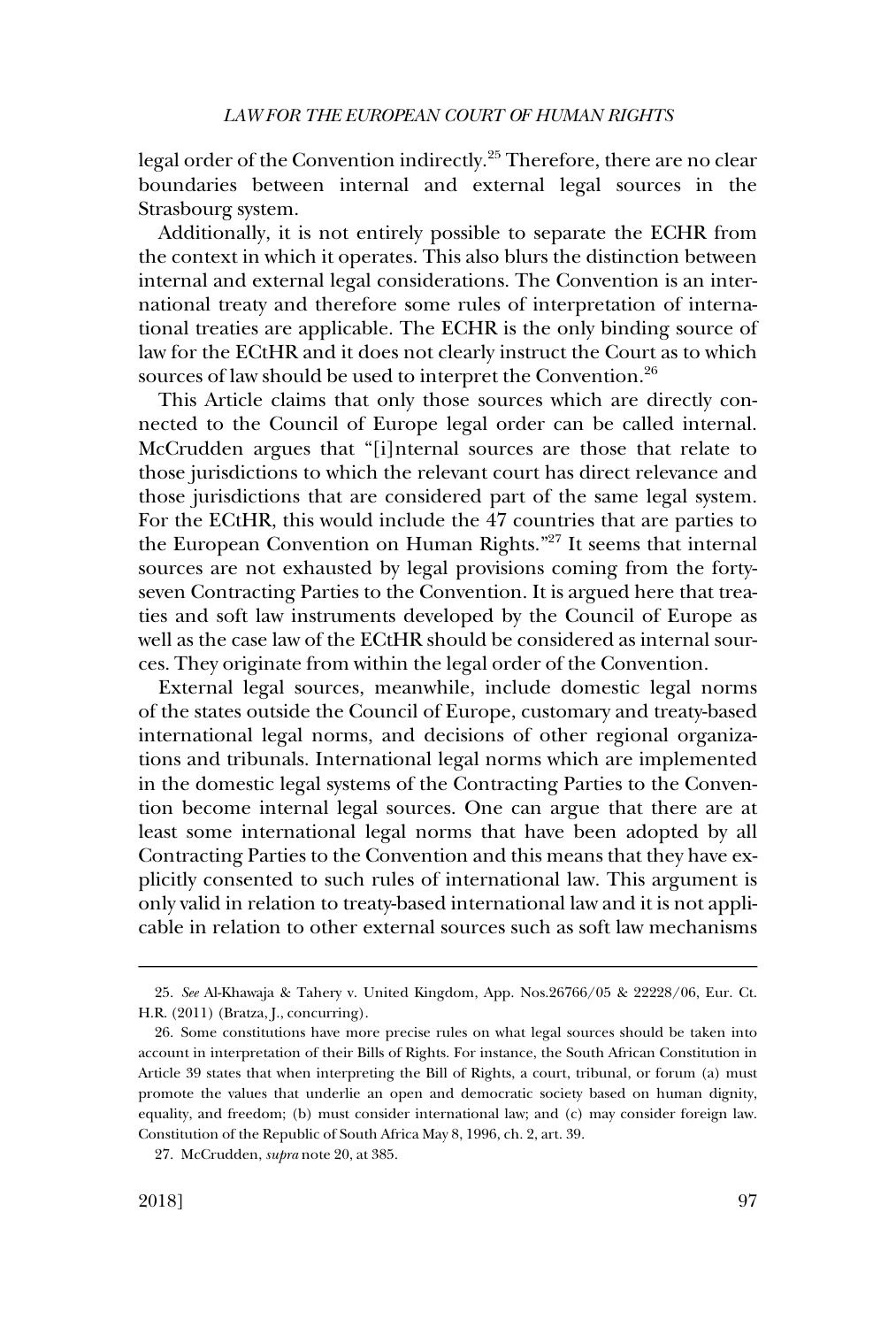legal order of the Convention indirectly.[25] Therefore, there are no clear boundaries between internal and external legal sources in the Strasbourg system.

Additionally, it is not entirely possible to separate the ECHR from the context in which it operates. This also blurs the distinction between internal and external legal considerations. The Convention is an international treaty and therefore some rules of interpretation of international treaties are applicable. The ECHR is the only binding source of law for the ECtHR and it does not clearly instruct the Court as to which sources of law should be used to interpret the Convention.[26]

This Article claims that only those sources which are directly connected to the Council of Europe legal order can be called internal. McCrudden argues that "[i]nternal sources are those that relate to those jurisdictions to which the relevant court has direct relevance and those jurisdictions that are considered part of the same legal system. For the ECtHR, this would include the 47 countries that are parties to the European Convention on Human Rights."[27] It seems that internal sources are not exhausted by legal provisions coming from the forty-seven Contracting Parties to the Convention. It is argued here that treaties and soft law instruments developed by the Council of Europe as well as the case law of the ECtHR should be considered as internal sources. They originate from within the legal order of the Convention.

External legal sources, meanwhile, include domestic legal norms of the states outside the Council of Europe, customary and treaty-based international legal norms, and decisions of other regional organizations and tribunals. International legal norms which are implemented in the domestic legal systems of the Contracting Parties to the Convention become internal legal sources. One can argue that there are at least some international legal norms that have been adopted by all Contracting Parties to the Convention and this means that they have explicitly consented to such rules of international law. This argument is only valid in relation to treaty-based international law and it is not applicable in relation to other external sources such as soft law mechanisms

---

25. *See* Al-Khawaja & Tahery v. United Kingdom, App. Nos.26766/05 & 22228/06, Eur. Ct. H.R. (2011) (Bratza, J., concurring).

26. Some constitutions have more precise rules on what legal sources should be taken into account in interpretation of their Bills of Rights. For instance, the South African Constitution in Article 39 states that when interpreting the Bill of Rights, a court, tribunal, or forum (a) must promote the values that underlie an open and democratic society based on human dignity, equality, and freedom; (b) must consider international law; and (c) may consider foreign law. Constitution of the Republic of South Africa May 8, 1996, ch. 2, art. 39.

27. McCrudden, *supra* note 20, at 385.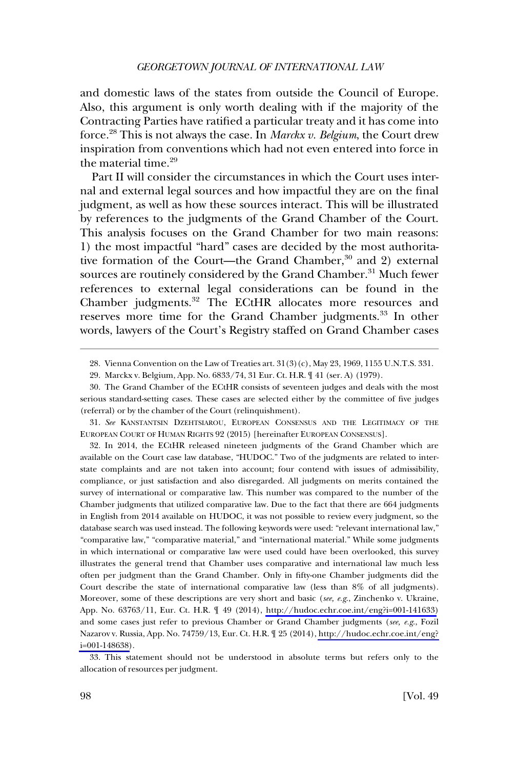and domestic laws of the states from outside the Council of Europe. Also, this argument is only worth dealing with if the majority of the Contracting Parties have ratified a particular treaty and it has come into force.[28] This is not always the case. In *Marckx v. Belgium*, the Court drew inspiration from conventions which had not even entered into force in the material time.[29]

Part II will consider the circumstances in which the Court uses internal and external legal sources and how impactful they are on the final judgment, as well as how these sources interact. This will be illustrated by references to the judgments of the Grand Chamber of the Court. This analysis focuses on the Grand Chamber for two main reasons: 1) the most impactful "hard" cases are decided by the most authoritative formation of the Court—the Grand Chamber,[30] and 2) external sources are routinely considered by the Grand Chamber.[31] Much fewer references to external legal considerations can be found in the Chamber judgments.[32] The ECtHR allocates more resources and reserves more time for the Grand Chamber judgments.[33] In other words, lawyers of the Court's Registry staffed on Grand Chamber cases

---

28. Vienna Convention on the Law of Treaties art. 31(3)(c), May 23, 1969, 1155 U.N.T.S. 331.

29. Marckx v. Belgium, App. No. 6833/74, 31 Eur. Ct. H.R. ¶ 41 (ser. A) (1979).

30. The Grand Chamber of the ECtHR consists of seventeen judges and deals with the most serious standard-setting cases. These cases are selected either by the committee of five judges (referral) or by the chamber of the Court (relinquishment).

31. *See* KANSTANTSIN DZEHTSIAROU, EUROPEAN CONSENSUS AND THE LEGITIMACY OF THE EUROPEAN COURT OF HUMAN RIGHTS 92 (2015) [hereinafter EUROPEAN CONSENSUS].

32. In 2014, the ECtHR released nineteen judgments of the Grand Chamber which are available on the Court case law database, "HUDOC." Two of the judgments are related to inter-state complaints and are not taken into account; four contend with issues of admissibility, compliance, or just satisfaction and also disregarded. All judgments on merits contained the survey of international or comparative law. This number was compared to the number of the Chamber judgments that utilized comparative law. Due to the fact that there are 664 judgments in English from 2014 available on HUDOC, it was not possible to review every judgment, so the database search was used instead. The following keywords were used: "relevant international law," "comparative law," "comparative material," and "international material." While some judgments in which international or comparative law were used could have been overlooked, this survey illustrates the general trend that Chamber uses comparative and international law much less often per judgment than the Grand Chamber. Only in fifty-one Chamber judgments did the Court describe the state of international comparative law (less than 8% of all judgments). Moreover, some of these descriptions are very short and basic (*see, e.g.*, Zinchenko v. Ukraine, App. No. 63763/11, Eur. Ct. H.R. ¶ 49 (2014), http://hudoc.echr.coe.int/eng?i=001-141633) and some cases just refer to previous Chamber or Grand Chamber judgments (*see, e.g.*, Fozil Nazarov v. Russia, App. No. 74759/13, Eur. Ct. H.R. ¶ 25 (2014), http://hudoc.echr.coe.int/eng?i=001-148638).

33. This statement should not be understood in absolute terms but refers only to the allocation of resources per judgment.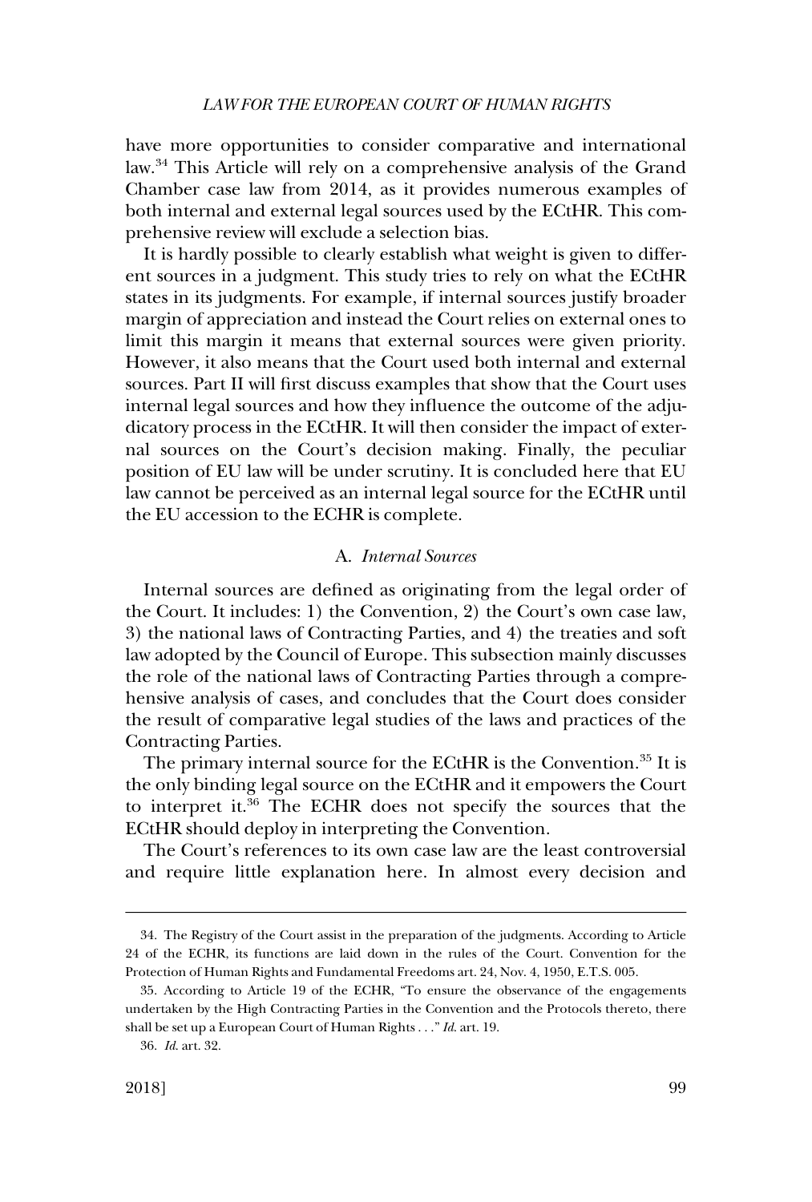have more opportunities to consider comparative and international law.[34] This Article will rely on a comprehensive analysis of the Grand Chamber case law from 2014, as it provides numerous examples of both internal and external legal sources used by the ECtHR. This comprehensive review will exclude a selection bias.

It is hardly possible to clearly establish what weight is given to different sources in a judgment. This study tries to rely on what the ECtHR states in its judgments. For example, if internal sources justify broader margin of appreciation and instead the Court relies on external ones to limit this margin it means that external sources were given priority. However, it also means that the Court used both internal and external sources. Part II will first discuss examples that show that the Court uses internal legal sources and how they influence the outcome of the adjudicatory process in the ECtHR. It will then consider the impact of external sources on the Court's decision making. Finally, the peculiar position of EU law will be under scrutiny. It is concluded here that EU law cannot be perceived as an internal legal source for the ECtHR until the EU accession to the ECHR is complete.

### A. *Internal Sources*

Internal sources are defined as originating from the legal order of the Court. It includes: 1) the Convention, 2) the Court's own case law, 3) the national laws of Contracting Parties, and 4) the treaties and soft law adopted by the Council of Europe. This subsection mainly discusses the role of the national laws of Contracting Parties through a comprehensive analysis of cases, and concludes that the Court does consider the result of comparative legal studies of the laws and practices of the Contracting Parties.

The primary internal source for the ECtHR is the Convention.[35] It is the only binding legal source on the ECtHR and it empowers the Court to interpret it.[36] The ECHR does not specify the sources that the ECtHR should deploy in interpreting the Convention.

The Court's references to its own case law are the least controversial and require little explanation here. In almost every decision and

---

34. The Registry of the Court assist in the preparation of the judgments. According to Article 24 of the ECHR, its functions are laid down in the rules of the Court. Convention for the Protection of Human Rights and Fundamental Freedoms art. 24, Nov. 4, 1950, E.T.S. 005.

35. According to Article 19 of the ECHR, "To ensure the observance of the engagements undertaken by the High Contracting Parties in the Convention and the Protocols thereto, there shall be set up a European Court of Human Rights . . ." *Id.* art. 19.

36. *Id.* art. 32.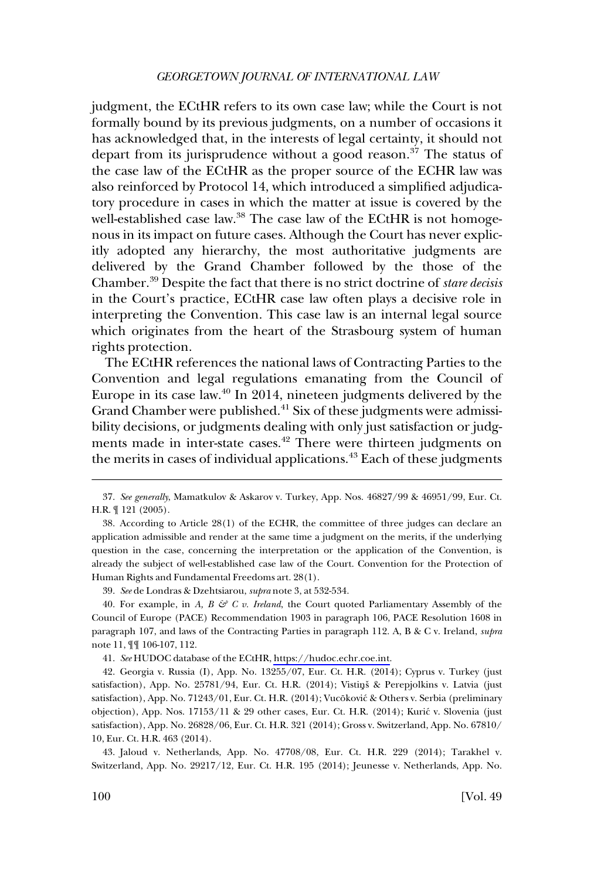judgment, the ECtHR refers to its own case law; while the Court is not formally bound by its previous judgments, on a number of occasions it has acknowledged that, in the interests of legal certainty, it should not depart from its jurisprudence without a good reason.[37] The status of the case law of the ECtHR as the proper source of the ECHR law was also reinforced by Protocol 14, which introduced a simplified adjudicatory procedure in cases in which the matter at issue is covered by the well-established case law.[38] The case law of the ECtHR is not homogenous in its impact on future cases. Although the Court has never explicitly adopted any hierarchy, the most authoritative judgments are delivered by the Grand Chamber followed by the those of the Chamber.[39] Despite the fact that there is no strict doctrine of *stare decisis* in the Court's practice, ECtHR case law often plays a decisive role in interpreting the Convention. This case law is an internal legal source which originates from the heart of the Strasbourg system of human rights protection.

The ECtHR references the national laws of Contracting Parties to the Convention and legal regulations emanating from the Council of Europe in its case law.[40] In 2014, nineteen judgments delivered by the Grand Chamber were published.[41] Six of these judgments were admissibility decisions, or judgments dealing with only just satisfaction or judgments made in inter-state cases.[42] There were thirteen judgments on the merits in cases of individual applications.[43] Each of these judgments

37. *See generally*, Mamatkulov & Askarov v. Turkey, App. Nos. 46827/99 & 46951/99, Eur. Ct. H.R. ¶ 121 (2005).

38. According to Article 28(1) of the ECHR, the committee of three judges can declare an application admissible and render at the same time a judgment on the merits, if the underlying question in the case, concerning the interpretation or the application of the Convention, is already the subject of well-established case law of the Court. Convention for the Protection of Human Rights and Fundamental Freedoms art. 28(1).

39. *See* de Londras & Dzehtsiarou, *supra* note 3, at 532-534.

40. For example, in *A, B & C v. Ireland*, the Court quoted Parliamentary Assembly of the Council of Europe (PACE) Recommendation 1903 in paragraph 106, PACE Resolution 1608 in paragraph 107, and laws of the Contracting Parties in paragraph 112. A, B & C v. Ireland, *supra* note 11, ¶¶ 106-107, 112.

41. *See* HUDOC database of the ECtHR, https://hudoc.echr.coe.int.

42. Georgia v. Russia (I), App. No. 13255/07, Eur. Ct. H.R. (2014); Cyprus v. Turkey (just satisfaction), App. No. 25781/94, Eur. Ct. H.R. (2014); Vistiņš & Perepjolkins v. Latvia (just satisfaction), App. No. 71243/01, Eur. Ct. H.R. (2014); Vučković & Others v. Serbia (preliminary objection), App. Nos. 17153/11 & 29 other cases, Eur. Ct. H.R. (2014); Kurić v. Slovenia (just satisfaction), App. No. 26828/06, Eur. Ct. H.R. 321 (2014); Gross v. Switzerland, App. No. 67810/10, Eur. Ct. H.R. 463 (2014).

43. Jaloud v. Netherlands, App. No. 47708/08, Eur. Ct. H.R. 229 (2014); Tarakhel v. Switzerland, App. No. 29217/12, Eur. Ct. H.R. 195 (2014); Jeunesse v. Netherlands, App. No.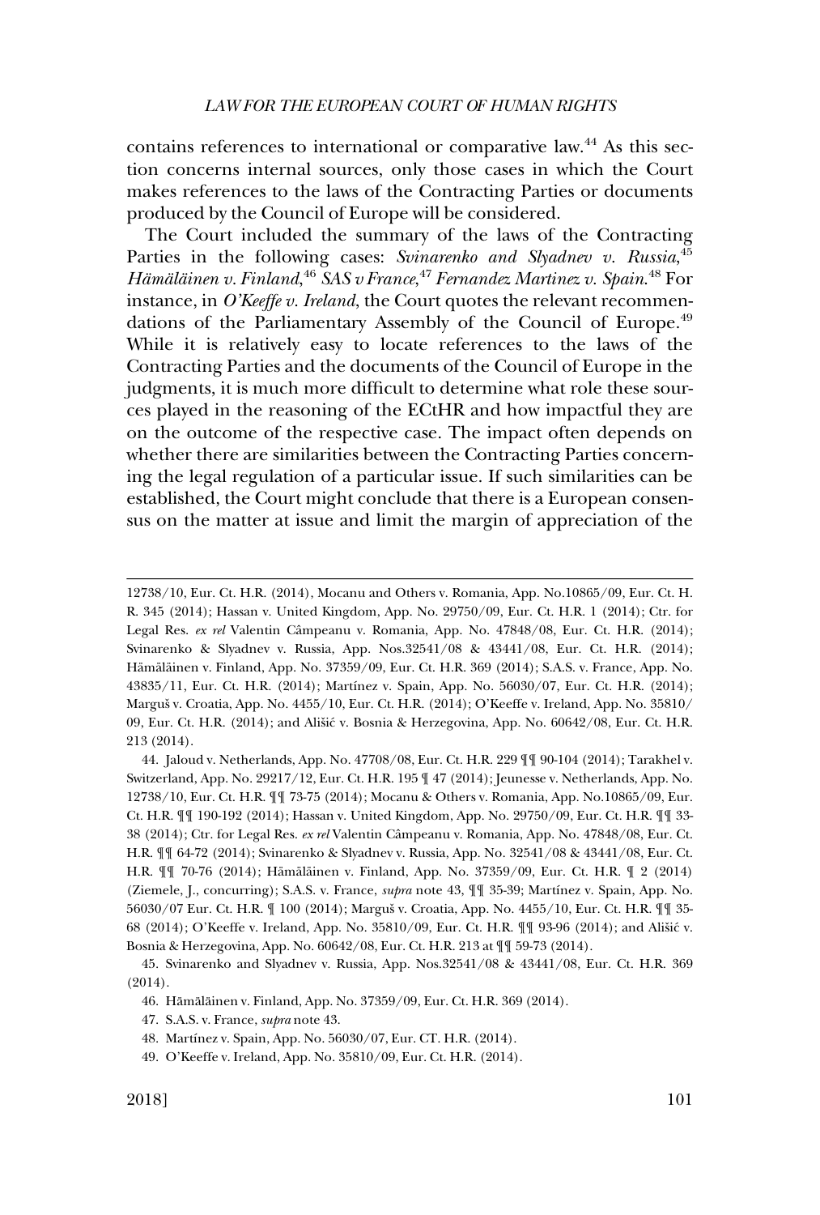contains references to international or comparative law.[44] As this section concerns internal sources, only those cases in which the Court makes references to the laws of the Contracting Parties or documents produced by the Council of Europe will be considered.

The Court included the summary of the laws of the Contracting Parties in the following cases: *Svinarenko and Slyadnev v. Russia*,[45] *Hämäläinen v. Finland*,[46] *SAS v France*,[47] *Fernandez Martinez v. Spain*.[48] For instance, in *O'Keeffe v. Ireland*, the Court quotes the relevant recommendations of the Parliamentary Assembly of the Council of Europe.[49] While it is relatively easy to locate references to the laws of the Contracting Parties and the documents of the Council of Europe in the judgments, it is much more difficult to determine what role these sources played in the reasoning of the ECtHR and how impactful they are on the outcome of the respective case. The impact often depends on whether there are similarities between the Contracting Parties concerning the legal regulation of a particular issue. If such similarities can be established, the Court might conclude that there is a European consensus on the matter at issue and limit the margin of appreciation of the

---

12738/10, Eur. Ct. H.R. (2014), Mocanu and Others v. Romania, App. No.10865/09, Eur. Ct. H. R. 345 (2014); Hassan v. United Kingdom, App. No. 29750/09, Eur. Ct. H.R. 1 (2014); Ctr. for Legal Res. *ex rel* Valentin Câmpeanu v. Romania, App. No. 47848/08, Eur. Ct. H.R. (2014); Svinarenko & Slyadnev v. Russia, App. Nos.32541/08 & 43441/08, Eur. Ct. H.R. (2014); Hämäläinen v. Finland, App. No. 37359/09, Eur. Ct. H.R. 369 (2014); S.A.S. v. France, App. No. 43835/11, Eur. Ct. H.R. (2014); Martínez v. Spain, App. No. 56030/07, Eur. Ct. H.R. (2014); Marguš v. Croatia, App. No. 4455/10, Eur. Ct. H.R. (2014); O'Keeffe v. Ireland, App. No. 35810/09, Eur. Ct. H.R. (2014); and Ališić v. Bosnia & Herzegovina, App. No. 60642/08, Eur. Ct. H.R. 213 (2014).

44. Jaloud v. Netherlands, App. No. 47708/08, Eur. Ct. H.R. 229 ¶¶ 90-104 (2014); Tarakhel v. Switzerland, App. No. 29217/12, Eur. Ct. H.R. 195 ¶ 47 (2014); Jeunesse v. Netherlands, App. No. 12738/10, Eur. Ct. H.R. ¶¶ 73-75 (2014); Mocanu & Others v. Romania, App. No.10865/09, Eur. Ct. H.R. ¶¶ 190-192 (2014); Hassan v. United Kingdom, App. No. 29750/09, Eur. Ct. H.R. ¶¶ 33-38 (2014); Ctr. for Legal Res. *ex rel* Valentin Câmpeanu v. Romania, App. No. 47848/08, Eur. Ct. H.R. ¶¶ 64-72 (2014); Svinarenko & Slyadnev v. Russia, App. No. 32541/08 & 43441/08, Eur. Ct. H.R. ¶¶ 70-76 (2014); Hämäläinen v. Finland, App. No. 37359/09, Eur. Ct. H.R. ¶ 2 (2014) (Ziemele, J., concurring); S.A.S. v. France, *supra* note 43, ¶¶ 35-39; Martínez v. Spain, App. No. 56030/07 Eur. Ct. H.R. ¶ 100 (2014); Marguš v. Croatia, App. No. 4455/10, Eur. Ct. H.R. ¶¶ 35-68 (2014); O'Keeffe v. Ireland, App. No. 35810/09, Eur. Ct. H.R. ¶¶ 93-96 (2014); and Ališić v. Bosnia & Herzegovina, App. No. 60642/08, Eur. Ct. H.R. 213 at ¶¶ 59-73 (2014).

45. Svinarenko and Slyadnev v. Russia, App. Nos.32541/08 & 43441/08, Eur. Ct. H.R. 369 (2014).

46. Hämäläinen v. Finland, App. No. 37359/09, Eur. Ct. H.R. 369 (2014).

47. S.A.S. v. France, *supra* note 43.

48. Martínez v. Spain, App. No. 56030/07, Eur. CT. H.R. (2014).

49. O'Keeffe v. Ireland, App. No. 35810/09, Eur. Ct. H.R. (2014).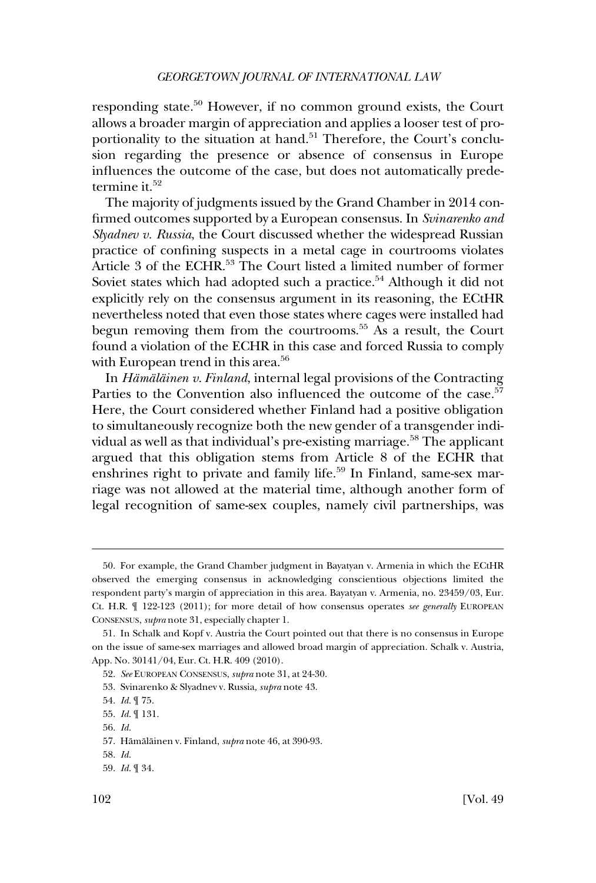responding state.[50] However, if no common ground exists, the Court allows a broader margin of appreciation and applies a looser test of proportionality to the situation at hand.[51] Therefore, the Court's conclusion regarding the presence or absence of consensus in Europe influences the outcome of the case, but does not automatically predetermine it.[52]

The majority of judgments issued by the Grand Chamber in 2014 confirmed outcomes supported by a European consensus. In *Svinarenko and Slyadnev v. Russia*, the Court discussed whether the widespread Russian practice of confining suspects in a metal cage in courtrooms violates Article 3 of the ECHR.[53] The Court listed a limited number of former Soviet states which had adopted such a practice.[54] Although it did not explicitly rely on the consensus argument in its reasoning, the ECtHR nevertheless noted that even those states where cages were installed had begun removing them from the courtrooms.[55] As a result, the Court found a violation of the ECHR in this case and forced Russia to comply with European trend in this area.[56]

In *Hämäläinen v. Finland*, internal legal provisions of the Contracting Parties to the Convention also influenced the outcome of the case.[57] Here, the Court considered whether Finland had a positive obligation to simultaneously recognize both the new gender of a transgender individual as well as that individual's pre-existing marriage.[58] The applicant argued that this obligation stems from Article 8 of the ECHR that enshrines right to private and family life.[59] In Finland, same-sex marriage was not allowed at the material time, although another form of legal recognition of same-sex couples, namely civil partnerships, was

---

50. For example, the Grand Chamber judgment in Bayatyan v. Armenia in which the ECtHR observed the emerging consensus in acknowledging conscientious objections limited the respondent party's margin of appreciation in this area. Bayatyan v. Armenia, no. 23459/03, Eur. Ct. H.R. ¶ 122-123 (2011); for more detail of how consensus operates *see generally* EUROPEAN CONSENSUS, *supra* note 31, especially chapter 1.

51. In Schalk and Kopf v. Austria the Court pointed out that there is no consensus in Europe on the issue of same-sex marriages and allowed broad margin of appreciation. Schalk v. Austria, App. No. 30141/04, Eur. Ct. H.R. 409 (2010).

52. *See* EUROPEAN CONSENSUS, *supra* note 31, at 24-30.

53. Svinarenko & Slyadnev v. Russia, *supra* note 43.

54. *Id.* ¶ 75.

55. *Id.* ¶ 131.

56. *Id.*

57. Hämäläinen v. Finland, *supra* note 46, at 390-93.

58. *Id.*

59. *Id.* ¶ 34.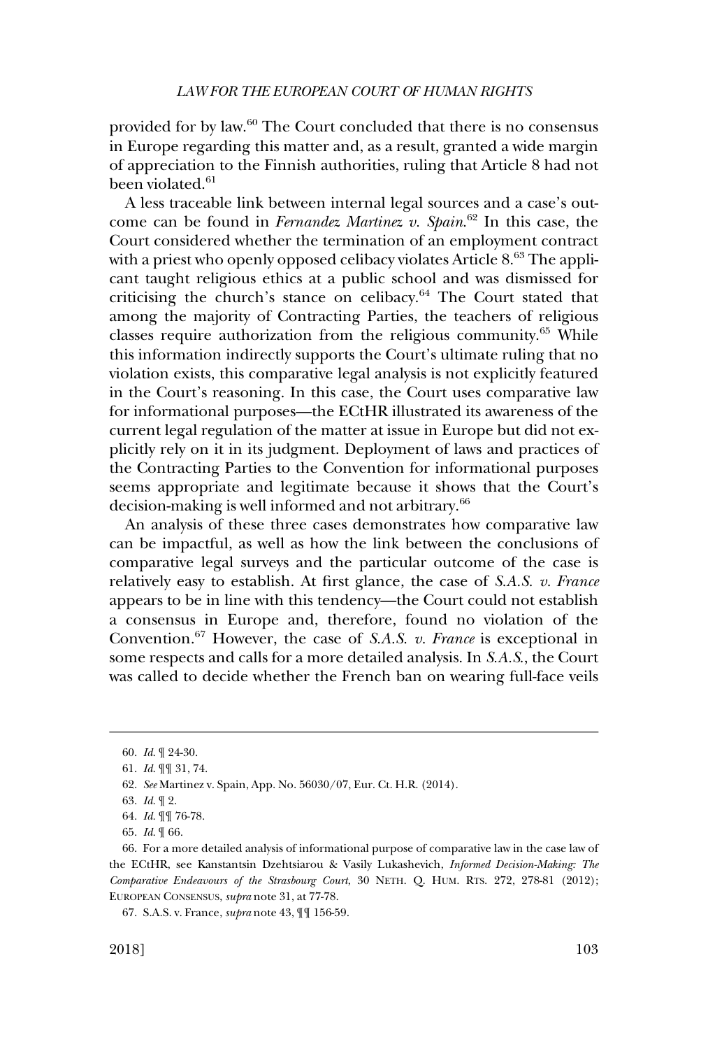provided for by law.[60] The Court concluded that there is no consensus in Europe regarding this matter and, as a result, granted a wide margin of appreciation to the Finnish authorities, ruling that Article 8 had not been violated.[61]

A less traceable link between internal legal sources and a case's outcome can be found in *Fernandez Martinez v. Spain*.[62] In this case, the Court considered whether the termination of an employment contract with a priest who openly opposed celibacy violates Article 8.[63] The applicant taught religious ethics at a public school and was dismissed for criticising the church's stance on celibacy.[64] The Court stated that among the majority of Contracting Parties, the teachers of religious classes require authorization from the religious community.[65] While this information indirectly supports the Court's ultimate ruling that no violation exists, this comparative legal analysis is not explicitly featured in the Court's reasoning. In this case, the Court uses comparative law for informational purposes—the ECtHR illustrated its awareness of the current legal regulation of the matter at issue in Europe but did not explicitly rely on it in its judgment. Deployment of laws and practices of the Contracting Parties to the Convention for informational purposes seems appropriate and legitimate because it shows that the Court's decision-making is well informed and not arbitrary.[66]

An analysis of these three cases demonstrates how comparative law can be impactful, as well as how the link between the conclusions of comparative legal surveys and the particular outcome of the case is relatively easy to establish. At first glance, the case of *S.A.S. v. France* appears to be in line with this tendency—the Court could not establish a consensus in Europe and, therefore, found no violation of the Convention.[67] However, the case of *S.A.S. v. France* is exceptional in some respects and calls for a more detailed analysis. In *S.A.S.*, the Court was called to decide whether the French ban on wearing full-face veils

---

60. *Id.* ¶ 24-30.

61. *Id.* ¶¶ 31, 74.

62. *See* Martinez v. Spain, App. No. 56030/07, Eur. Ct. H.R. (2014).

63. *Id.* ¶ 2.

64. *Id.* ¶¶ 76-78.

65. *Id.* ¶ 66.

66. For a more detailed analysis of informational purpose of comparative law in the case law of the ECtHR, see Kanstantsin Dzehtsiarou & Vasily Lukashevich, *Informed Decision-Making: The Comparative Endeavours of the Strasbourg Court*, 30 NETH. Q. HUM. RTS. 272, 278-81 (2012); EUROPEAN CONSENSUS, *supra* note 31, at 77-78.

67. S.A.S. v. France, *supra* note 43, ¶¶ 156-59.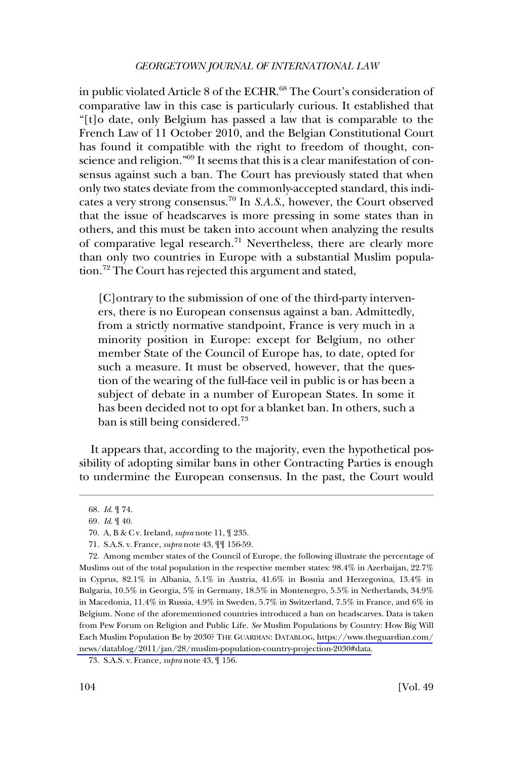in public violated Article 8 of the ECHR.[68] The Court's consideration of comparative law in this case is particularly curious. It established that "[t]o date, only Belgium has passed a law that is comparable to the French Law of 11 October 2010, and the Belgian Constitutional Court has found it compatible with the right to freedom of thought, conscience and religion."[69] It seems that this is a clear manifestation of consensus against such a ban. The Court has previously stated that when only two states deviate from the commonly-accepted standard, this indicates a very strong consensus.[70] In *S.A.S.*, however, the Court observed that the issue of headscarves is more pressing in some states than in others, and this must be taken into account when analyzing the results of comparative legal research.[71] Nevertheless, there are clearly more than only two countries in Europe with a substantial Muslim population.[72] The Court has rejected this argument and stated,

> [C]ontrary to the submission of one of the third-party interveners, there is no European consensus against a ban. Admittedly, from a strictly normative standpoint, France is very much in a minority position in Europe: except for Belgium, no other member State of the Council of Europe has, to date, opted for such a measure. It must be observed, however, that the question of the wearing of the full-face veil in public is or has been a subject of debate in a number of European States. In some it has been decided not to opt for a blanket ban. In others, such a ban is still being considered.[73]

It appears that, according to the majority, even the hypothetical possibility of adopting similar bans in other Contracting Parties is enough to undermine the European consensus. In the past, the Court would

---

68. *Id.* ¶ 74.

69. *Id.* ¶ 40.

70. A, B & C v. Ireland, *supra* note 11, ¶ 235.

71. S.A.S. v. France, *supra* note 43, ¶¶ 156-59.

72. Among member states of the Council of Europe, the following illustrate the percentage of Muslims out of the total population in the respective member states: 98.4% in Azerbaijan, 22.7% in Cyprus, 82.1% in Albania, 5.1% in Austria, 41.6% in Bosnia and Herzegovina, 13.4% in Bulgaria, 10.5% in Georgia, 5% in Germany, 18.5% in Montenegro, 5.5% in Netherlands, 34.9% in Macedonia, 11.4% in Russia, 4.9% in Sweden, 5.7% in Switzerland, 7.5% in France, and 6% in Belgium. None of the aforementioned countries introduced a ban on headscarves. Data is taken from Pew Forum on Religion and Public Life. *See* Muslim Populations by Country: How Big Will Each Muslim Population Be by 2030? THE GUARDIAN: DATABLOG, https://www.theguardian.com/news/datablog/2011/jan/28/muslim-population-country-projection-2030#data.

73. S.A.S. v. France, *supra* note 43, ¶ 156.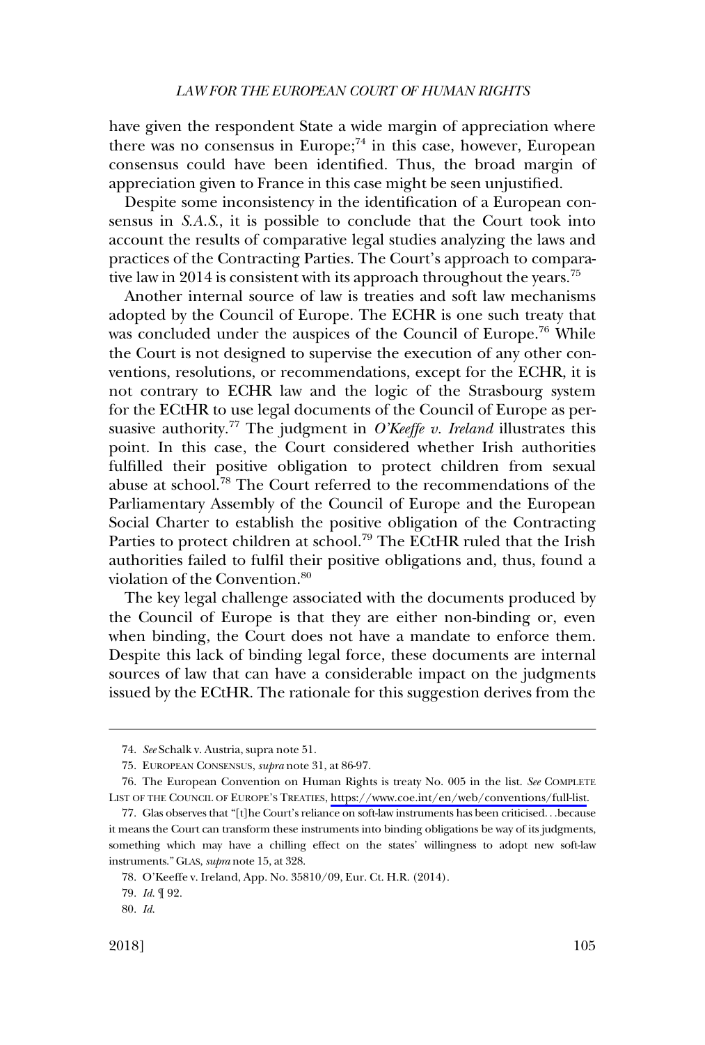have given the respondent State a wide margin of appreciation where there was no consensus in Europe;[74] in this case, however, European consensus could have been identified. Thus, the broad margin of appreciation given to France in this case might be seen unjustified.

Despite some inconsistency in the identification of a European consensus in *S.A.S.*, it is possible to conclude that the Court took into account the results of comparative legal studies analyzing the laws and practices of the Contracting Parties. The Court's approach to comparative law in 2014 is consistent with its approach throughout the years.[75]

Another internal source of law is treaties and soft law mechanisms adopted by the Council of Europe. The ECHR is one such treaty that was concluded under the auspices of the Council of Europe.[76] While the Court is not designed to supervise the execution of any other conventions, resolutions, or recommendations, except for the ECHR, it is not contrary to ECHR law and the logic of the Strasbourg system for the ECtHR to use legal documents of the Council of Europe as persuasive authority.[77] The judgment in *O'Keeffe v. Ireland* illustrates this point. In this case, the Court considered whether Irish authorities fulfilled their positive obligation to protect children from sexual abuse at school.[78] The Court referred to the recommendations of the Parliamentary Assembly of the Council of Europe and the European Social Charter to establish the positive obligation of the Contracting Parties to protect children at school.[79] The ECtHR ruled that the Irish authorities failed to fulfil their positive obligations and, thus, found a violation of the Convention.[80]

The key legal challenge associated with the documents produced by the Council of Europe is that they are either non-binding or, even when binding, the Court does not have a mandate to enforce them. Despite this lack of binding legal force, these documents are internal sources of law that can have a considerable impact on the judgments issued by the ECtHR. The rationale for this suggestion derives from the

---

74. *See* Schalk v. Austria, supra note 51.

75. EUROPEAN CONSENSUS, *supra* note 31, at 86-97.

76. The European Convention on Human Rights is treaty No. 005 in the list. *See* COMPLETE LIST OF THE COUNCIL OF EUROPE'S TREATIES, https://www.coe.int/en/web/conventions/full-list.

77. Glas observes that "[t]he Court's reliance on soft-law instruments has been criticised. . .because it means the Court can transform these instruments into binding obligations be way of its judgments, something which may have a chilling effect on the states' willingness to adopt new soft-law instruments." GLAS, *supra* note 15, at 328.

78. O'Keeffe v. Ireland, App. No. 35810/09, Eur. Ct. H.R. (2014).

79. *Id.* ¶ 92.

80. *Id.*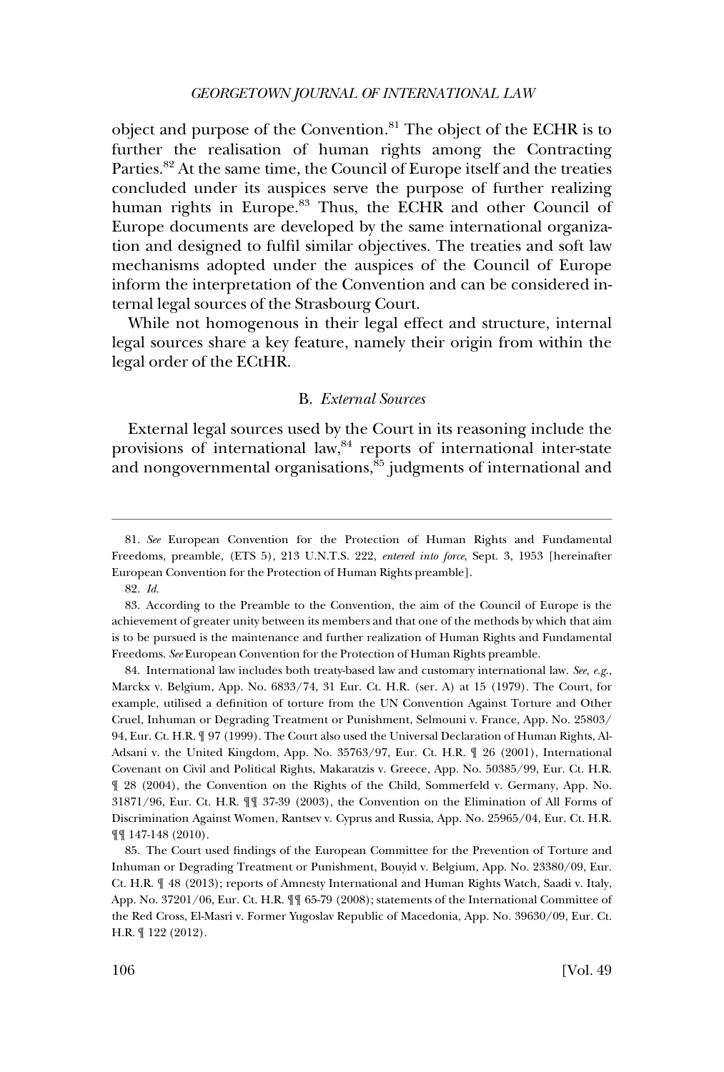object and purpose of the Convention.[81] The object of the ECHR is to further the realisation of human rights among the Contracting Parties.[82] At the same time, the Council of Europe itself and the treaties concluded under its auspices serve the purpose of further realizing human rights in Europe.[83] Thus, the ECHR and other Council of Europe documents are developed by the same international organization and designed to fulfil similar objectives. The treaties and soft law mechanisms adopted under the auspices of the Council of Europe inform the interpretation of the Convention and can be considered internal legal sources of the Strasbourg Court.

While not homogenous in their legal effect and structure, internal legal sources share a key feature, namely their origin from within the legal order of the ECtHR.

### B. *External Sources*

External legal sources used by the Court in its reasoning include the provisions of international law,[84] reports of international inter-state and nongovernmental organisations,[85] judgments of international and

---

81. *See* European Convention for the Protection of Human Rights and Fundamental Freedoms, preamble, (ETS 5), 213 U.N.T.S. 222, *entered into force*, Sept. 3, 1953 [hereinafter European Convention for the Protection of Human Rights preamble].

82. *Id.*

83. According to the Preamble to the Convention, the aim of the Council of Europe is the achievement of greater unity between its members and that one of the methods by which that aim is to be pursued is the maintenance and further realization of Human Rights and Fundamental Freedoms. *See* European Convention for the Protection of Human Rights preamble.

84. International law includes both treaty-based law and customary international law. *See, e.g.*, Marckx v. Belgium, App. No. 6833/74, 31 Eur. Ct. H.R. (ser. A) at 15 (1979). The Court, for example, utilised a definition of torture from the UN Convention Against Torture and Other Cruel, Inhuman or Degrading Treatment or Punishment, Selmouni v. France, App. No. 25803/94, Eur. Ct. H.R. ¶ 97 (1999). The Court also used the Universal Declaration of Human Rights, Al-Adsani v. the United Kingdom, App. No. 35763/97, Eur. Ct. H.R. ¶ 26 (2001), International Covenant on Civil and Political Rights, Makaratzis v. Greece, App. No. 50385/99, Eur. Ct. H.R. ¶ 28 (2004), the Convention on the Rights of the Child, Sommerfeld v. Germany, App. No. 31871/96, Eur. Ct. H.R. ¶¶ 37-39 (2003), the Convention on the Elimination of All Forms of Discrimination Against Women, Rantsev v. Cyprus and Russia, App. No. 25965/04, Eur. Ct. H.R. ¶¶ 147-148 (2010).

85. The Court used findings of the European Committee for the Prevention of Torture and Inhuman or Degrading Treatment or Punishment, Bouyid v. Belgium, App. No. 23380/09, Eur. Ct. H.R. ¶ 48 (2013); reports of Amnesty International and Human Rights Watch, Saadi v. Italy, App. No. 37201/06, Eur. Ct. H.R. ¶¶ 65-79 (2008); statements of the International Committee of the Red Cross, El-Masri v. Former Yugoslav Republic of Macedonia, App. No. 39630/09, Eur. Ct. H.R. ¶ 122 (2012).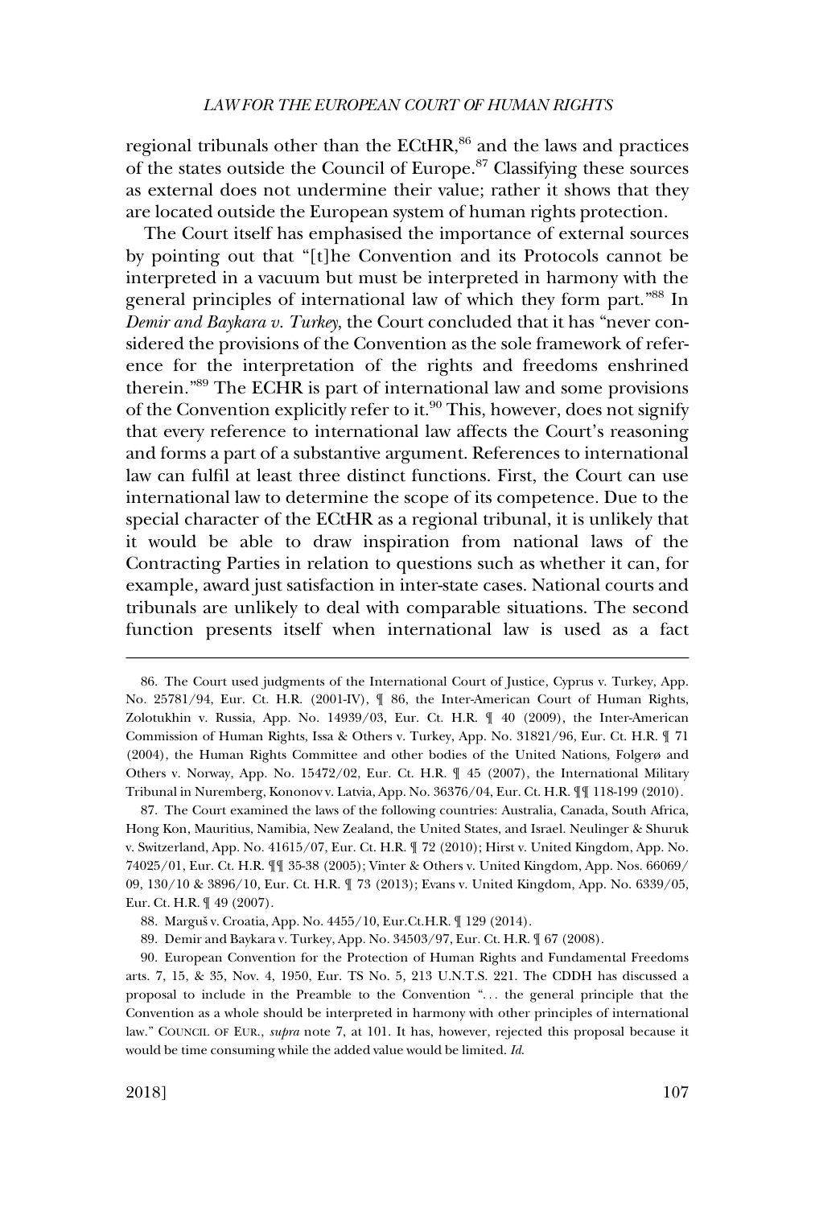regional tribunals other than the ECtHR,[86] and the laws and practices of the states outside the Council of Europe.[87] Classifying these sources as external does not undermine their value; rather it shows that they are located outside the European system of human rights protection.

The Court itself has emphasised the importance of external sources by pointing out that "[t]he Convention and its Protocols cannot be interpreted in a vacuum but must be interpreted in harmony with the general principles of international law of which they form part."[88] In *Demir and Baykara v. Turkey*, the Court concluded that it has "never considered the provisions of the Convention as the sole framework of reference for the interpretation of the rights and freedoms enshrined therein."[89] The ECHR is part of international law and some provisions of the Convention explicitly refer to it.[90] This, however, does not signify that every reference to international law affects the Court's reasoning and forms a part of a substantive argument. References to international law can fulfil at least three distinct functions. First, the Court can use international law to determine the scope of its competence. Due to the special character of the ECtHR as a regional tribunal, it is unlikely that it would be able to draw inspiration from national laws of the Contracting Parties in relation to questions such as whether it can, for example, award just satisfaction in inter-state cases. National courts and tribunals are unlikely to deal with comparable situations. The second function presents itself when international law is used as a fact

86. The Court used judgments of the International Court of Justice, Cyprus v. Turkey, App. No. 25781/94, Eur. Ct. H.R. (2001-IV), ¶ 86, the Inter-American Court of Human Rights, Zolotukhin v. Russia, App. No. 14939/03, Eur. Ct. H.R. ¶ 40 (2009), the Inter-American Commission of Human Rights, Issa & Others v. Turkey, App. No. 31821/96, Eur. Ct. H.R. ¶ 71 (2004), the Human Rights Committee and other bodies of the United Nations, Folgerø and Others v. Norway, App. No. 15472/02, Eur. Ct. H.R. ¶ 45 (2007), the International Military Tribunal in Nuremberg, Kononov v. Latvia, App. No. 36376/04, Eur. Ct. H.R. ¶¶ 118-199 (2010).

87. The Court examined the laws of the following countries: Australia, Canada, South Africa, Hong Kon, Mauritius, Namibia, New Zealand, the United States, and Israel. Neulinger & Shuruk v. Switzerland, App. No. 41615/07, Eur. Ct. H.R. ¶ 72 (2010); Hirst v. United Kingdom, App. No. 74025/01, Eur. Ct. H.R. ¶¶ 35-38 (2005); Vinter & Others v. United Kingdom, App. Nos. 66069/09, 130/10 & 3896/10, Eur. Ct. H.R. ¶ 73 (2013); Evans v. United Kingdom, App. No. 6339/05, Eur. Ct. H.R. ¶ 49 (2007).

88. Marguš v. Croatia, App. No. 4455/10, Eur.Ct.H.R. ¶ 129 (2014).

89. Demir and Baykara v. Turkey, App. No. 34503/97, Eur. Ct. H.R. ¶ 67 (2008).

90. European Convention for the Protection of Human Rights and Fundamental Freedoms arts. 7, 15, & 35, Nov. 4, 1950, Eur. TS No. 5, 213 U.N.T.S. 221. The CDDH has discussed a proposal to include in the Preamble to the Convention ". . . the general principle that the Convention as a whole should be interpreted in harmony with other principles of international law." COUNCIL OF EUR., *supra* note 7, at 101. It has, however, rejected this proposal because it would be time consuming while the added value would be limited. *Id*.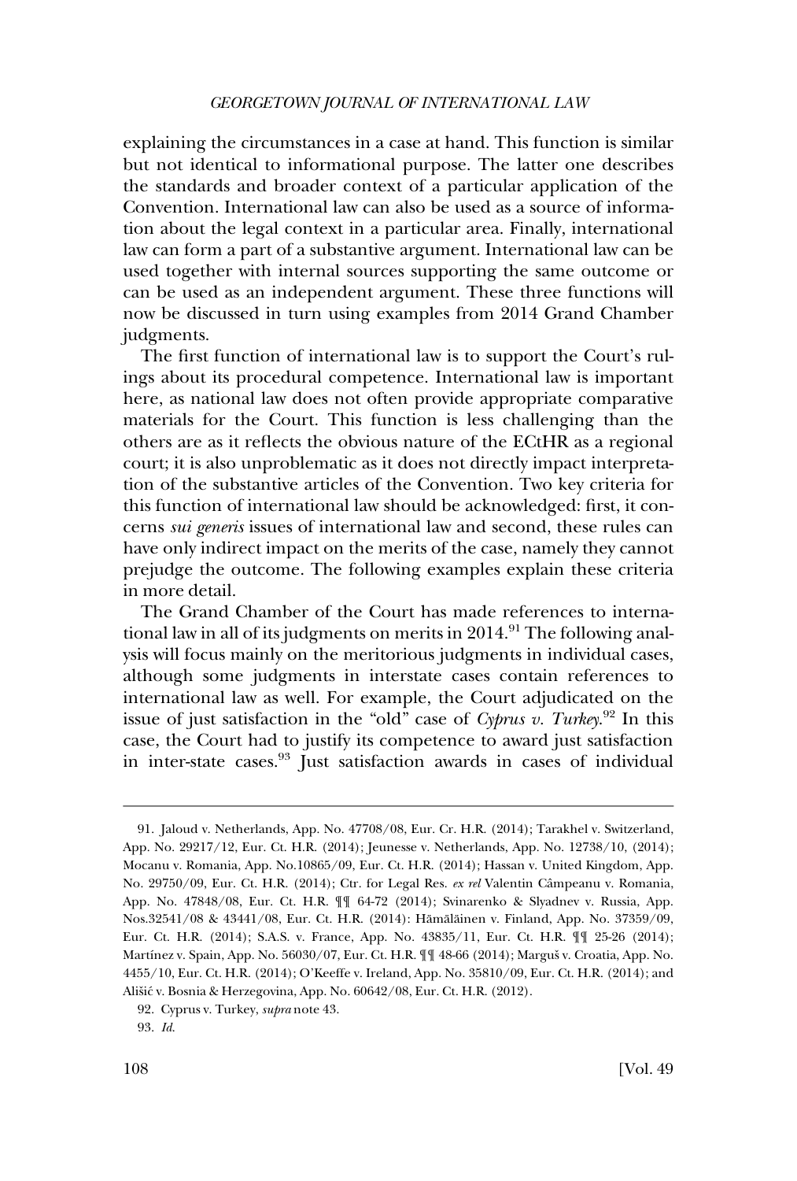explaining the circumstances in a case at hand. This function is similar but not identical to informational purpose. The latter one describes the standards and broader context of a particular application of the Convention. International law can also be used as a source of information about the legal context in a particular area. Finally, international law can form a part of a substantive argument. International law can be used together with internal sources supporting the same outcome or can be used as an independent argument. These three functions will now be discussed in turn using examples from 2014 Grand Chamber judgments.

The first function of international law is to support the Court's rulings about its procedural competence. International law is important here, as national law does not often provide appropriate comparative materials for the Court. This function is less challenging than the others are as it reflects the obvious nature of the ECtHR as a regional court; it is also unproblematic as it does not directly impact interpretation of the substantive articles of the Convention. Two key criteria for this function of international law should be acknowledged: first, it concerns *sui generis* issues of international law and second, these rules can have only indirect impact on the merits of the case, namely they cannot prejudge the outcome. The following examples explain these criteria in more detail.

The Grand Chamber of the Court has made references to international law in all of its judgments on merits in 2014.[91] The following analysis will focus mainly on the meritorious judgments in individual cases, although some judgments in interstate cases contain references to international law as well. For example, the Court adjudicated on the issue of just satisfaction in the "old" case of *Cyprus v. Turkey*.[92] In this case, the Court had to justify its competence to award just satisfaction in inter-state cases.[93] Just satisfaction awards in cases of individual

---

91. Jaloud v. Netherlands, App. No. 47708/08, Eur. Cr. H.R. (2014); Tarakhel v. Switzerland, App. No. 29217/12, Eur. Ct. H.R. (2014); Jeunesse v. Netherlands, App. No. 12738/10, (2014); Mocanu v. Romania, App. No.10865/09, Eur. Ct. H.R. (2014); Hassan v. United Kingdom, App. No. 29750/09, Eur. Ct. H.R. (2014); Ctr. for Legal Res. *ex rel* Valentin Câmpeanu v. Romania, App. No. 47848/08, Eur. Ct. H.R. ¶¶ 64-72 (2014); Svinarenko & Slyadnev v. Russia, App. Nos.32541/08 & 43441/08, Eur. Ct. H.R. (2014): Hämäläinen v. Finland, App. No. 37359/09, Eur. Ct. H.R. (2014); S.A.S. v. France, App. No. 43835/11, Eur. Ct. H.R. ¶¶ 25-26 (2014); Martínez v. Spain, App. No. 56030/07, Eur. Ct. H.R. ¶¶ 48-66 (2014); Marguš v. Croatia, App. No. 4455/10, Eur. Ct. H.R. (2014); O'Keeffe v. Ireland, App. No. 35810/09, Eur. Ct. H.R. (2014); and Ališić v. Bosnia & Herzegovina, App. No. 60642/08, Eur. Ct. H.R. (2012).

92. Cyprus v. Turkey, *supra* note 43.

93. *Id.*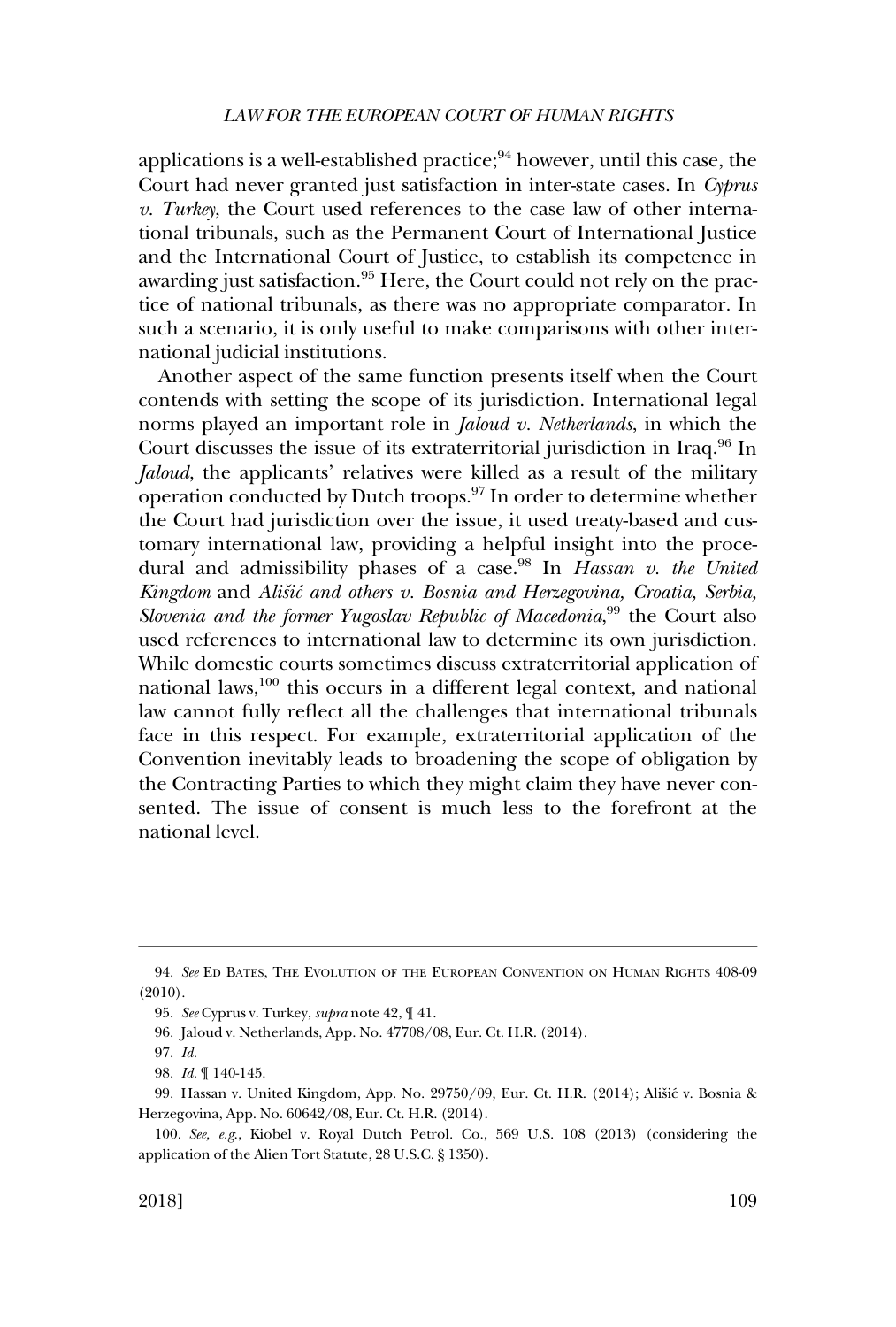applications is a well-established practice;[94] however, until this case, the Court had never granted just satisfaction in inter-state cases. In *Cyprus v. Turkey*, the Court used references to the case law of other international tribunals, such as the Permanent Court of International Justice and the International Court of Justice, to establish its competence in awarding just satisfaction.[95] Here, the Court could not rely on the practice of national tribunals, as there was no appropriate comparator. In such a scenario, it is only useful to make comparisons with other international judicial institutions.

Another aspect of the same function presents itself when the Court contends with setting the scope of its jurisdiction. International legal norms played an important role in *Jaloud v. Netherlands*, in which the Court discusses the issue of its extraterritorial jurisdiction in Iraq.[96] In *Jaloud*, the applicants' relatives were killed as a result of the military operation conducted by Dutch troops.[97] In order to determine whether the Court had jurisdiction over the issue, it used treaty-based and customary international law, providing a helpful insight into the procedural and admissibility phases of a case.[98] In *Hassan v. the United Kingdom* and *Argenti Aišić and others v. Bosnia and Herzegovina, Croatia, Serbia, Slovenia and the former Yugoslav Republic of Macedonia*,[99] the Court also used references to international law to determine its own jurisdiction. While domestic courts sometimes discuss extraterritorial application of national laws,[100] this occurs in a different legal context, and national law cannot fully reflect all the challenges that international tribunals face in this respect. For example, extraterritorial application of the Convention inevitably leads to broadening the scope of obligation by the Contracting Parties to which they might claim they have never consented. The issue of consent is much less to the forefront at the national level.

---

94. *See* ED BATES, THE EVOLUTION OF THE EUROPEAN CONVENTION ON HUMAN RIGHTS 408-09 (2010).

95. *See* Cyprus v. Turkey, *supra* note 42, ¶ 41.

96. Jaloud v. Netherlands, App. No. 47708/08, Eur. Ct. H.R. (2014).

97. *Id.*

98. *Id.* ¶ 140-145.

99. Hassan v. United Kingdom, App. No. 29750/09, Eur. Ct. H.R. (2014); Ališić v. Bosnia & Herzegovina, App. No. 60642/08, Eur. Ct. H.R. (2014).

100. *See, e.g.*, Kiobel v. Royal Dutch Petrol. Co., 569 U.S. 108 (2013) (considering the application of the Alien Tort Statute, 28 U.S.C. § 1350).

applications is a well-established practice;[94] however, until this case, the Court had never granted just satisfaction in inter-state cases. In *Cyprus v. Turkey*, the Court used references to the case law of other international tribunals, such as the Permanent Court of International Justice and the International Court of Justice, to establish its competence in awarding just satisfaction.[95] Here, the Court could not rely on the practice of national tribunals, as there was no appropriate comparator. In such a scenario, it is only useful to make comparisons with other international judicial institutions.

Another aspect of the same function presents itself when the Court contends with setting the scope of its jurisdiction. International legal norms played an important role in *Jaloud v. Netherlands*, in which the Court discusses the issue of its extraterritorial jurisdiction in Iraq.[96] In *Jaloud*, the applicants' relatives were killed as a result of the military operation conducted by Dutch troops.[97] In order to determine whether the Court had jurisdiction over the issue, it used treaty-based and customary international law, providing a helpful insight into the procedural and admissibility phases of a case.[98] In *Hassan v. the United Kingdom* and *Ališić and others v. Bosnia and Herzegovina, Croatia, Serbia, Slovenia and the former Yugoslav Republic of Macedonia*,[99] the Court also used references to international law to determine its own jurisdiction. While domestic courts sometimes discuss extraterritorial application of national laws,[100] this occurs in a different legal context, and national law cannot fully reflect all the challenges that international tribunals face in this respect. For example, extraterritorial application of the Convention inevitably leads to broadening the scope of obligation by the Contracting Parties to which they might claim they have never consented. The issue of consent is much less to the forefront at the national level.

---

94. *See* ED BATES, THE EVOLUTION OF THE EUROPEAN CONVENTION ON HUMAN RIGHTS 408-09 (2010).

95. *See* Cyprus v. Turkey, *supra* note 42, ¶ 41.

96. Jaloud v. Netherlands, App. No. 47708/08, Eur. Ct. H.R. (2014).

97. *Id.*

98. *Id.* ¶ 140-145.

99. Hassan v. United Kingdom, App. No. 29750/09, Eur. Ct. H.R. (2014); Ališić v. Bosnia & Herzegovina, App. No. 60642/08, Eur. Ct. H.R. (2014).

100. *See, e.g.*, Kiobel v. Royal Dutch Petrol. Co., 569 U.S. 108 (2013) (considering the application of the Alien Tort Statute, 28 U.S.C. § 1350).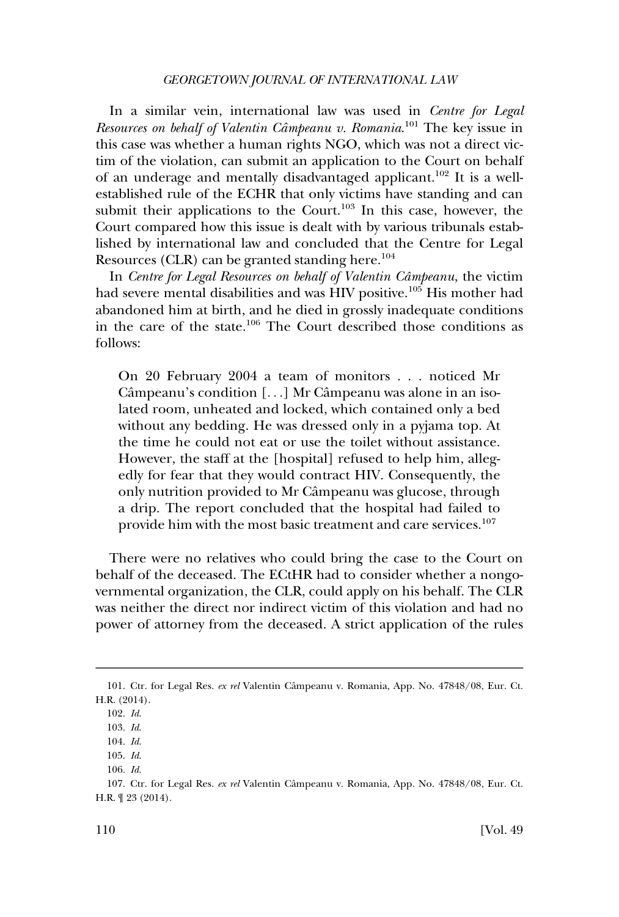In a similar vein, international law was used in *Centre for Legal Resources on behalf of Valentin Câmpeanu v. Romania*.[101] The key issue in this case was whether a human rights NGO, which was not a direct victim of the violation, can submit an application to the Court on behalf of an underage and mentally disadvantaged applicant.[102] It is a well-established rule of the ECHR that only victims have standing and can submit their applications to the Court.[103] In this case, however, the Court compared how this issue is dealt with by various tribunals established by international law and concluded that the Centre for Legal Resources (CLR) can be granted standing here.[104]

In *Centre for Legal Resources on behalf of Valentin Câmpeanu*, the victim had severe mental disabilities and was HIV positive.[105] His mother had abandoned him at birth, and he died in grossly inadequate conditions in the care of the state.[106] The Court described those conditions as follows:

> On 20 February 2004 a team of monitors . . . noticed Mr Câmpeanu's condition [. . .] Mr Câmpeanu was alone in an isolated room, unheated and locked, which contained only a bed without any bedding. He was dressed only in a pyjama top. At the time he could not eat or use the toilet without assistance. However, the staff at the [hospital] refused to help him, allegedly for fear that they would contract HIV. Consequently, the only nutrition provided to Mr Câmpeanu was glucose, through a drip. The report concluded that the hospital had failed to provide him with the most basic treatment and care services.[107]

There were no relatives who could bring the case to the Court on behalf of the deceased. The ECtHR had to consider whether a nongovernmental organization, the CLR, could apply on his behalf. The CLR was neither the direct nor indirect victim of this violation and had no power of attorney from the deceased. A strict application of the rules

---

101. Ctr. for Legal Res. *ex rel* Valentin Câmpeanu v. Romania, App. No. 47848/08, Eur. Ct. H.R. (2014).

102. *Id.*

103. *Id.*

104. *Id.*

105. *Id.*

106. *Id.*

107. Ctr. for Legal Res. *ex rel* Valentin Câmpeanu v. Romania, App. No. 47848/08, Eur. Ct. H.R. ¶ 23 (2014).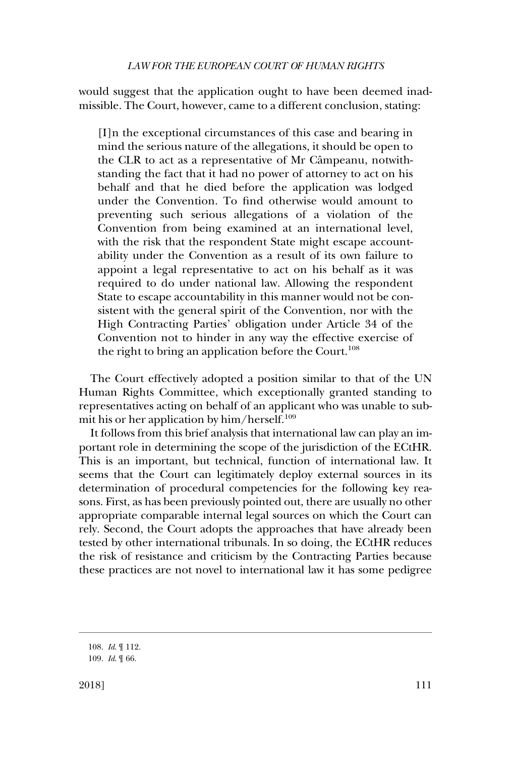would suggest that the application ought to have been deemed inadmissible. The Court, however, came to a different conclusion, stating:

> [I]n the exceptional circumstances of this case and bearing in mind the serious nature of the allegations, it should be open to the CLR to act as a representative of Mr Câmpeanu, notwithstanding the fact that it had no power of attorney to act on his behalf and that he died before the application was lodged under the Convention. To find otherwise would amount to preventing such serious allegations of a violation of the Convention from being examined at an international level, with the risk that the respondent State might escape accountability under the Convention as a result of its own failure to appoint a legal representative to act on his behalf as it was required to do under national law. Allowing the respondent State to escape accountability in this manner would not be consistent with the general spirit of the Convention, nor with the High Contracting Parties' obligation under Article 34 of the Convention not to hinder in any way the effective exercise of the right to bring an application before the Court.[108]

The Court effectively adopted a position similar to that of the UN Human Rights Committee, which exceptionally granted standing to representatives acting on behalf of an applicant who was unable to submit his or her application by him/herself.[109]

It follows from this brief analysis that international law can play an important role in determining the scope of the jurisdiction of the ECtHR. This is an important, but technical, function of international law. It seems that the Court can legitimately deploy external sources in its determination of procedural competencies for the following key reasons. First, as has been previously pointed out, there are usually no other appropriate comparable internal legal sources on which the Court can rely. Second, the Court adopts the approaches that have already been tested by other international tribunals. In so doing, the ECtHR reduces the risk of resistance and criticism by the Contracting Parties because these practices are not novel to international law it has some pedigree

---

108. *Id.* ¶ 112.

109. *Id.* ¶ 66.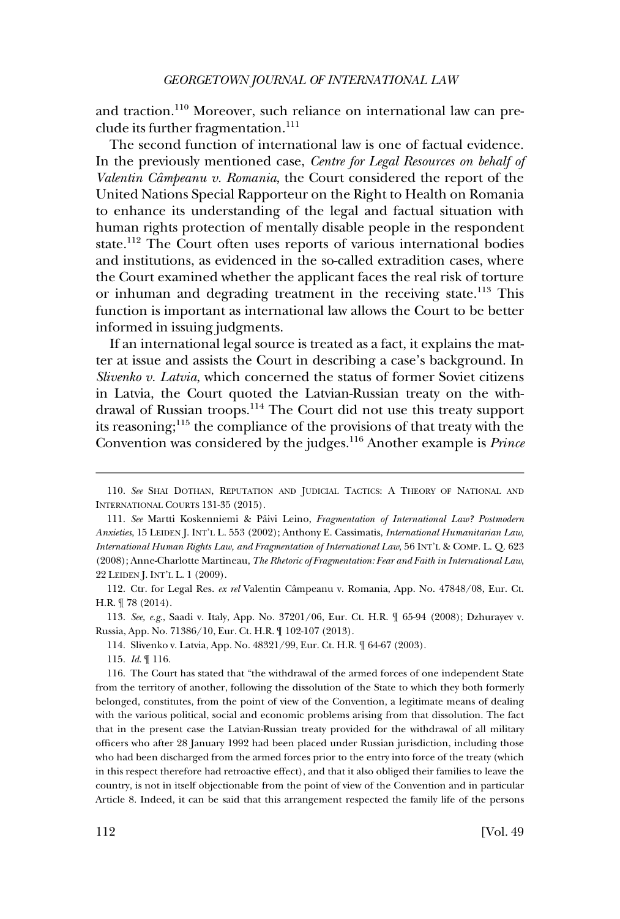and traction.[110] Moreover, such reliance on international law can preclude its further fragmentation.[111]

The second function of international law is one of factual evidence. In the previously mentioned case, *Centre for Legal Resources on behalf of Valentin Câmpeanu v. Romania*, the Court considered the report of the United Nations Special Rapporteur on the Right to Health on Romania to enhance its understanding of the legal and factual situation with human rights protection of mentally disable people in the respondent state.[112] The Court often uses reports of various international bodies and institutions, as evidenced in the so-called extradition cases, where the Court examined whether the applicant faces the real risk of torture or inhuman and degrading treatment in the receiving state.[113] This function is important as international law allows the Court to be better informed in issuing judgments.

If an international legal source is treated as a fact, it explains the matter at issue and assists the Court in describing a case's background. In *Slivenko v. Latvia*, which concerned the status of former Soviet citizens in Latvia, the Court quoted the Latvian-Russian treaty on the withdrawal of Russian troops.[114] The Court did not use this treaty support its reasoning;[115] the compliance of the provisions of that treaty with the Convention was considered by the judges.[116] Another example is *Prince*

---

110. *See* SHAI DOTHAN, REPUTATION AND JUDICIAL TACTICS: A THEORY OF NATIONAL AND INTERNATIONAL COURTS 131-35 (2015).

111. *See* Martti Koskenniemi & Päivi Leino, *Fragmentation of International Law? Postmodern Anxieties*, 15 LEIDEN J. INT'L L. 553 (2002); Anthony E. Cassimatis, *International Humanitarian Law, International Human Rights Law, and Fragmentation of International Law*, 56 INT'L & COMP. L. Q. 623 (2008); Anne-Charlotte Martineau, *The Rhetoric of Fragmentation: Fear and Faith in International Law*, 22 LEIDEN J. INT'L L. 1 (2009).

112. Ctr. for Legal Res. *ex rel* Valentin Câmpeanu v. Romania, App. No. 47848/08, Eur. Ct. H.R. ¶ 78 (2014).

113. *See, e.g.*, Saadi v. Italy, App. No. 37201/06, Eur. Ct. H.R. ¶ 65-94 (2008); Dzhurayev v. Russia, App. No. 71386/10, Eur. Ct. H.R. ¶ 102-107 (2013).

114. Slivenko v. Latvia, App. No. 48321/99, Eur. Ct. H.R. ¶ 64-67 (2003).

115. *Id.* ¶ 116.

116. The Court has stated that "the withdrawal of the armed forces of one independent State from the territory of another, following the dissolution of the State to which they both formerly belonged, constitutes, from the point of view of the Convention, a legitimate means of dealing with the various political, social and economic problems arising from that dissolution. The fact that in the present case the Latvian-Russian treaty provided for the withdrawal of all military officers who after 28 January 1992 had been placed under Russian jurisdiction, including those who had been discharged from the armed forces prior to the entry into force of the treaty (which in this respect therefore had retroactive effect), and that it also obliged their families to leave the country, is not in itself objectionable from the point of view of the Convention and in particular Article 8. Indeed, it can be said that this arrangement respected the family life of the persons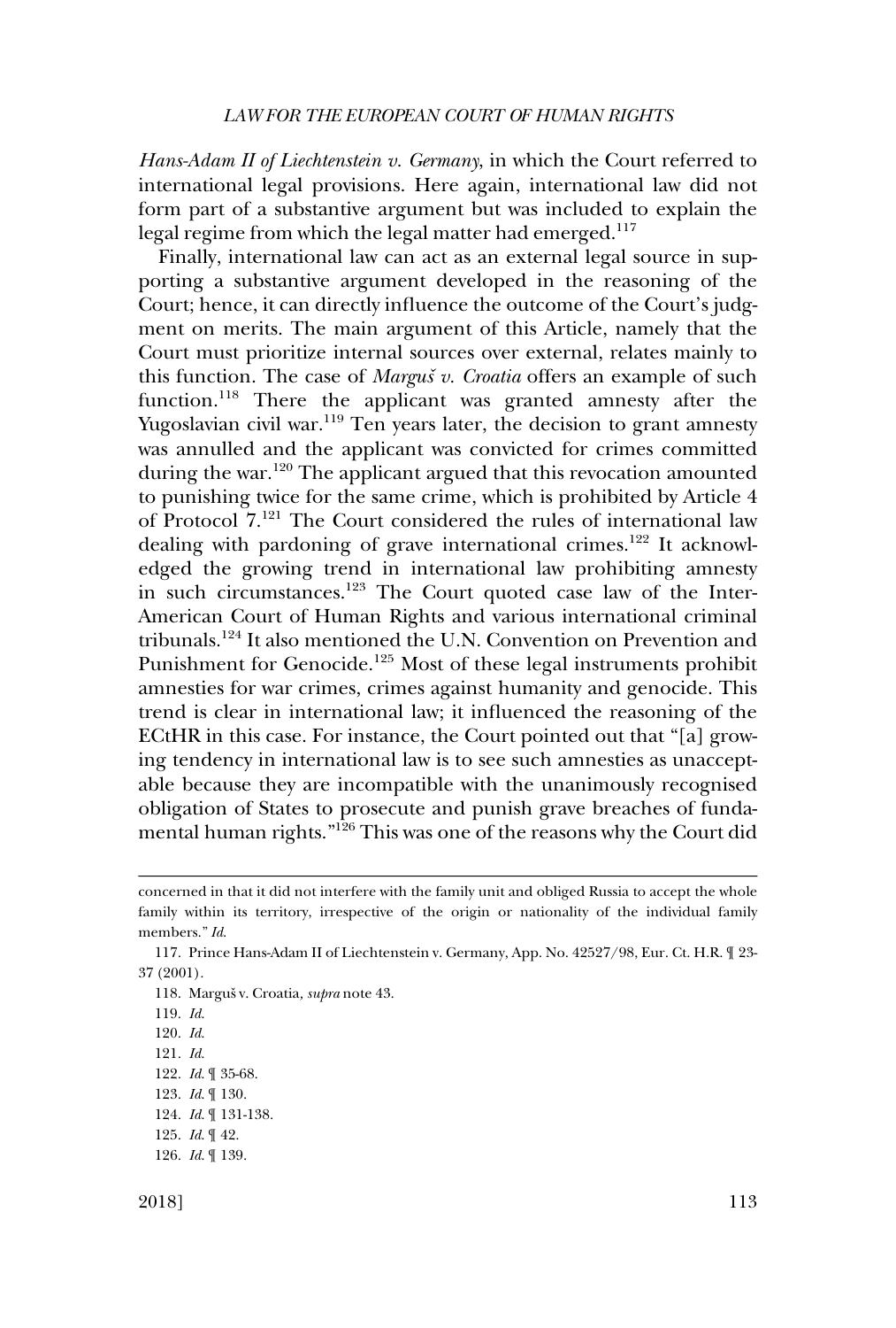*Hans-Adam II of Liechtenstein v. Germany*, in which the Court referred to international legal provisions. Here again, international law did not form part of a substantive argument but was included to explain the legal regime from which the legal matter had emerged.[117]

Finally, international law can act as an external legal source in supporting a substantive argument developed in the reasoning of the Court; hence, it can directly influence the outcome of the Court's judgment on merits. The main argument of this Article, namely that the Court must prioritize internal sources over external, relates mainly to this function. The case of *Marguš v. Croatia* offers an example of such function.[118] There the applicant was granted amnesty after the Yugoslavian civil war.[119] Ten years later, the decision to grant amnesty was annulled and the applicant was convicted for crimes committed during the war.[120] The applicant argued that this revocation amounted to punishing twice for the same crime, which is prohibited by Article 4 of Protocol 7.[121] The Court considered the rules of international law dealing with pardoning of grave international crimes.[122] It acknowledged the growing trend in international law prohibiting amnesty in such circumstances.[123] The Court quoted case law of the Inter-American Court of Human Rights and various international criminal tribunals.[124] It also mentioned the U.N. Convention on Prevention and Punishment for Genocide.[125] Most of these legal instruments prohibit amnesties for war crimes, crimes against humanity and genocide. This trend is clear in international law; it influenced the reasoning of the ECtHR in this case. For instance, the Court pointed out that "[a] growing tendency in international law is to see such amnesties as unacceptable because they are incompatible with the unanimously recognised obligation of States to prosecute and punish grave breaches of fundamental human rights."[126] This was one of the reasons why the Court did

---

concerned in that it did not interfere with the family unit and obliged Russia to accept the whole family within its territory, irrespective of the origin or nationality of the individual family members." *Id.*

117. Prince Hans-Adam II of Liechtenstein v. Germany, App. No. 42527/98, Eur. Ct. H.R. ¶ 23-37 (2001).

118. Marguš v. Croatia, *supra* note 43.

119. *Id.*

120. *Id.*

121. *Id.*

122. *Id.* ¶ 35-68.

123. *Id.* ¶ 130.

124. *Id.* ¶ 131-138.

125. *Id.* ¶ 42.

126. *Id.* ¶ 139.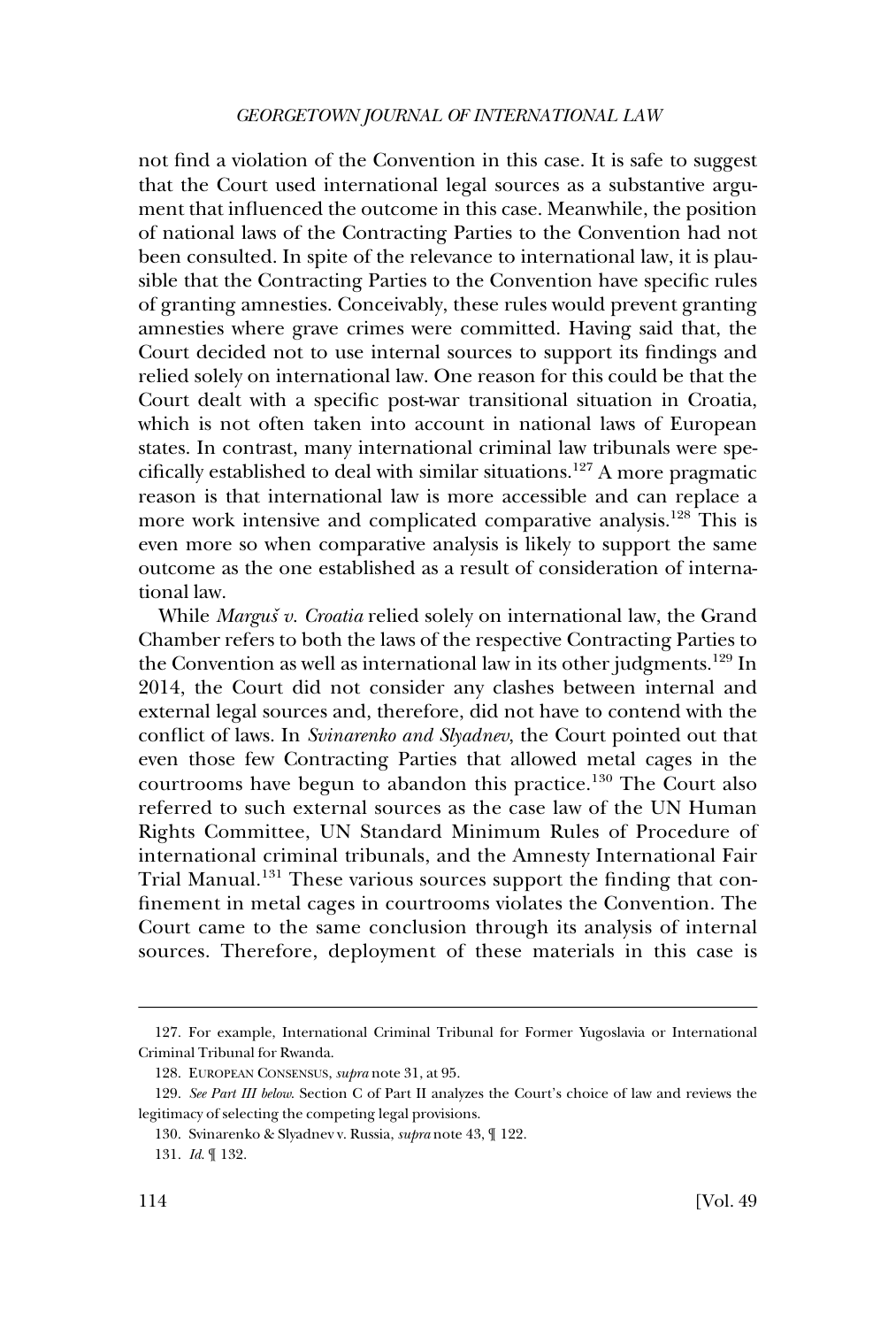not find a violation of the Convention in this case. It is safe to suggest that the Court used international legal sources as a substantive argument that influenced the outcome in this case. Meanwhile, the position of national laws of the Contracting Parties to the Convention had not been consulted. In spite of the relevance to international law, it is plausible that the Contracting Parties to the Convention have specific rules of granting amnesties. Conceivably, these rules would prevent granting amnesties where grave crimes were committed. Having said that, the Court decided not to use internal sources to support its findings and relied solely on international law. One reason for this could be that the Court dealt with a specific post-war transitional situation in Croatia, which is not often taken into account in national laws of European states. In contrast, many international criminal law tribunals were specifically established to deal with similar situations.[127] A more pragmatic reason is that international law is more accessible and can replace a more work intensive and complicated comparative analysis.[128] This is even more so when comparative analysis is likely to support the same outcome as the one established as a result of consideration of international law.

While *Marguš v. Croatia* relied solely on international law, the Grand Chamber refers to both the laws of the respective Contracting Parties to the Convention as well as international law in its other judgments.[129] In 2014, the Court did not consider any clashes between internal and external legal sources and, therefore, did not have to contend with the conflict of laws. In *Svinarenko and Slyadnev*, the Court pointed out that even those few Contracting Parties that allowed metal cages in the courtrooms have begun to abandon this practice.[130] The Court also referred to such external sources as the case law of the UN Human Rights Committee, UN Standard Minimum Rules of Procedure of international criminal tribunals, and the Amnesty International Fair Trial Manual.[131] These various sources support the finding that confinement in metal cages in courtrooms violates the Convention. The Court came to the same conclusion through its analysis of internal sources. Therefore, deployment of these materials in this case is

---

127. For example, International Criminal Tribunal for Former Yugoslavia or International Criminal Tribunal for Rwanda.

128. EUROPEAN CONSENSUS, *supra* note 31, at 95.

129. *See Part III below*. Section C of Part II analyzes the Court's choice of law and reviews the legitimacy of selecting the competing legal provisions.

130. Svinarenko & Slyadnev v. Russia, *supra* note 43, ¶ 122.

131. *Id.* ¶ 132.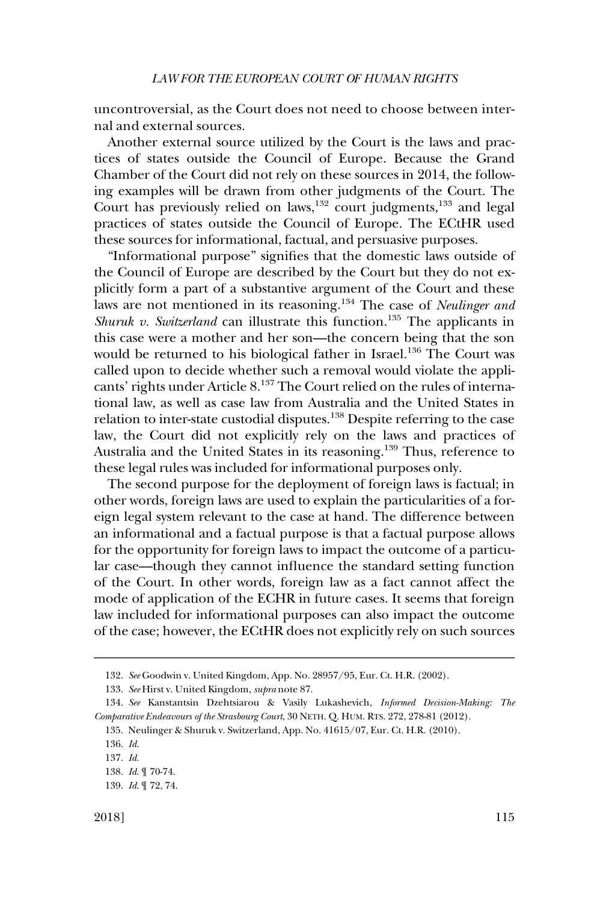uncontroversial, as the Court does not need to choose between internal and external sources.

Another external source utilized by the Court is the laws and practices of states outside the Council of Europe. Because the Grand Chamber of the Court did not rely on these sources in 2014, the following examples will be drawn from other judgments of the Court. The Court has previously relied on laws,[132] court judgments,[133] and legal practices of states outside the Council of Europe. The ECtHR used these sources for informational, factual, and persuasive purposes.

"Informational purpose" signifies that the domestic laws outside of the Council of Europe are described by the Court but they do not explicitly form a part of a substantive argument of the Court and these laws are not mentioned in its reasoning.[134] The case of *Neulinger and Shuruk v. Switzerland* can illustrate this function.[135] The applicants in this case were a mother and her son—the concern being that the son would be returned to his biological father in Israel.[136] The Court was called upon to decide whether such a removal would violate the applicants' rights under Article 8.[137] The Court relied on the rules of international law, as well as case law from Australia and the United States in relation to inter-state custodial disputes.[138] Despite referring to the case law, the Court did not explicitly rely on the laws and practices of Australia and the United States in its reasoning.[139] Thus, reference to these legal rules was included for informational purposes only.

The second purpose for the deployment of foreign laws is factual; in other words, foreign laws are used to explain the particularities of a foreign legal system relevant to the case at hand. The difference between an informational and a factual purpose is that a factual purpose allows for the opportunity for foreign laws to impact the outcome of a particular case—though they cannot influence the standard setting function of the Court. In other words, foreign law as a fact cannot affect the mode of application of the ECHR in future cases. It seems that foreign law included for informational purposes can also impact the outcome of the case; however, the ECtHR does not explicitly rely on such sources

---

132. *See* Goodwin v. United Kingdom, App. No. 28957/95, Eur. Ct. H.R. (2002).

133. *See* Hirst v. United Kingdom, *supra* note 87.

134. *See* Kanstantsin Dzehtsiarou & Vasily Lukashevich, *Informed Decision-Making: The Comparative Endeavours of the Strasbourg Court*, 30 NETH. Q. HUM. RTS. 272, 278-81 (2012).

135. Neulinger & Shuruk v. Switzerland, App. No. 41615/07, Eur. Ct. H.R. (2010).

136. *Id.*

137. *Id.*

138. *Id.* ¶ 70-74.

139. *Id.* ¶ 72, 74.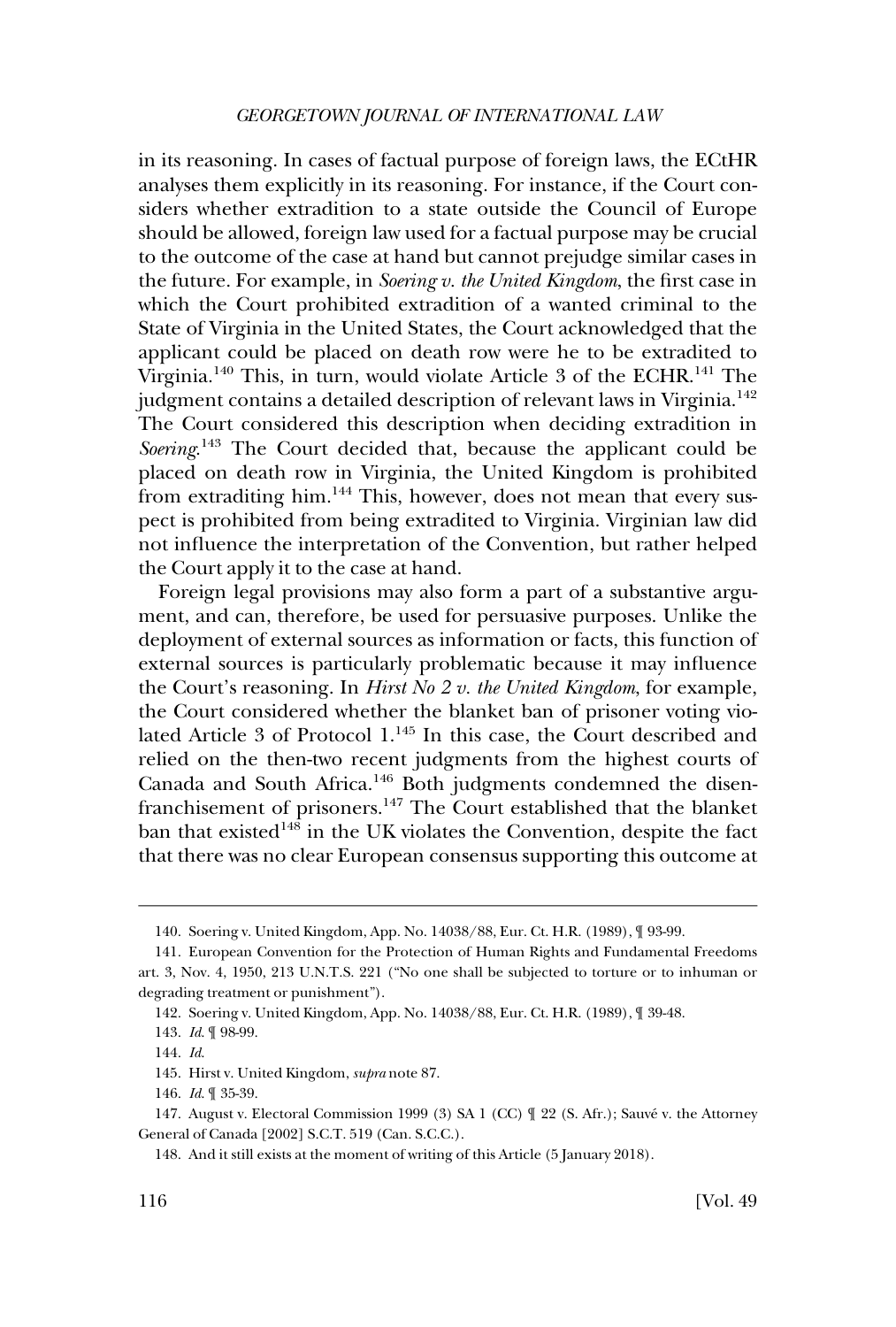in its reasoning. In cases of factual purpose of foreign laws, the ECtHR analyses them explicitly in its reasoning. For instance, if the Court considers whether extradition to a state outside the Council of Europe should be allowed, foreign law used for a factual purpose may be crucial to the outcome of the case at hand but cannot prejudge similar cases in the future. For example, in *Soering v. the United Kingdom*, the first case in which the Court prohibited extradition of a wanted criminal to the State of Virginia in the United States, the Court acknowledged that the applicant could be placed on death row were he to be extradited to Virginia.[140] This, in turn, would violate Article 3 of the ECHR.[141] The judgment contains a detailed description of relevant laws in Virginia.[142] The Court considered this description when deciding extradition in *Soering*.[143] The Court decided that, because the applicant could be placed on death row in Virginia, the United Kingdom is prohibited from extraditing him.[144] This, however, does not mean that every suspect is prohibited from being extradited to Virginia. Virginian law did not influence the interpretation of the Convention, but rather helped the Court apply it to the case at hand.

Foreign legal provisions may also form a part of a substantive argument, and can, therefore, be used for persuasive purposes. Unlike the deployment of external sources as information or facts, this function of external sources is particularly problematic because it may influence the Court's reasoning. In *Hirst No 2 v. the United Kingdom*, for example, the Court considered whether the blanket ban of prisoner voting violated Article 3 of Protocol 1.[145] In this case, the Court described and relied on the then-two recent judgments from the highest courts of Canada and South Africa.[146] Both judgments condemned the disenfranchisement of prisoners.[147] The Court established that the blanket ban that existed[148] in the UK violates the Convention, despite the fact that there was no clear European consensus supporting this outcome at

---

140. Soering v. United Kingdom, App. No. 14038/88, Eur. Ct. H.R. (1989), ¶ 93-99.

141. European Convention for the Protection of Human Rights and Fundamental Freedoms art. 3, Nov. 4, 1950, 213 U.N.T.S. 221 ("No one shall be subjected to torture or to inhuman or degrading treatment or punishment").

142. Soering v. United Kingdom, App. No. 14038/88, Eur. Ct. H.R. (1989), ¶ 39-48.

143. *Id.* ¶ 98-99.

144. *Id.*

145. Hirst v. United Kingdom, *supra* note 87.

146. *Id.* ¶ 35-39.

147. August v. Electoral Commission 1999 (3) SA 1 (CC) ¶ 22 (S. Afr.); Sauvé v. the Attorney General of Canada [2002] S.C.T. 519 (Can. S.C.C.).

148. And it still exists at the moment of writing of this Article (5 January 2018).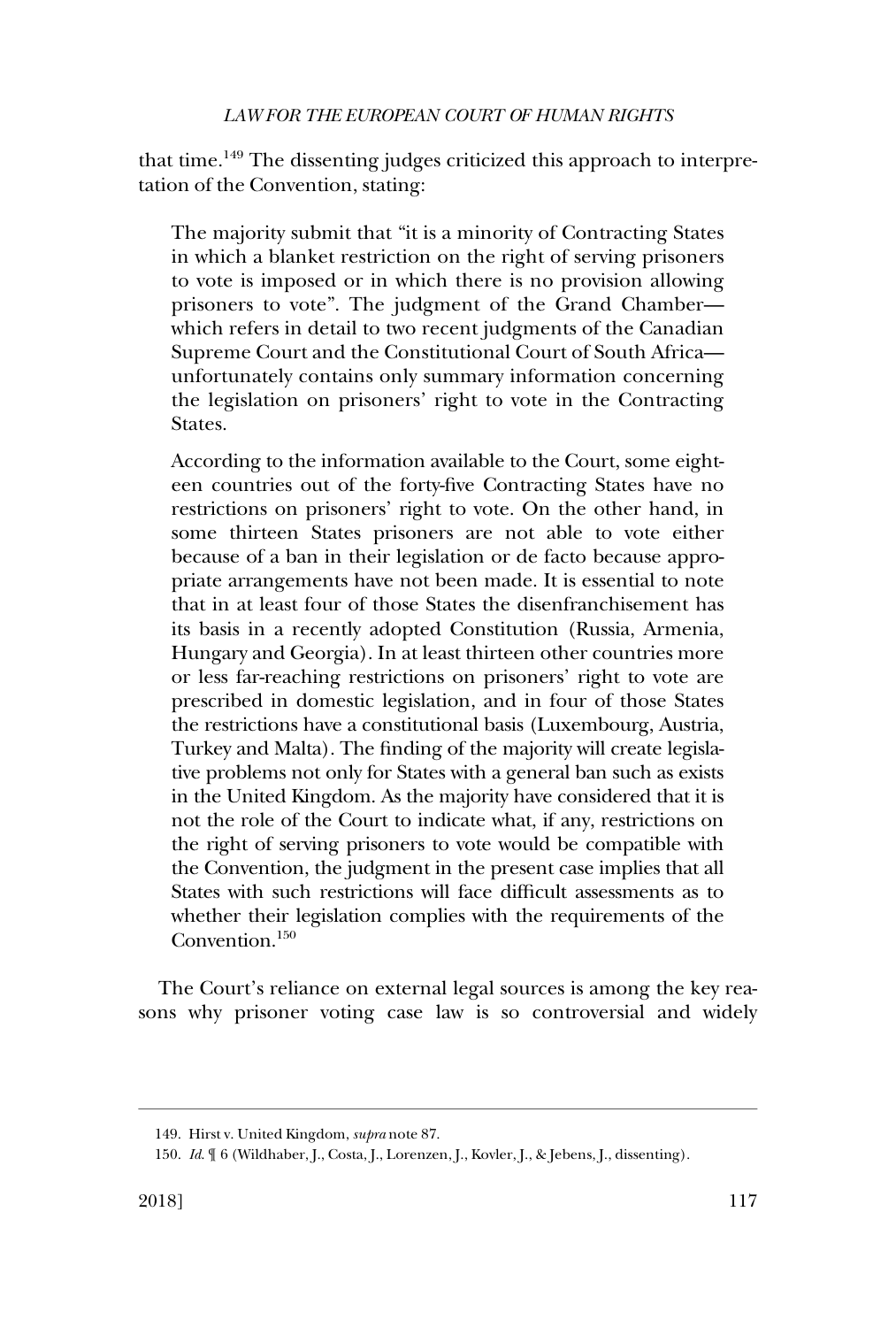that time.[149] The dissenting judges criticized this approach to interpretation of the Convention, stating:

> The majority submit that "it is a minority of Contracting States in which a blanket restriction on the right of serving prisoners to vote is imposed or in which there is no provision allowing prisoners to vote". The judgment of the Grand Chamber—which refers in detail to two recent judgments of the Canadian Supreme Court and the Constitutional Court of South Africa—unfortunately contains only summary information concerning the legislation on prisoners' right to vote in the Contracting States.
>
> According to the information available to the Court, some eighteen countries out of the forty-five Contracting States have no restrictions on prisoners' right to vote. On the other hand, in some thirteen States prisoners are not able to vote either because of a ban in their legislation or de facto because appropriate arrangements have not been made. It is essential to note that in at least four of those States the disenfranchisement has its basis in a recently adopted Constitution (Russia, Armenia, Hungary and Georgia). In at least thirteen other countries more or less far-reaching restrictions on prisoners' right to vote are prescribed in domestic legislation, and in four of those States the restrictions have a constitutional basis (Luxembourg, Austria, Turkey and Malta). The finding of the majority will create legislative problems not only for States with a general ban such as exists in the United Kingdom. As the majority have considered that it is not the role of the Court to indicate what, if any, restrictions on the right of serving prisoners to vote would be compatible with the Convention, the judgment in the present case implies that all States with such restrictions will face difficult assessments as to whether their legislation complies with the requirements of the Convention.[150]

The Court's reliance on external legal sources is among the key reasons why prisoner voting case law is so controversial and widely

---

149. Hirst v. United Kingdom, *supra* note 87.

150. *Id.* ¶ 6 (Wildhaber, J., Costa, J., Lorenzen, J., Kovler, J., & Jebens, J., dissenting).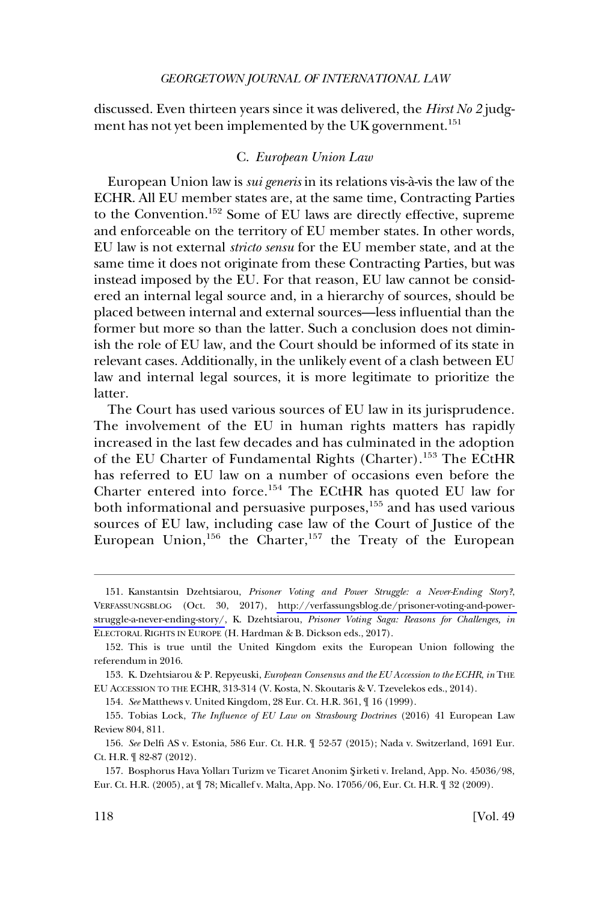discussed. Even thirteen years since it was delivered, the *Hirst No 2* judgment has not yet been implemented by the UK government.[151]

### C. *European Union Law*

European Union law is *sui generis* in its relations vis-à-vis the law of the ECHR. All EU member states are, at the same time, Contracting Parties to the Convention.[152] Some of EU laws are directly effective, supreme and enforceable on the territory of EU member states. In other words, EU law is not external *stricto sensu* for the EU member state, and at the same time it does not originate from these Contracting Parties, but was instead imposed by the EU. For that reason, EU law cannot be considered an internal legal source and, in a hierarchy of sources, should be placed between internal and external sources—less influential than the former but more so than the latter. Such a conclusion does not diminish the role of EU law, and the Court should be informed of its state in relevant cases. Additionally, in the unlikely event of a clash between EU law and internal legal sources, it is more legitimate to prioritize the latter.

The Court has used various sources of EU law in its jurisprudence. The involvement of the EU in human rights matters has rapidly increased in the last few decades and has culminated in the adoption of the EU Charter of Fundamental Rights (Charter).[153] The ECtHR has referred to EU law on a number of occasions even before the Charter entered into force.[154] The ECtHR has quoted EU law for both informational and persuasive purposes,[155] and has used various sources of EU law, including case law of the Court of Justice of the European Union,[156] the Charter,[157] the Treaty of the European

---

151. Kanstantsin Dzehtsiarou, *Prisoner Voting and Power Struggle: a Never-Ending Story?*, VERFASSUNGSBLOG (Oct. 30, 2017), http://verfassungsblog.de/prisoner-voting-and-power-struggle-a-never-ending-story/, K. Dzehtsiarou, *Prisoner Voting Saga: Reasons for Challenges, in* ELECTORAL RIGHTS IN EUROPE (H. Hardman & B. Dickson eds., 2017).

152. This is true until the United Kingdom exits the European Union following the referendum in 2016.

153. K. Dzehtsiarou & P. Repyeuski, *European Consensus and the EU Accession to the ECHR*, *in* THE EU ACCESSION TO THE ECHR, 313-314 (V. Kosta, N. Skoutaris & V. Tzevelekos eds., 2014).

154. *See* Matthews v. United Kingdom, 28 Eur. Ct. H.R. 361, ¶ 16 (1999).

155. Tobias Lock, *The Influence of EU Law on Strasbourg Doctrines* (2016) 41 European Law Review 804, 811.

156. *See* Delfi AS v. Estonia, 586 Eur. Ct. H.R. ¶ 52-57 (2015); Nada v. Switzerland, 1691 Eur. Ct. H.R. ¶ 82-87 (2012).

157. Bosphorus Hava Yolları Turizm ve Ticaret Anonim Şirketi v. Ireland, App. No. 45036/98, Eur. Ct. H.R. (2005), at ¶ 78; Micallef v. Malta, App. No. 17056/06, Eur. Ct. H.R. ¶ 32 (2009).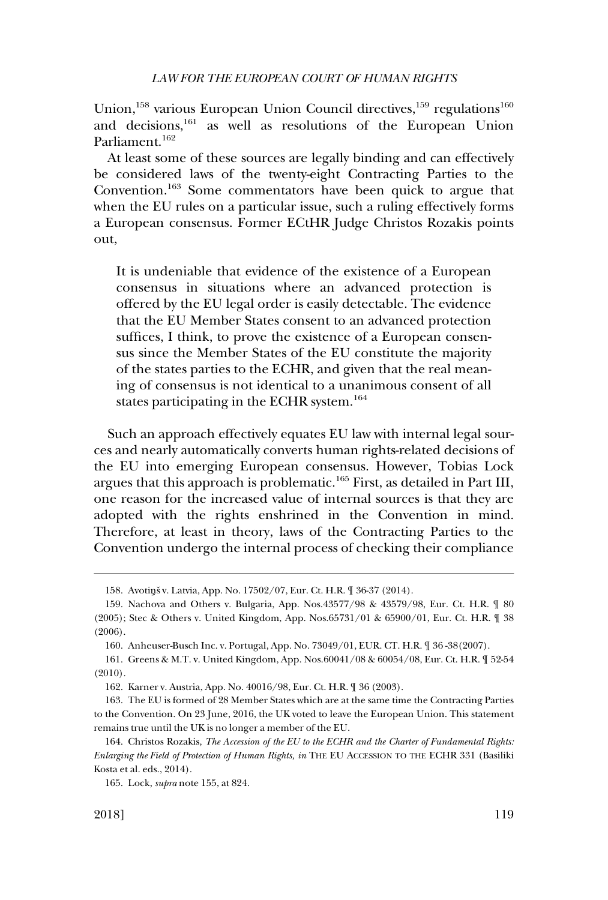Union,[158] various European Union Council directives,[159] regulations[160] and decisions,[161] as well as resolutions of the European Union Parliament.[162]

At least some of these sources are legally binding and can effectively be considered laws of the twenty-eight Contracting Parties to the Convention.[163] Some commentators have been quick to argue that when the EU rules on a particular issue, such a ruling effectively forms a European consensus. Former ECtHR Judge Christos Rozakis points out,

> It is undeniable that evidence of the existence of a European consensus in situations where an advanced protection is offered by the EU legal order is easily detectable. The evidence that the EU Member States consent to an advanced protection suffices, I think, to prove the existence of a European consensus since the Member States of the EU constitute the majority of the states parties to the ECHR, and given that the real meaning of consensus is not identical to a unanimous consent of all states participating in the ECHR system.[164]

Such an approach effectively equates EU law with internal legal sources and nearly automatically converts human rights-related decisions of the EU into emerging European consensus. However, Tobias Lock argues that this approach is problematic.[165] First, as detailed in Part III, one reason for the increased value of internal sources is that they are adopted with the rights enshrined in the Convention in mind. Therefore, at least in theory, laws of the Contracting Parties to the Convention undergo the internal process of checking their compliance

---

158. Avotiņš v. Latvia, App. No. 17502/07, Eur. Ct. H.R. ¶ 36-37 (2014).

159. Nachova and Others v. Bulgaria, App. Nos.43577/98 & 43579/98, Eur. Ct. H.R. ¶ 80 (2005); Stec & Others v. United Kingdom, App. Nos.65731/01 & 65900/01, Eur. Ct. H.R. ¶ 38 (2006).

160. Anheuser-Busch Inc. v. Portugal, App. No. 73049/01, EUR. CT. H.R. ¶ 36 -38(2007).

161. Greens & M.T. v. United Kingdom, App. Nos.60041/08 & 60054/08, Eur. Ct. H.R. ¶ 52-54 (2010).

162. Karner v. Austria, App. No. 40016/98, Eur. Ct. H.R. ¶ 36 (2003).

163. The EU is formed of 28 Member States which are at the same time the Contracting Parties to the Convention. On 23 June, 2016, the UK voted to leave the European Union. This statement remains true until the UK is no longer a member of the EU.

164. Christos Rozakis, *The Accession of the EU to the ECHR and the Charter of Fundamental Rights: Enlarging the Field of Protection of Human Rights, in* THE EU ACCESSION TO THE ECHR 331 (Basiliki Kosta et al. eds., 2014).

165. Lock, *supra* note 155, at 824.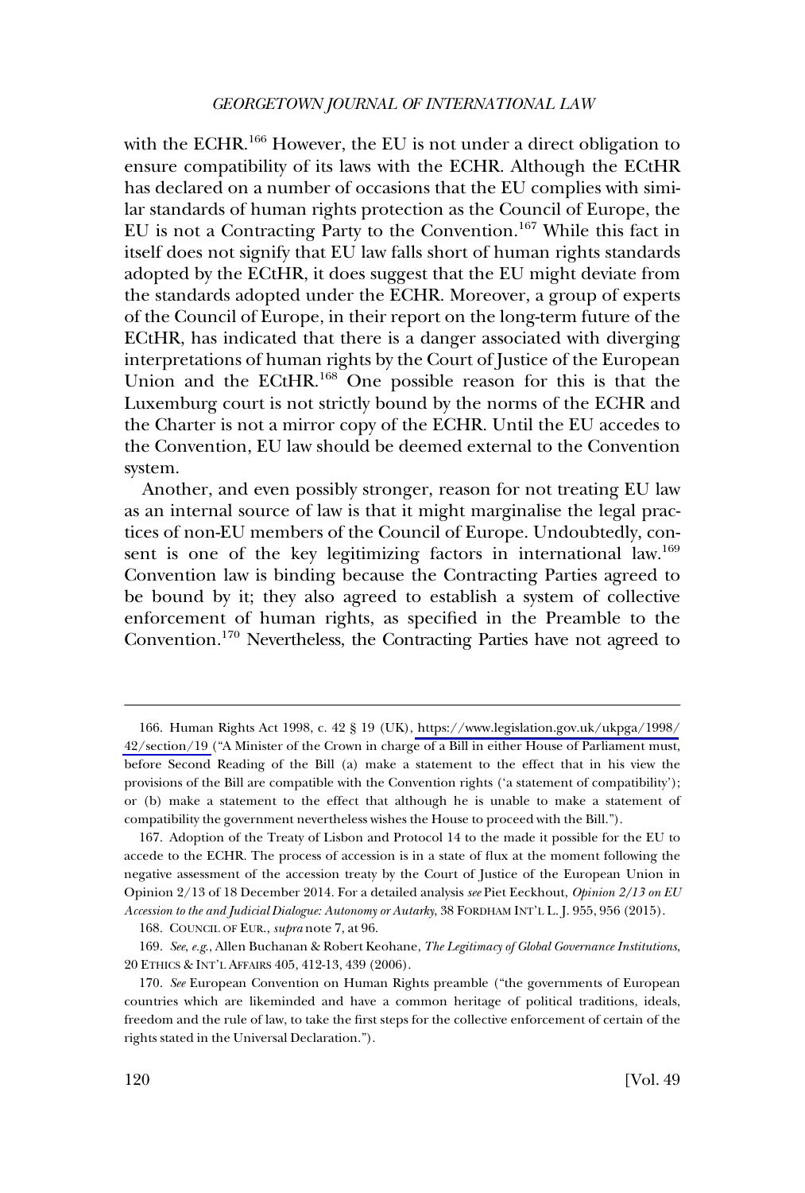with the ECHR.[166] However, the EU is not under a direct obligation to ensure compatibility of its laws with the ECHR. Although the ECtHR has declared on a number of occasions that the EU complies with similar standards of human rights protection as the Council of Europe, the EU is not a Contracting Party to the Convention.[167] While this fact in itself does not signify that EU law falls short of human rights standards adopted by the ECtHR, it does suggest that the EU might deviate from the standards adopted under the ECHR. Moreover, a group of experts of the Council of Europe, in their report on the long-term future of the ECtHR, has indicated that there is a danger associated with diverging interpretations of human rights by the Court of Justice of the European Union and the ECtHR.[168] One possible reason for this is that the Luxemburg court is not strictly bound by the norms of the ECHR and the Charter is not a mirror copy of the ECHR. Until the EU accedes to the Convention, EU law should be deemed external to the Convention system.

Another, and even possibly stronger, reason for not treating EU law as an internal source of law is that it might marginalise the legal practices of non-EU members of the Council of Europe. Undoubtedly, consent is one of the key legitimizing factors in international law.[169] Convention law is binding because the Contracting Parties agreed to be bound by it; they also agreed to establish a system of collective enforcement of human rights, as specified in the Preamble to the Convention.[170] Nevertheless, the Contracting Parties have not agreed to

---

166. Human Rights Act 1998, c. 42 § 19 (UK), https://www.legislation.gov.uk/ukpga/1998/42/section/19 ("A Minister of the Crown in charge of a Bill in either House of Parliament must, before Second Reading of the Bill (a) make a statement to the effect that in his view the provisions of the Bill are compatible with the Convention rights ('a statement of compatibility'); or (b) make a statement to the effect that although he is unable to make a statement of compatibility the government nevertheless wishes the House to proceed with the Bill.").

167. Adoption of the Treaty of Lisbon and Protocol 14 to the made it possible for the EU to accede to the ECHR. The process of accession is in a state of flux at the moment following the negative assessment of the accession treaty by the Court of Justice of the European Union in Opinion 2/13 of 18 December 2014. For a detailed analysis *see* Piet Eeckhout, *Opinion 2/13 on EU Accession to the and Judicial Dialogue: Autonomy or Autarky*, 38 FORDHAM INT'L L. J. 955, 956 (2015).

168. COUNCIL OF EUR., *supra* note 7, at 96.

169. *See, e.g.*, Allen Buchanan & Robert Keohane, *The Legitimacy of Global Governance Institutions*, 20 ETHICS & INT'L AFFAIRS 405, 412-13, 439 (2006).

170. *See* European Convention on Human Rights preamble ("the governments of European countries which are likeminded and have a common heritage of political traditions, ideals, freedom and the rule of law, to take the first steps for the collective enforcement of certain of the rights stated in the Universal Declaration.").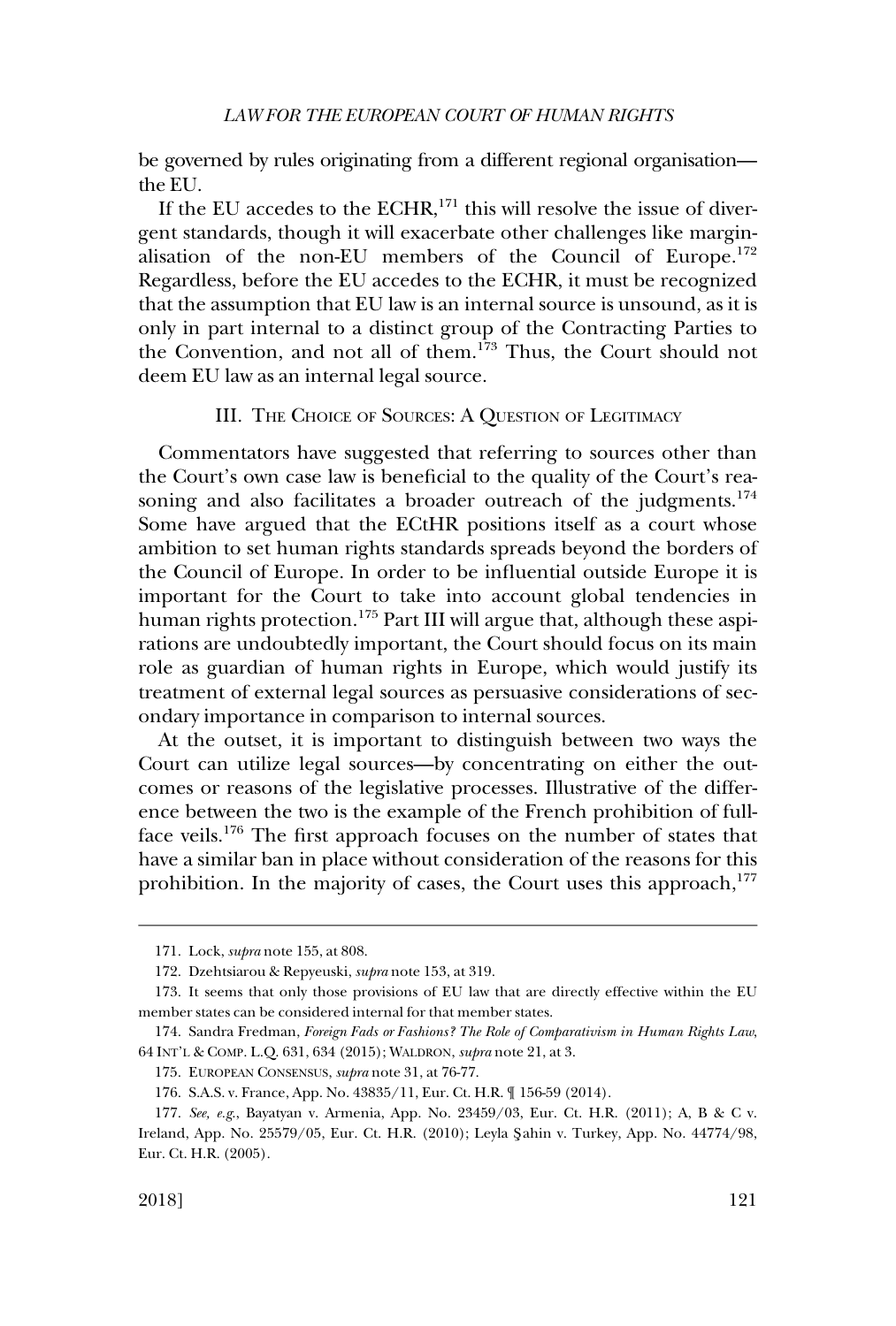be governed by rules originating from a different regional organisation—the EU.

If the EU accedes to the ECHR,[171] this will resolve the issue of divergent standards, though it will exacerbate other challenges like marginalisation of the non-EU members of the Council of Europe.[172] Regardless, before the EU accedes to the ECHR, it must be recognized that the assumption that EU law is an internal source is unsound, as it is only in part internal to a distinct group of the Contracting Parties to the Convention, and not all of them.[173] Thus, the Court should not deem EU law as an internal legal source.

## III. The Choice of Sources: A Question of Legitimacy

Commentators have suggested that referring to sources other than the Court's own case law is beneficial to the quality of the Court's reasoning and also facilitates a broader outreach of the judgments.[174] Some have argued that the ECtHR positions itself as a court whose ambition to set human rights standards spreads beyond the borders of the Council of Europe. In order to be influential outside Europe it is important for the Court to take into account global tendencies in human rights protection.[175] Part III will argue that, although these aspirations are undoubtedly important, the Court should focus on its main role as guardian of human rights in Europe, which would justify its treatment of external legal sources as persuasive considerations of secondary importance in comparison to internal sources.

At the outset, it is important to distinguish between two ways the Court can utilize legal sources—by concentrating on either the outcomes or reasons of the legislative processes. Illustrative of the difference between the two is the example of the French prohibition of full-face veils.[176] The first approach focuses on the number of states that have a similar ban in place without consideration of the reasons for this prohibition. In the majority of cases, the Court uses this approach,[177]

---

171. Lock, *supra* note 155, at 808.

172. Dzehtsiarou & Repyeuski, *supra* note 153, at 319.

173. It seems that only those provisions of EU law that are directly effective within the EU member states can be considered internal for that member states.

174. Sandra Fredman, *Foreign Fads or Fashions? The Role of Comparativism in Human Rights Law*, 64 Int'l & Comp. L.Q. 631, 634 (2015); Waldron, *supra* note 21, at 3.

175. European Consensus, *supra* note 31, at 76-77.

176. S.A.S. v. France, App. No. 43835/11, Eur. Ct. H.R. ¶ 156-59 (2014).

177. *See, e.g.*, Bayatyan v. Armenia, App. No. 23459/03, Eur. Ct. H.R. (2011); A, B & C v. Ireland, App. No. 25579/05, Eur. Ct. H.R. (2010); Leyla Şahin v. Turkey, App. No. 44774/98, Eur. Ct. H.R. (2005).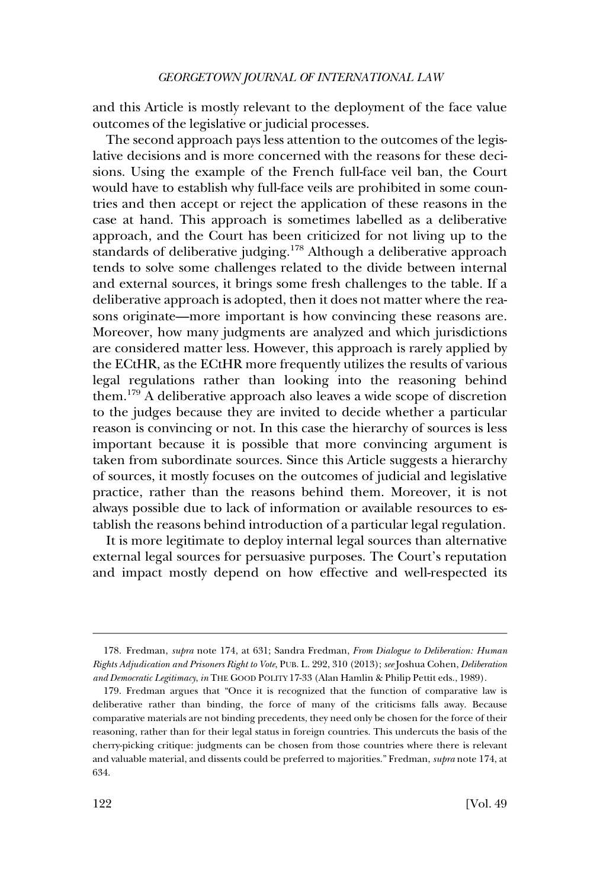and this Article is mostly relevant to the deployment of the face value outcomes of the legislative or judicial processes.

The second approach pays less attention to the outcomes of the legislative decisions and is more concerned with the reasons for these decisions. Using the example of the French full-face veil ban, the Court would have to establish why full-face veils are prohibited in some countries and then accept or reject the application of these reasons in the case at hand. This approach is sometimes labelled as a deliberative approach, and the Court has been criticized for not living up to the standards of deliberative judging.[178] Although a deliberative approach tends to solve some challenges related to the divide between internal and external sources, it brings some fresh challenges to the table. If a deliberative approach is adopted, then it does not matter where the reasons originate—more important is how convincing these reasons are. Moreover, how many judgments are analyzed and which jurisdictions are considered matter less. However, this approach is rarely applied by the ECtHR, as the ECtHR more frequently utilizes the results of various legal regulations rather than looking into the reasoning behind them.[179] A deliberative approach also leaves a wide scope of discretion to the judges because they are invited to decide whether a particular reason is convincing or not. In this case the hierarchy of sources is less important because it is possible that more convincing argument is taken from subordinate sources. Since this Article suggests a hierarchy of sources, it mostly focuses on the outcomes of judicial and legislative practice, rather than the reasons behind them. Moreover, it is not always possible due to lack of information or available resources to establish the reasons behind introduction of a particular legal regulation.

It is more legitimate to deploy internal legal sources than alternative external legal sources for persuasive purposes. The Court's reputation and impact mostly depend on how effective and well-respected its

---

178. Fredman, *supra* note 174, at 631; Sandra Fredman, *From Dialogue to Deliberation: Human Rights Adjudication and Prisoners Right to Vote*, PUB. L. 292, 310 (2013); *see* Joshua Cohen, *Deliberation and Democratic Legitimacy*, *in* THE GOOD POLITY 17-33 (Alan Hamlin & Philip Pettit eds., 1989).

179. Fredman argues that "Once it is recognized that the function of comparative law is deliberative rather than binding, the force of many of the criticisms falls away. Because comparative materials are not binding precedents, they need only be chosen for the force of their reasoning, rather than for their legal status in foreign countries. This undercuts the basis of the cherry-picking critique: judgments can be chosen from those countries where there is relevant and valuable material, and dissents could be preferred to majorities." Fredman, *supra* note 174, at 634.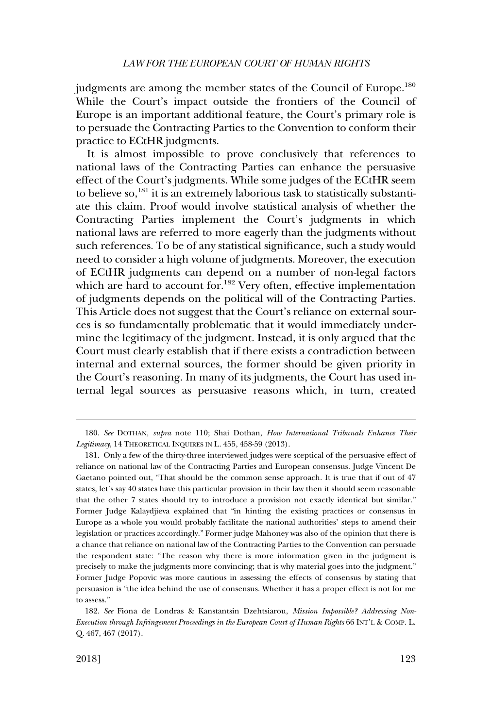judgments are among the member states of the Council of Europe.[180] While the Court's impact outside the frontiers of the Council of Europe is an important additional feature, the Court's primary role is to persuade the Contracting Parties to the Convention to conform their practice to ECtHR judgments.

It is almost impossible to prove conclusively that references to national laws of the Contracting Parties can enhance the persuasive effect of the Court's judgments. While some judges of the ECtHR seem to believe so,[181] it is an extremely laborious task to statistically substantiate this claim. Proof would involve statistical analysis of whether the Contracting Parties implement the Court's judgments in which national laws are referred to more eagerly than the judgments without such references. To be of any statistical significance, such a study would need to consider a high volume of judgments. Moreover, the execution of ECtHR judgments can depend on a number of non-legal factors which are hard to account for.[182] Very often, effective implementation of judgments depends on the political will of the Contracting Parties. This Article does not suggest that the Court's reliance on external sources is so fundamentally problematic that it would immediately undermine the legitimacy of the judgment. Instead, it is only argued that the Court must clearly establish that if there exists a contradiction between internal and external sources, the former should be given priority in the Court's reasoning. In many of its judgments, the Court has used internal legal sources as persuasive reasons which, in turn, created

---

180. *See* DOTHAN, *supra* note 110; Shai Dothan, *How International Tribunals Enhance Their Legitimacy*, 14 THEORETICAL INQUIRES IN L. 455, 458-59 (2013).

181. Only a few of the thirty-three interviewed judges were sceptical of the persuasive effect of reliance on national law of the Contracting Parties and European consensus. Judge Vincent De Gaetano pointed out, "That should be the common sense approach. It is true that if out of 47 states, let's say 40 states have this particular provision in their law then it should seem reasonable that the other 7 states should try to introduce a provision not exactly identical but similar." Former Judge Kalaydjieva explained that "in hinting the existing practices or consensus in Europe as a whole you would probably facilitate the national authorities' steps to amend their legislation or practices accordingly." Former judge Mahoney was also of the opinion that there is a chance that reliance on national law of the Contracting Parties to the Convention can persuade the respondent state: "The reason why there is more information given in the judgment is precisely to make the judgments more convincing; that is why material goes into the judgment." Former Judge Popovic was more cautious in assessing the effects of consensus by stating that persuasion is "the idea behind the use of consensus. Whether it has a proper effect is not for me to assess."

182. *See* Fiona de Londras & Kanstantsin Dzehtsiarou, *Mission Impossible? Addressing Non-Execution through Infringement Proceedings in the European Court of Human Rights* 66 INT'L & COMP. L. Q. 467, 467 (2017).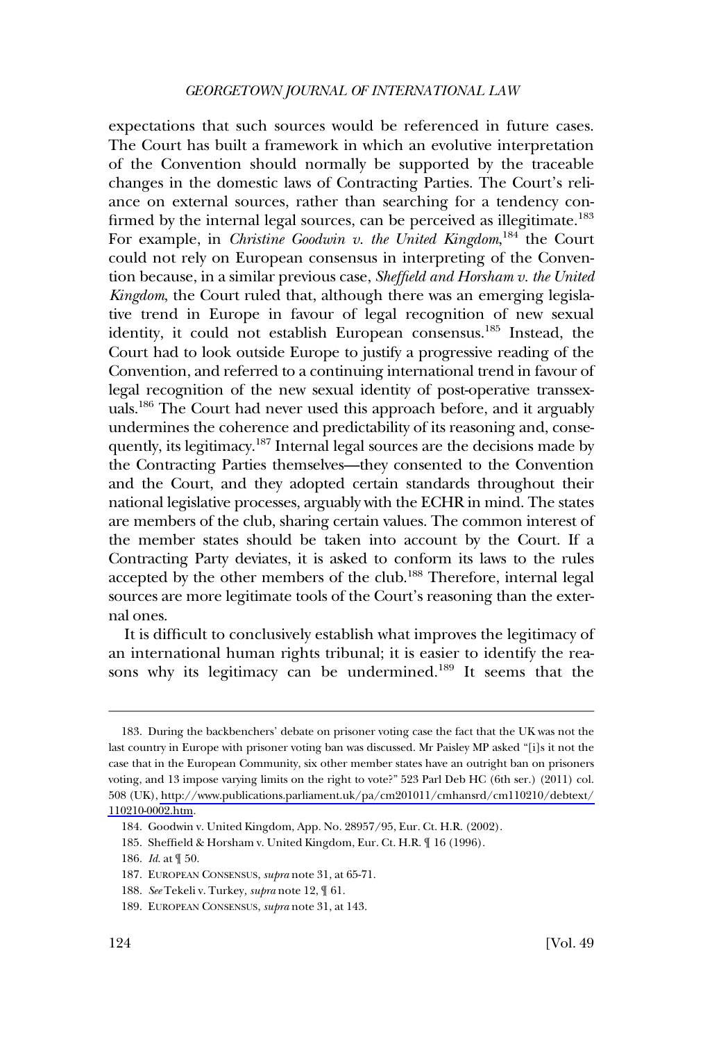expectations that such sources would be referenced in future cases. The Court has built a framework in which an evolutive interpretation of the Convention should normally be supported by the traceable changes in the domestic laws of Contracting Parties. The Court's reliance on external sources, rather than searching for a tendency confirmed by the internal legal sources, can be perceived as illegitimate.[183] For example, in *Christine Goodwin v. the United Kingdom*,[184] the Court could not rely on European consensus in interpreting of the Convention because, in a similar previous case, *Sheffield and Horsham v. the United Kingdom*, the Court ruled that, although there was an emerging legislative trend in Europe in favour of legal recognition of new sexual identity, it could not establish European consensus.[185] Instead, the Court had to look outside Europe to justify a progressive reading of the Convention, and referred to a continuing international trend in favour of legal recognition of the new sexual identity of post-operative transsexuals.[186] The Court had never used this approach before, and it arguably undermines the coherence and predictability of its reasoning and, consequently, its legitimacy.[187] Internal legal sources are the decisions made by the Contracting Parties themselves—they consented to the Convention and the Court, and they adopted certain standards throughout their national legislative processes, arguably with the ECHR in mind. The states are members of the club, sharing certain values. The common interest of the member states should be taken into account by the Court. If a Contracting Party deviates, it is asked to conform its laws to the rules accepted by the other members of the club.[188] Therefore, internal legal sources are more legitimate tools of the Court's reasoning than the external ones.

It is difficult to conclusively establish what improves the legitimacy of an international human rights tribunal; it is easier to identify the reasons why its legitimacy can be undermined.[189] It seems that the

---

183. During the backbenchers' debate on prisoner voting case the fact that the UK was not the last country in Europe with prisoner voting ban was discussed. Mr Paisley MP asked "[i]s it not the case that in the European Community, six other member states have an outright ban on prisoners voting, and 13 impose varying limits on the right to vote?" 523 Parl Deb HC (6th ser.) (2011) col. 508 (UK), http://www.publications.parliament.uk/pa/cm201011/cmhansrd/cm110210/debtext/110210-0002.htm.

184. Goodwin v. United Kingdom, App. No. 28957/95, Eur. Ct. H.R. (2002).

185. Sheffield & Horsham v. United Kingdom, Eur. Ct. H.R. ¶ 16 (1996).

186. *Id.* at ¶ 50.

187. EUROPEAN CONSENSUS, *supra* note 31, at 65-71.

188. *See* Tekeli v. Turkey, *supra* note 12, ¶ 61.

189. EUROPEAN CONSENSUS, *supra* note 31, at 143.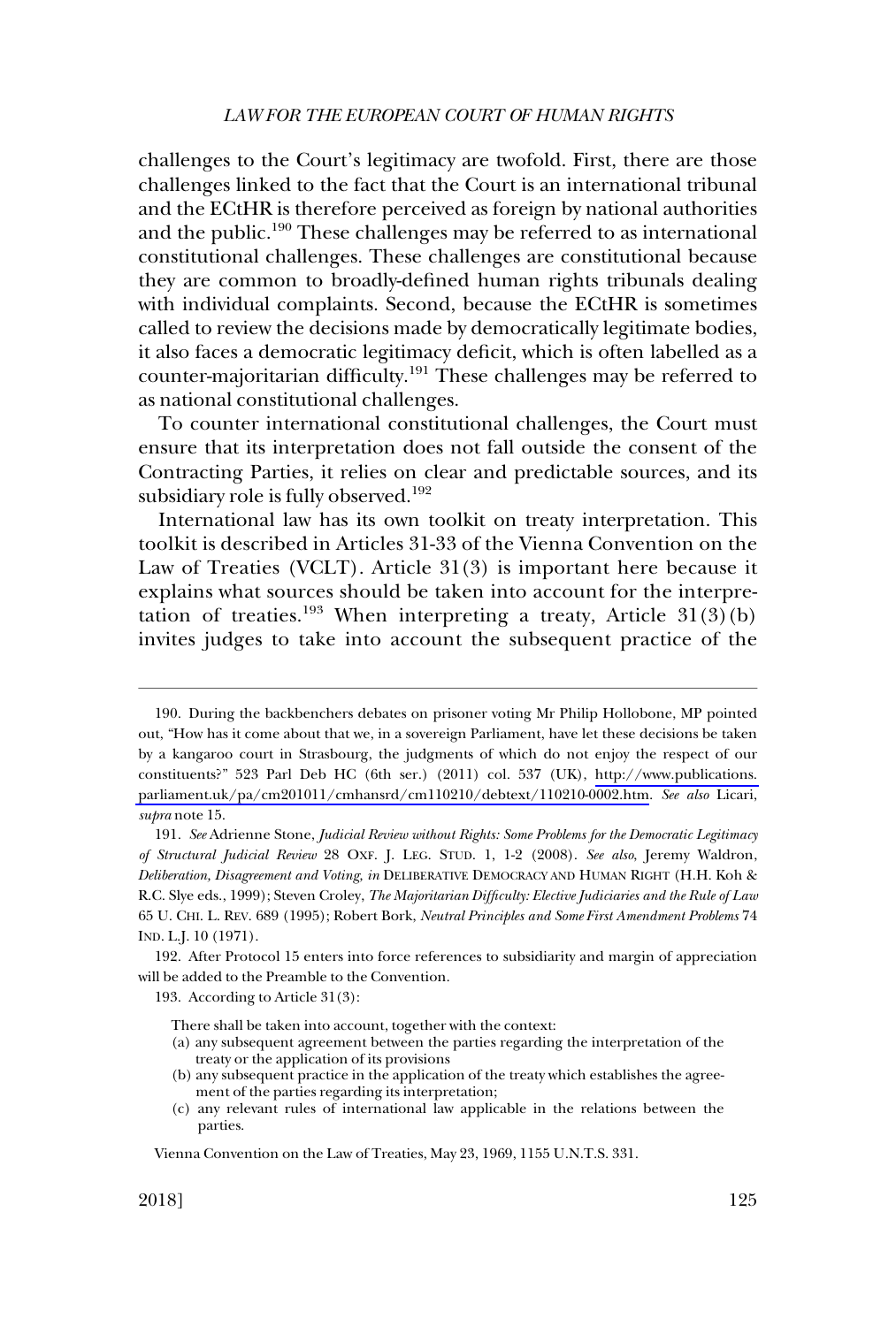challenges to the Court's legitimacy are twofold. First, there are those challenges linked to the fact that the Court is an international tribunal and the ECtHR is therefore perceived as foreign by national authorities and the public.[190] These challenges may be referred to as international constitutional challenges. These challenges are constitutional because they are common to broadly-defined human rights tribunals dealing with individual complaints. Second, because the ECtHR is sometimes called to review the decisions made by democratically legitimate bodies, it also faces a democratic legitimacy deficit, which is often labelled as a counter-majoritarian difficulty.[191] These challenges may be referred to as national constitutional challenges.

To counter international constitutional challenges, the Court must ensure that its interpretation does not fall outside the consent of the Contracting Parties, it relies on clear and predictable sources, and its subsidiary role is fully observed.[192]

International law has its own toolkit on treaty interpretation. This toolkit is described in Articles 31-33 of the Vienna Convention on the Law of Treaties (VCLT). Article 31(3) is important here because it explains what sources should be taken into account for the interpretation of treaties.[193] When interpreting a treaty, Article 31(3)(b) invites judges to take into account the subsequent practice of the

---

190. During the backbenchers debates on prisoner voting Mr Philip Hollobone, MP pointed out, "How has it come about that we, in a sovereign Parliament, have let these decisions be taken by a kangaroo court in Strasbourg, the judgments of which do not enjoy the respect of our constituents?" 523 Parl Deb HC (6th ser.) (2011) col. 537 (UK), http://www.publications.parliament.uk/pa/cm201011/cmhansrd/cm110210/debtext/110210-0002.htm. *See also* Licari, *supra* note 15.

191. *See* Adrienne Stone, *Judicial Review without Rights: Some Problems for the Democratic Legitimacy of Structural Judicial Review* 28 OXF. J. LEG. STUD. 1, 1-2 (2008). *See also,* Jeremy Waldron, *Deliberation, Disagreement and Voting, in* DELIBERATIVE DEMOCRACY AND HUMAN RIGHT (H.H. Koh & R.C. Slye eds., 1999); Steven Croley, *The Majoritarian Difficulty: Elective Judiciaries and the Rule of Law* 65 U. CHI. L. REV. 689 (1995); Robert Bork, *Neutral Principles and Some First Amendment Problems* 74 IND. L.J. 10 (1971).

192. After Protocol 15 enters into force references to subsidiarity and margin of appreciation will be added to the Preamble to the Convention.

193. According to Article 31(3):

> There shall be taken into account, together with the context:
>
> (a) any subsequent agreement between the parties regarding the interpretation of the treaty or the application of its provisions
>
> (b) any subsequent practice in the application of the treaty which establishes the agreement of the parties regarding its interpretation;
>
> (c) any relevant rules of international law applicable in the relations between the parties.

Vienna Convention on the Law of Treaties, May 23, 1969, 1155 U.N.T.S. 331.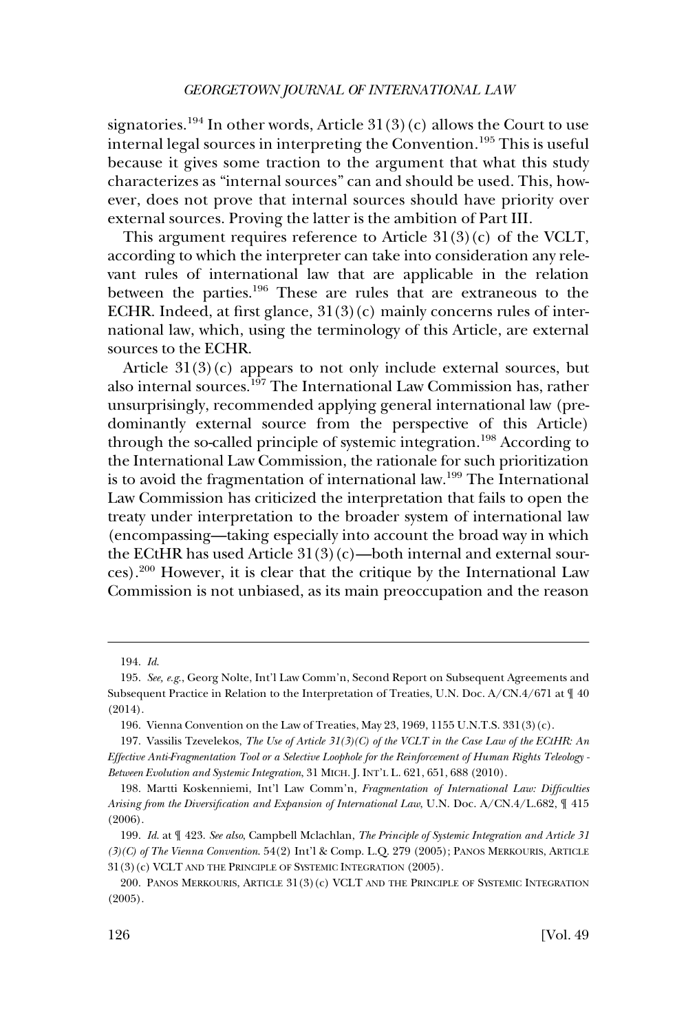signatories.[194] In other words, Article 31(3)(c) allows the Court to use internal legal sources in interpreting the Convention.[195] This is useful because it gives some traction to the argument that what this study characterizes as "internal sources" can and should be used. This, however, does not prove that internal sources should have priority over external sources. Proving the latter is the ambition of Part III.

This argument requires reference to Article 31(3)(c) of the VCLT, according to which the interpreter can take into consideration any relevant rules of international law that are applicable in the relation between the parties.[196] These are rules that are extraneous to the ECHR. Indeed, at first glance, 31(3)(c) mainly concerns rules of international law, which, using the terminology of this Article, are external sources to the ECHR.

Article 31(3)(c) appears to not only include external sources, but also internal sources.[197] The International Law Commission has, rather unsurprisingly, recommended applying general international law (predominantly external source from the perspective of this Article) through the so-called principle of systemic integration.[198] According to the International Law Commission, the rationale for such prioritization is to avoid the fragmentation of international law.[199] The International Law Commission has criticized the interpretation that fails to open the treaty under interpretation to the broader system of international law (encompassing—taking especially into account the broad way in which the ECtHR has used Article 31(3)(c)—both internal and external sources).[200] However, it is clear that the critique by the International Law Commission is not unbiased, as its main preoccupation and the reason

---

194. *Id.*

195. *See, e.g.*, Georg Nolte, Int'l Law Comm'n, Second Report on Subsequent Agreements and Subsequent Practice in Relation to the Interpretation of Treaties, U.N. Doc. A/CN.4/671 at ¶ 40 (2014).

196. Vienna Convention on the Law of Treaties, May 23, 1969, 1155 U.N.T.S. 331(3)(c).

197. Vassilis Tzevelekos, *The Use of Article 31(3)(C) of the VCLT in the Case Law of the ECtHR: An Effective Anti-Fragmentation Tool or a Selective Loophole for the Reinforcement of Human Rights Teleology - Between Evolution and Systemic Integration*, 31 MICH. J. INT'L L. 621, 651, 688 (2010).

198. Martti Koskenniemi, Int'l Law Comm'n, *Fragmentation of International Law: Difficulties Arising from the Diversification and Expansion of International Law*, U.N. Doc. A/CN.4/L.682, ¶ 415 (2006).

199. *Id.* at ¶ 423. *See also*, Campbell Mclachlan, *The Principle of Systemic Integration and Article 31 (3)(C) of The Vienna Convention*. 54(2) Int'l & Comp. L.Q. 279 (2005); PANOS MERKOURIS, ARTICLE 31(3)(c) VCLT AND THE PRINCIPLE OF SYSTEMIC INTEGRATION (2005).

200. PANOS MERKOURIS, ARTICLE 31(3)(c) VCLT AND THE PRINCIPLE OF SYSTEMIC INTEGRATION (2005).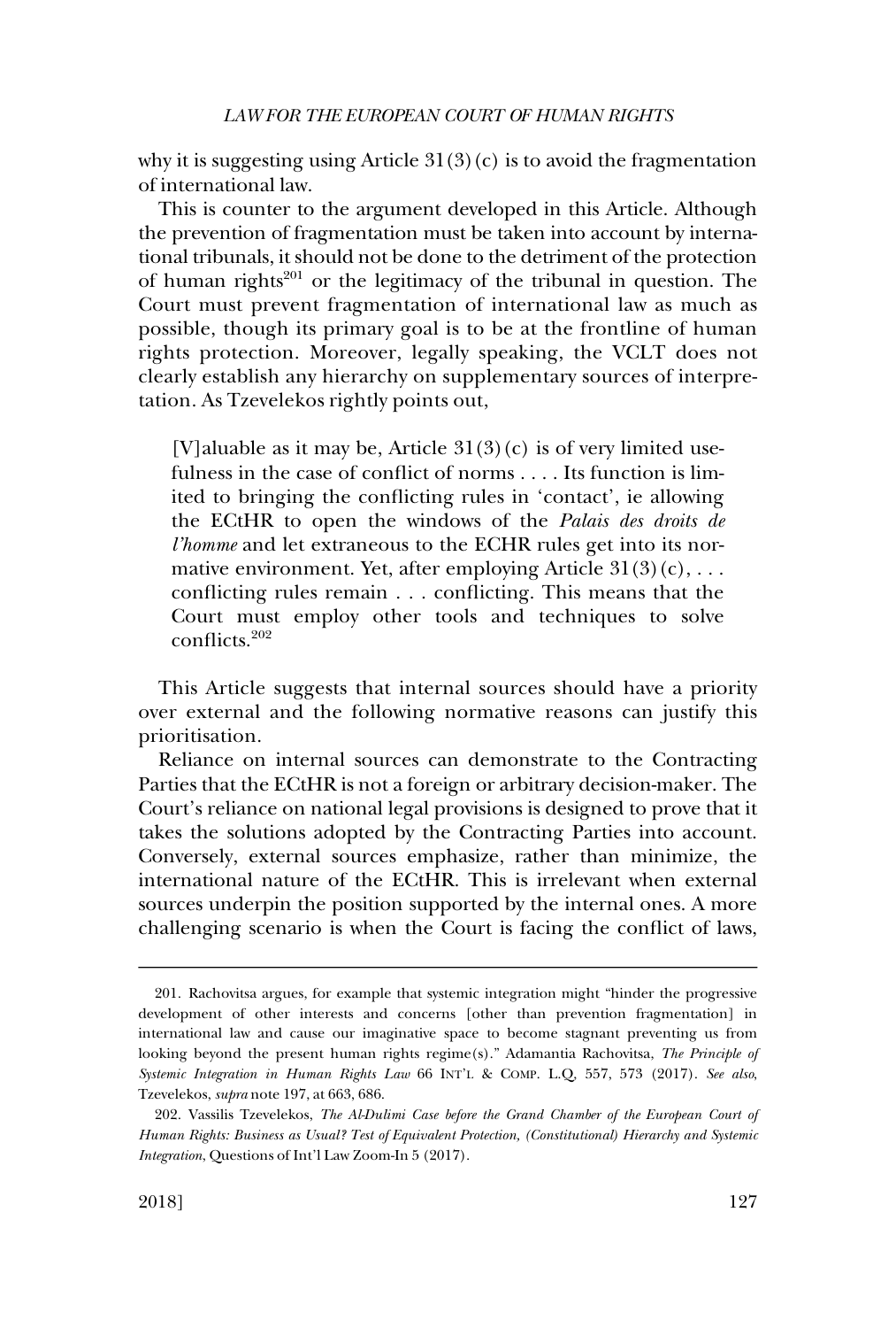why it is suggesting using Article 31(3)(c) is to avoid the fragmentation of international law.

This is counter to the argument developed in this Article. Although the prevention of fragmentation must be taken into account by international tribunals, it should not be done to the detriment of the protection of human rights[201] or the legitimacy of the tribunal in question. The Court must prevent fragmentation of international law as much as possible, though its primary goal is to be at the frontline of human rights protection. Moreover, legally speaking, the VCLT does not clearly establish any hierarchy on supplementary sources of interpretation. As Tzevelekos rightly points out,

> [V]aluable as it may be, Article 31(3)(c) is of very limited usefulness in the case of conflict of norms . . . . Its function is limited to bringing the conflicting rules in 'contact', ie allowing the ECtHR to open the windows of the *Palais des droits de l'homme* and let extraneous to the ECHR rules get into its normative environment. Yet, after employing Article 31(3)(c), . . . conflicting rules remain . . . conflicting. This means that the Court must employ other tools and techniques to solve conflicts.[202]

This Article suggests that internal sources should have a priority over external and the following normative reasons can justify this prioritisation.

Reliance on internal sources can demonstrate to the Contracting Parties that the ECtHR is not a foreign or arbitrary decision-maker. The Court's reliance on national legal provisions is designed to prove that it takes the solutions adopted by the Contracting Parties into account. Conversely, external sources emphasize, rather than minimize, the international nature of the ECtHR. This is irrelevant when external sources underpin the position supported by the internal ones. A more challenging scenario is when the Court is facing the conflict of laws,

---

201. Rachovitsa argues, for example that systemic integration might "hinder the progressive development of other interests and concerns [other than prevention fragmentation] in international law and cause our imaginative space to become stagnant preventing us from looking beyond the present human rights regime(s)." Adamantia Rachovitsa, *The Principle of Systemic Integration in Human Rights Law* 66 INT'L & COMP. L.Q. 557, 573 (2017). *See also*, Tzevelekos, *supra* note 197, at 663, 686.

202. Vassilis Tzevelekos, *The Al-Dulimi Case before the Grand Chamber of the European Court of Human Rights: Business as Usual? Test of Equivalent Protection, (Constitutional) Hierarchy and Systemic Integration*, Questions of Int'l Law Zoom-In 5 (2017).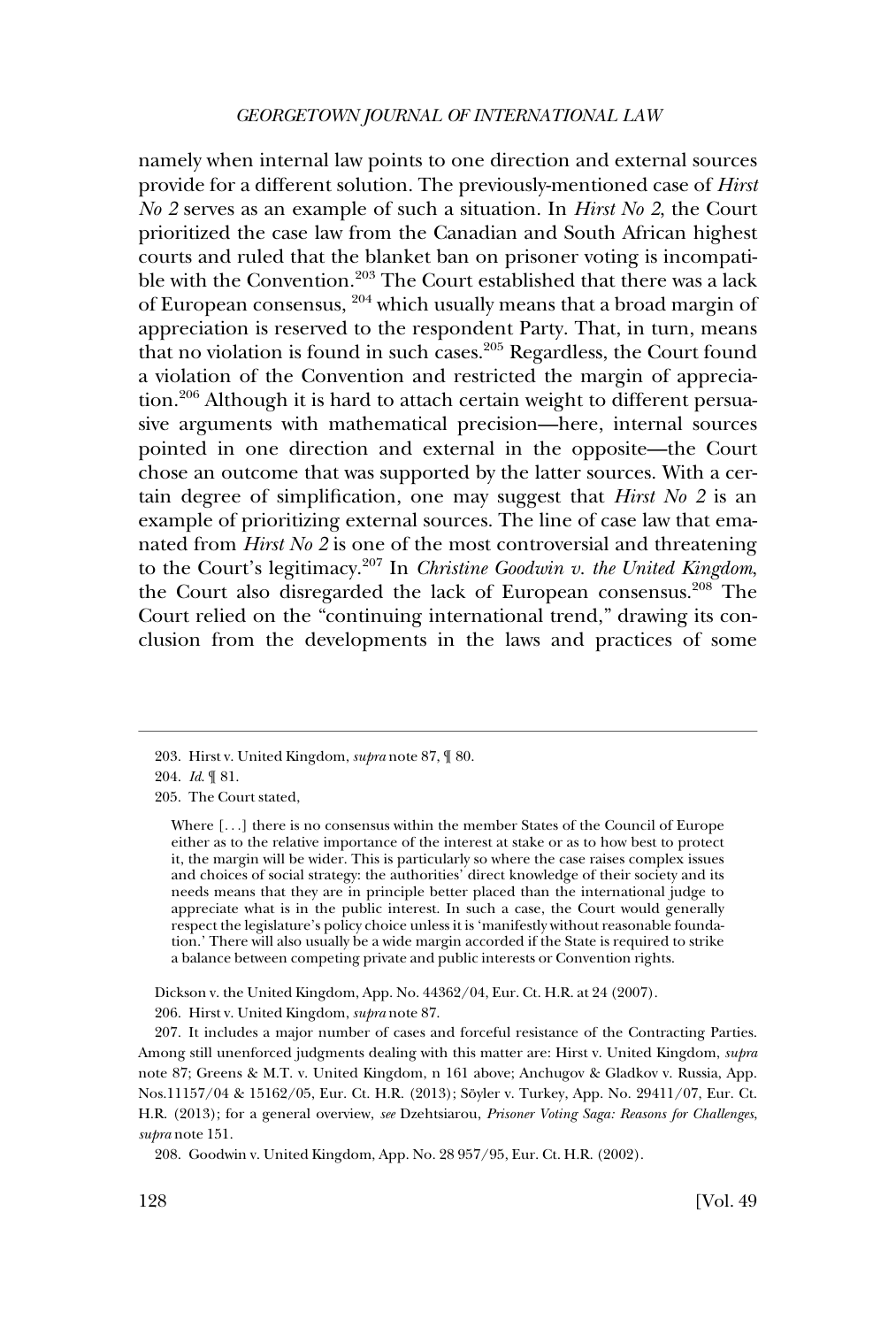namely when internal law points to one direction and external sources provide for a different solution. The previously-mentioned case of *Hirst No 2* serves as an example of such a situation. In *Hirst No 2*, the Court prioritized the case law from the Canadian and South African highest courts and ruled that the blanket ban on prisoner voting is incompatible with the Convention.[203] The Court established that there was a lack of European consensus, [204] which usually means that a broad margin of appreciation is reserved to the respondent Party. That, in turn, means that no violation is found in such cases.[205] Regardless, the Court found a violation of the Convention and restricted the margin of appreciation.[206] Although it is hard to attach certain weight to different persuasive arguments with mathematical precision—here, internal sources pointed in one direction and external in the opposite—the Court chose an outcome that was supported by the latter sources. With a certain degree of simplification, one may suggest that *Hirst No 2* is an example of prioritizing external sources. The line of case law that emanated from *Hirst No 2* is one of the most controversial and threatening to the Court's legitimacy.[207] In *Christine Goodwin v. the United Kingdom*, the Court also disregarded the lack of European consensus.[208] The Court relied on the "continuing international trend," drawing its conclusion from the developments in the laws and practices of some

---

203. Hirst v. United Kingdom, *supra* note 87, ¶ 80.

204. *Id.* ¶ 81.

205. The Court stated,

> Where [. . .] there is no consensus within the member States of the Council of Europe either as to the relative importance of the interest at stake or as to how best to protect it, the margin will be wider. This is particularly so where the case raises complex issues and choices of social strategy: the authorities' direct knowledge of their society and its needs means that they are in principle better placed than the international judge to appreciate what is in the public interest. In such a case, the Court would generally respect the legislature's policy choice unless it is 'manifestly without reasonable foundation.' There will also usually be a wide margin accorded if the State is required to strike a balance between competing private and public interests or Convention rights.

Dickson v. the United Kingdom, App. No. 44362/04, Eur. Ct. H.R. at 24 (2007).

206. Hirst v. United Kingdom, *supra* note 87.

207. It includes a major number of cases and forceful resistance of the Contracting Parties. Among still unenforced judgments dealing with this matter are: Hirst v. United Kingdom, *supra* note 87; Greens & M.T. v. United Kingdom, n 161 above; Anchugov & Gladkov v. Russia, App. Nos.11157/04 & 15162/05, Eur. Ct. H.R. (2013); Söyler v. Turkey, App. No. 29411/07, Eur. Ct. H.R. (2013); for a general overview, *see* Dzehtsiarou, *Prisoner Voting Saga: Reasons for Challenges*, *supra* note 151.

208. Goodwin v. United Kingdom, App. No. 28 957/95, Eur. Ct. H.R. (2002).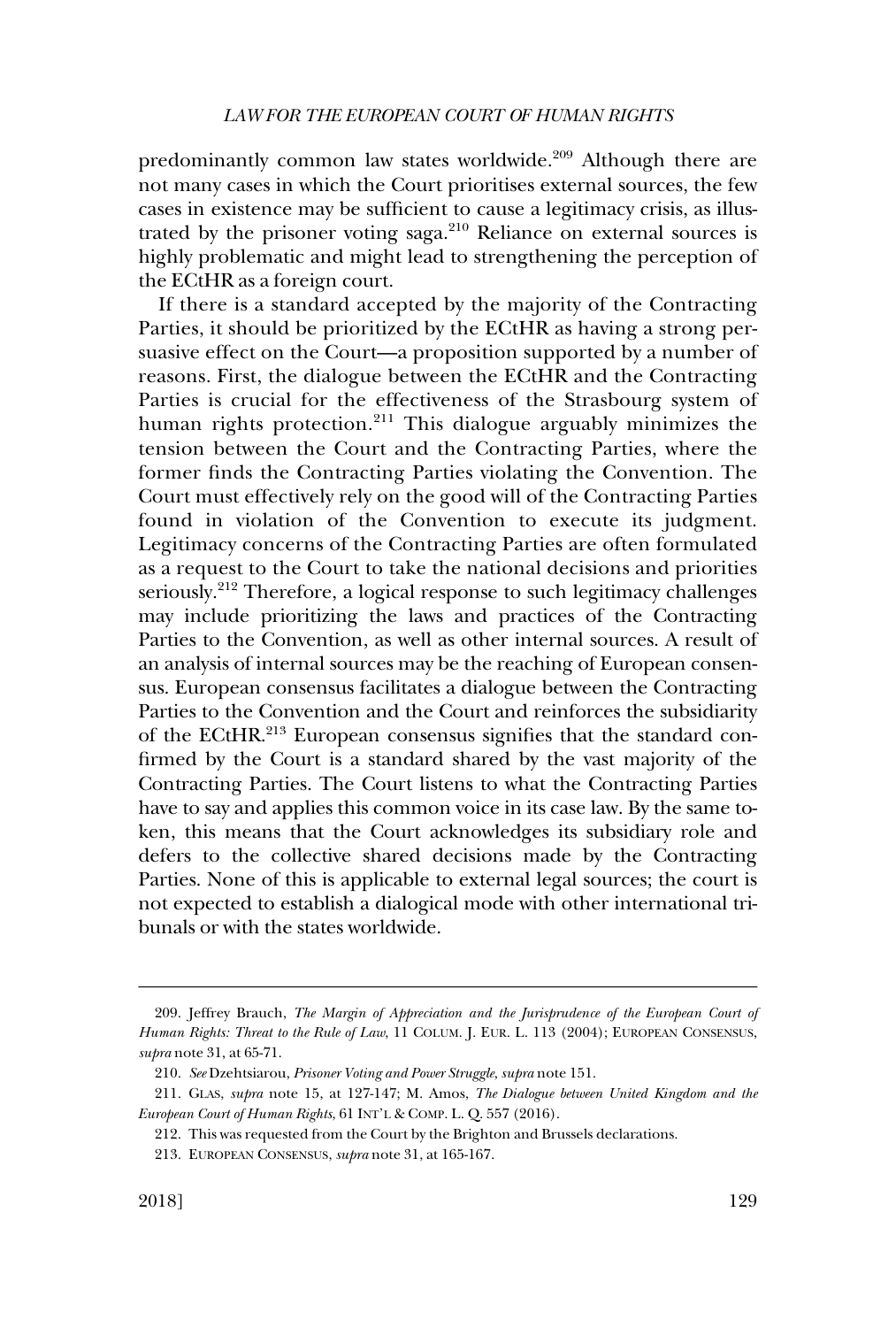predominantly common law states worldwide.[209] Although there are not many cases in which the Court prioritises external sources, the few cases in existence may be sufficient to cause a legitimacy crisis, as illustrated by the prisoner voting saga.[210] Reliance on external sources is highly problematic and might lead to strengthening the perception of the ECtHR as a foreign court.

If there is a standard accepted by the majority of the Contracting Parties, it should be prioritized by the ECtHR as having a strong persuasive effect on the Court—a proposition supported by a number of reasons. First, the dialogue between the ECtHR and the Contracting Parties is crucial for the effectiveness of the Strasbourg system of human rights protection.[211] This dialogue arguably minimizes the tension between the Court and the Contracting Parties, where the former finds the Contracting Parties violating the Convention. The Court must effectively rely on the good will of the Contracting Parties found in violation of the Convention to execute its judgment. Legitimacy concerns of the Contracting Parties are often formulated as a request to the Court to take the national decisions and priorities seriously.[212] Therefore, a logical response to such legitimacy challenges may include prioritizing the laws and practices of the Contracting Parties to the Convention, as well as other internal sources. A result of an analysis of internal sources may be the reaching of European consensus. European consensus facilitates a dialogue between the Contracting Parties to the Convention and the Court and reinforces the subsidiarity of the ECtHR.[213] European consensus signifies that the standard confirmed by the Court is a standard shared by the vast majority of the Contracting Parties. The Court listens to what the Contracting Parties have to say and applies this common voice in its case law. By the same token, this means that the Court acknowledges its subsidiary role and defers to the collective shared decisions made by the Contracting Parties. None of this is applicable to external legal sources; the court is not expected to establish a dialogical mode with other international tribunals or with the states worldwide.

---

209. Jeffrey Brauch, *The Margin of Appreciation and the Jurisprudence of the European Court of Human Rights: Threat to the Rule of Law*, 11 COLUM. J. EUR. L. 113 (2004); EUROPEAN CONSENSUS, *supra* note 31, at 65-71.

210. *See* Dzehtsiarou, *Prisoner Voting and Power Struggle*, *supra* note 151.

211. GLAS, *supra* note 15, at 127-147; M. Amos, *The Dialogue between United Kingdom and the European Court of Human Rights*, 61 INT'L & COMP. L. Q. 557 (2016).

212. This was requested from the Court by the Brighton and Brussels declarations.

213. EUROPEAN CONSENSUS, *supra* note 31, at 165-167.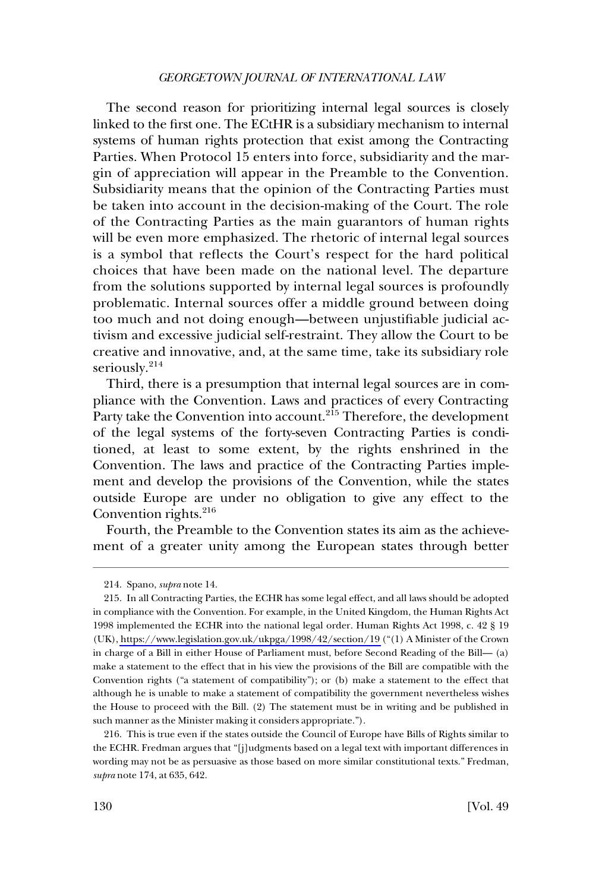The second reason for prioritizing internal legal sources is closely linked to the first one. The ECtHR is a subsidiary mechanism to internal systems of human rights protection that exist among the Contracting Parties. When Protocol 15 enters into force, subsidiarity and the margin of appreciation will appear in the Preamble to the Convention. Subsidiarity means that the opinion of the Contracting Parties must be taken into account in the decision-making of the Court. The role of the Contracting Parties as the main guarantors of human rights will be even more emphasized. The rhetoric of internal legal sources is a symbol that reflects the Court's respect for the hard political choices that have been made on the national level. The departure from the solutions supported by internal legal sources is profoundly problematic. Internal sources offer a middle ground between doing too much and not doing enough—between unjustifiable judicial activism and excessive judicial self-restraint. They allow the Court to be creative and innovative, and, at the same time, take its subsidiary role seriously.[214]

Third, there is a presumption that internal legal sources are in compliance with the Convention. Laws and practices of every Contracting Party take the Convention into account.[215] Therefore, the development of the legal systems of the forty-seven Contracting Parties is conditioned, at least to some extent, by the rights enshrined in the Convention. The laws and practice of the Contracting Parties implement and develop the provisions of the Convention, while the states outside Europe are under no obligation to give any effect to the Convention rights.[216]

Fourth, the Preamble to the Convention states its aim as the achievement of a greater unity among the European states through better

---

214. Spano, *supra* note 14.

215. In all Contracting Parties, the ECHR has some legal effect, and all laws should be adopted in compliance with the Convention. For example, in the United Kingdom, the Human Rights Act 1998 implemented the ECHR into the national legal order. Human Rights Act 1998, c. 42 § 19 (UK), https://www.legislation.gov.uk/ukpga/1998/42/section/19 ("(1) A Minister of the Crown in charge of a Bill in either House of Parliament must, before Second Reading of the Bill— (a) make a statement to the effect that in his view the provisions of the Bill are compatible with the Convention rights ("a statement of compatibility"); or (b) make a statement to the effect that although he is unable to make a statement of compatibility the government nevertheless wishes the House to proceed with the Bill. (2) The statement must be in writing and be published in such manner as the Minister making it considers appropriate.").

216. This is true even if the states outside the Council of Europe have Bills of Rights similar to the ECHR. Fredman argues that "[j]udgments based on a legal text with important differences in wording may not be as persuasive as those based on more similar constitutional texts." Fredman, *supra* note 174, at 635, 642.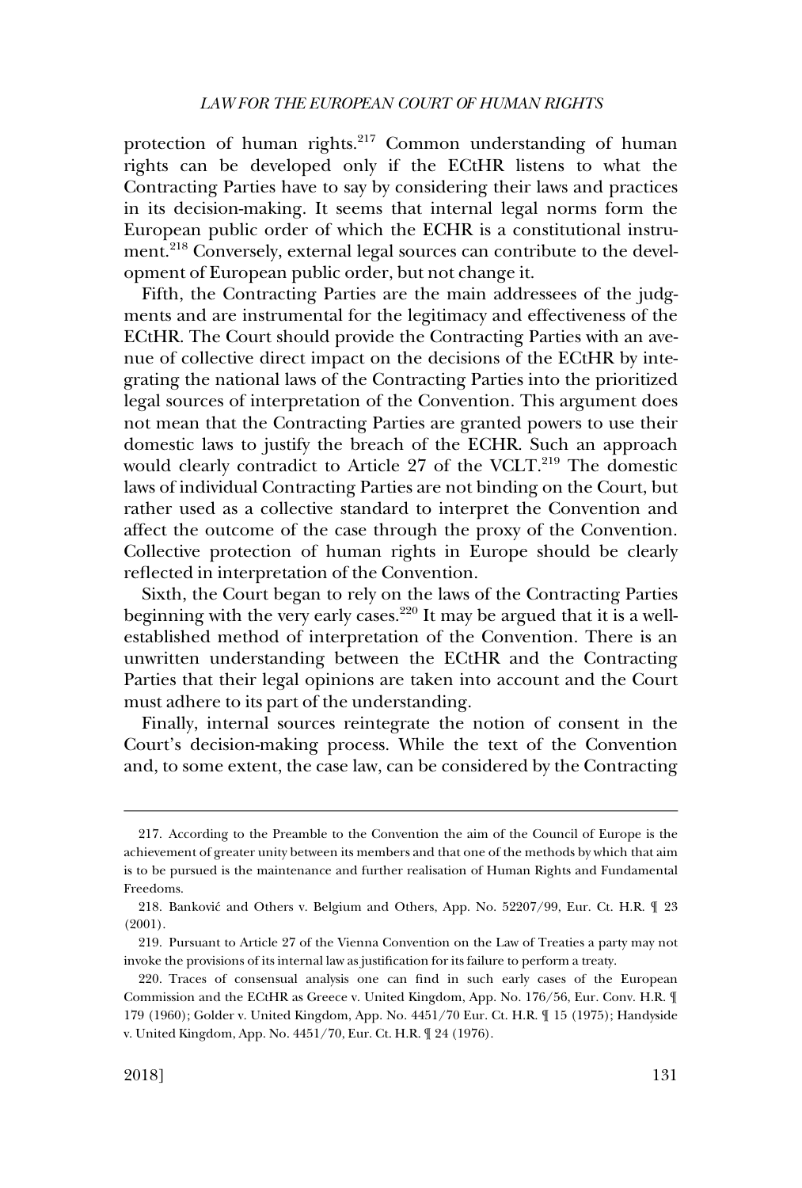protection of human rights.[217] Common understanding of human rights can be developed only if the ECtHR listens to what the Contracting Parties have to say by considering their laws and practices in its decision-making. It seems that internal legal norms form the European public order of which the ECHR is a constitutional instrument.[218] Conversely, external legal sources can contribute to the development of European public order, but not change it.

Fifth, the Contracting Parties are the main addressees of the judgments and are instrumental for the legitimacy and effectiveness of the ECtHR. The Court should provide the Contracting Parties with an avenue of collective direct impact on the decisions of the ECtHR by integrating the national laws of the Contracting Parties into the prioritized legal sources of interpretation of the Convention. This argument does not mean that the Contracting Parties are granted powers to use their domestic laws to justify the breach of the ECHR. Such an approach would clearly contradict to Article 27 of the VCLT.[219] The domestic laws of individual Contracting Parties are not binding on the Court, but rather used as a collective standard to interpret the Convention and affect the outcome of the case through the proxy of the Convention. Collective protection of human rights in Europe should be clearly reflected in interpretation of the Convention.

Sixth, the Court began to rely on the laws of the Contracting Parties beginning with the very early cases.[220] It may be argued that it is a well-established method of interpretation of the Convention. There is an unwritten understanding between the ECtHR and the Contracting Parties that their legal opinions are taken into account and the Court must adhere to its part of the understanding.

Finally, internal sources reintegrate the notion of consent in the Court's decision-making process. While the text of the Convention and, to some extent, the case law, can be considered by the Contracting

---

217. According to the Preamble to the Convention the aim of the Council of Europe is the achievement of greater unity between its members and that one of the methods by which that aim is to be pursued is the maintenance and further realisation of Human Rights and Fundamental Freedoms.

218. Banković and Others v. Belgium and Others, App. No. 52207/99, Eur. Ct. H.R. ¶ 23 (2001).

219. Pursuant to Article 27 of the Vienna Convention on the Law of Treaties a party may not invoke the provisions of its internal law as justification for its failure to perform a treaty.

220. Traces of consensual analysis one can find in such early cases of the European Commission and the ECtHR as Greece v. United Kingdom, App. No. 176/56, Eur. Conv. H.R. ¶ 179 (1960); Golder v. United Kingdom, App. No. 4451/70 Eur. Ct. H.R. ¶ 15 (1975); Handyside v. United Kingdom, App. No. 4451/70, Eur. Ct. H.R. ¶ 24 (1976).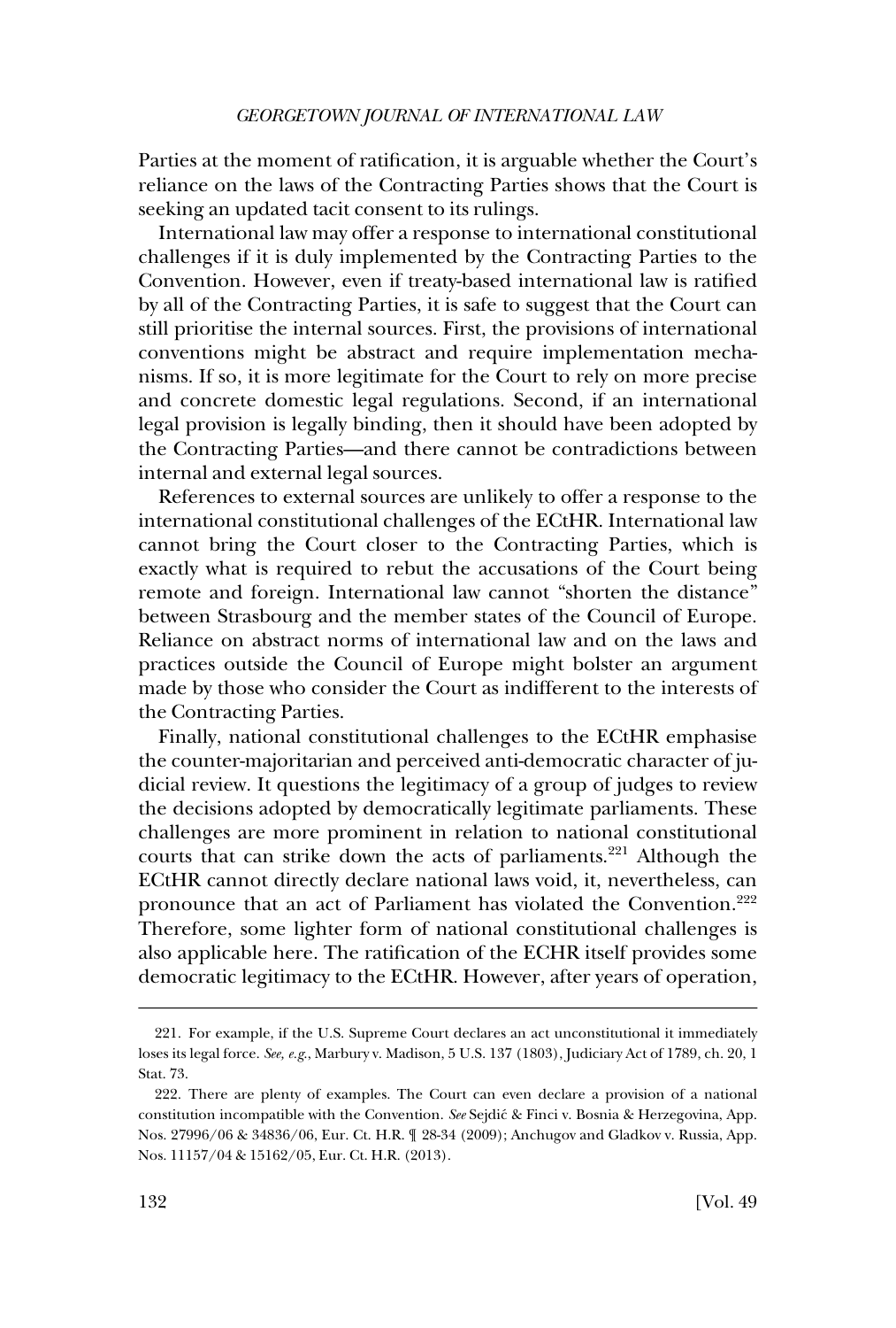Parties at the moment of ratification, it is arguable whether the Court's reliance on the laws of the Contracting Parties shows that the Court is seeking an updated tacit consent to its rulings.

International law may offer a response to international constitutional challenges if it is duly implemented by the Contracting Parties to the Convention. However, even if treaty-based international law is ratified by all of the Contracting Parties, it is safe to suggest that the Court can still prioritise the internal sources. First, the provisions of international conventions might be abstract and require implementation mechanisms. If so, it is more legitimate for the Court to rely on more precise and concrete domestic legal regulations. Second, if an international legal provision is legally binding, then it should have been adopted by the Contracting Parties—and there cannot be contradictions between internal and external legal sources.

References to external sources are unlikely to offer a response to the international constitutional challenges of the ECtHR. International law cannot bring the Court closer to the Contracting Parties, which is exactly what is required to rebut the accusations of the Court being remote and foreign. International law cannot "shorten the distance" between Strasbourg and the member states of the Council of Europe. Reliance on abstract norms of international law and on the laws and practices outside the Council of Europe might bolster an argument made by those who consider the Court as indifferent to the interests of the Contracting Parties.

Finally, national constitutional challenges to the ECtHR emphasise the counter-majoritarian and perceived anti-democratic character of judicial review. It questions the legitimacy of a group of judges to review the decisions adopted by democratically legitimate parliaments. These challenges are more prominent in relation to national constitutional courts that can strike down the acts of parliaments.[221] Although the ECtHR cannot directly declare national laws void, it, nevertheless, can pronounce that an act of Parliament has violated the Convention.[222] Therefore, some lighter form of national constitutional challenges is also applicable here. The ratification of the ECHR itself provides some democratic legitimacy to the ECtHR. However, after years of operation,

---

221. For example, if the U.S. Supreme Court declares an act unconstitutional it immediately loses its legal force. *See, e.g.*, Marbury v. Madison, 5 U.S. 137 (1803), Judiciary Act of 1789, ch. 20, 1 Stat. 73.

222. There are plenty of examples. The Court can even declare a provision of a national constitution incompatible with the Convention. *See* Sejdić & Finci v. Bosnia & Herzegovina, App. Nos. 27996/06 & 34836/06, Eur. Ct. H.R. ¶ 28-34 (2009); Anchugov and Gladkov v. Russia, App. Nos. 11157/04 & 15162/05, Eur. Ct. H.R. (2013).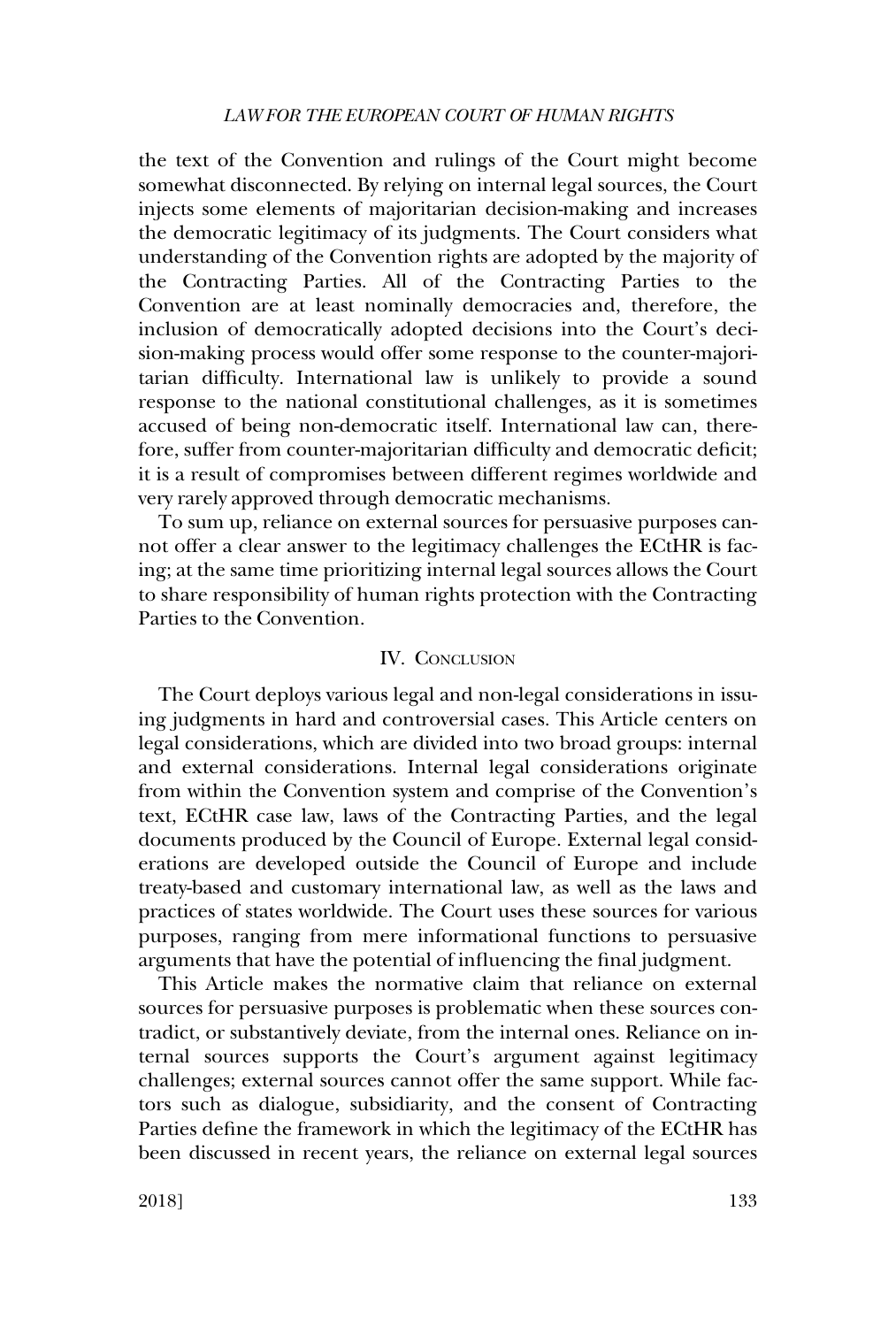the text of the Convention and rulings of the Court might become somewhat disconnected. By relying on internal legal sources, the Court injects some elements of majoritarian decision-making and increases the democratic legitimacy of its judgments. The Court considers what understanding of the Convention rights are adopted by the majority of the Contracting Parties. All of the Contracting Parties to the Convention are at least nominally democracies and, therefore, the inclusion of democratically adopted decisions into the Court's decision-making process would offer some response to the counter-majoritarian difficulty. International law is unlikely to provide a sound response to the national constitutional challenges, as it is sometimes accused of being non-democratic itself. International law can, therefore, suffer from counter-majoritarian difficulty and democratic deficit; it is a result of compromises between different regimes worldwide and very rarely approved through democratic mechanisms.

To sum up, reliance on external sources for persuasive purposes cannot offer a clear answer to the legitimacy challenges the ECtHR is facing; at the same time prioritizing internal legal sources allows the Court to share responsibility of human rights protection with the Contracting Parties to the Convention.

## IV. Conclusion

The Court deploys various legal and non-legal considerations in issuing judgments in hard and controversial cases. This Article centers on legal considerations, which are divided into two broad groups: internal and external considerations. Internal legal considerations originate from within the Convention system and comprise of the Convention's text, ECtHR case law, laws of the Contracting Parties, and the legal documents produced by the Council of Europe. External legal considerations are developed outside the Council of Europe and include treaty-based and customary international law, as well as the laws and practices of states worldwide. The Court uses these sources for various purposes, ranging from mere informational functions to persuasive arguments that have the potential of influencing the final judgment.

This Article makes the normative claim that reliance on external sources for persuasive purposes is problematic when these sources contradict, or substantively deviate, from the internal ones. Reliance on internal sources supports the Court's argument against legitimacy challenges; external sources cannot offer the same support. While factors such as dialogue, subsidiarity, and the consent of Contracting Parties define the framework in which the legitimacy of the ECtHR has been discussed in recent years, the reliance on external legal sources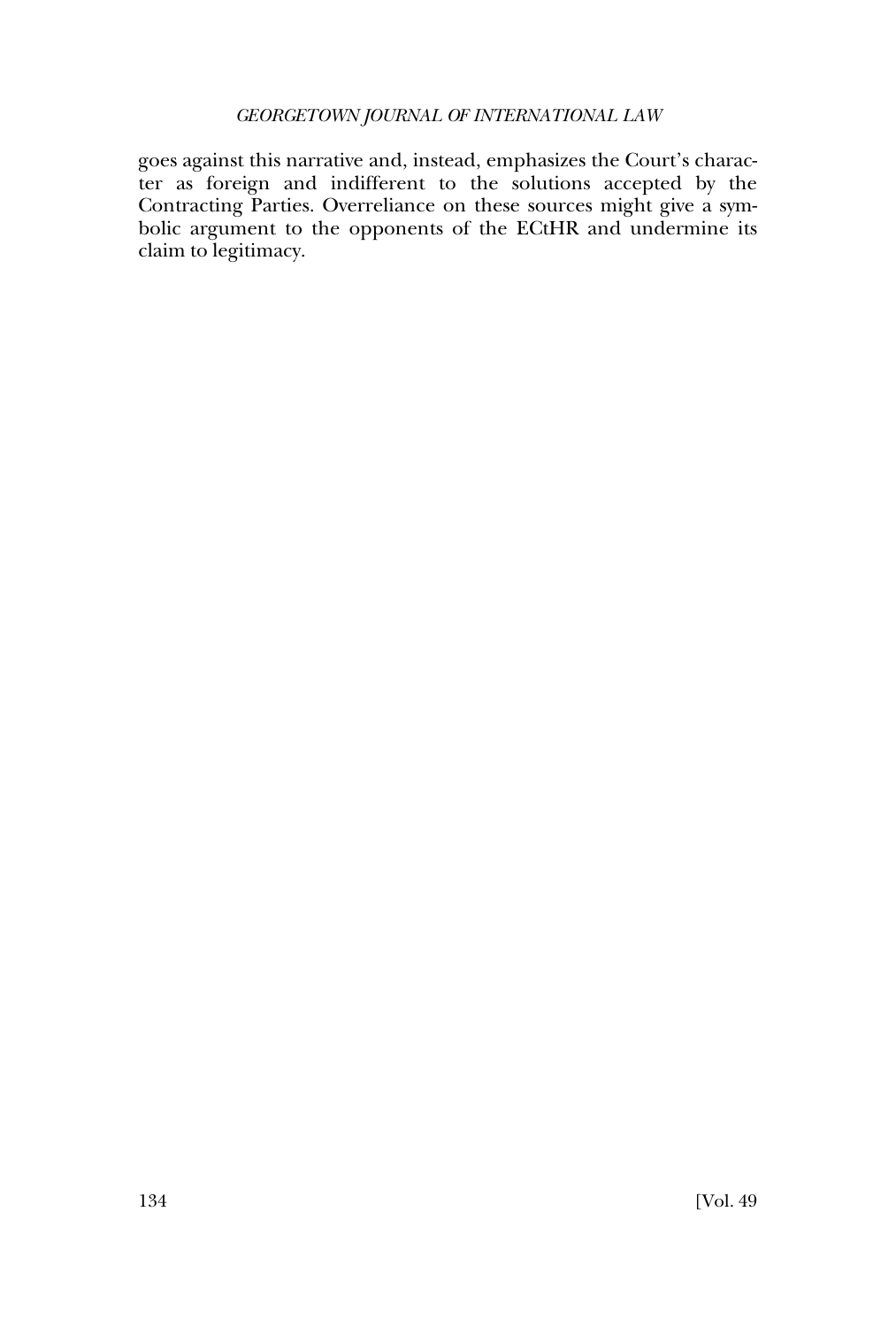goes against this narrative and, instead, emphasizes the Court's character as foreign and indifferent to the solutions accepted by the Contracting Parties. Overreliance on these sources might give a symbolic argument to the opponents of the ECtHR and undermine its claim to legitimacy.